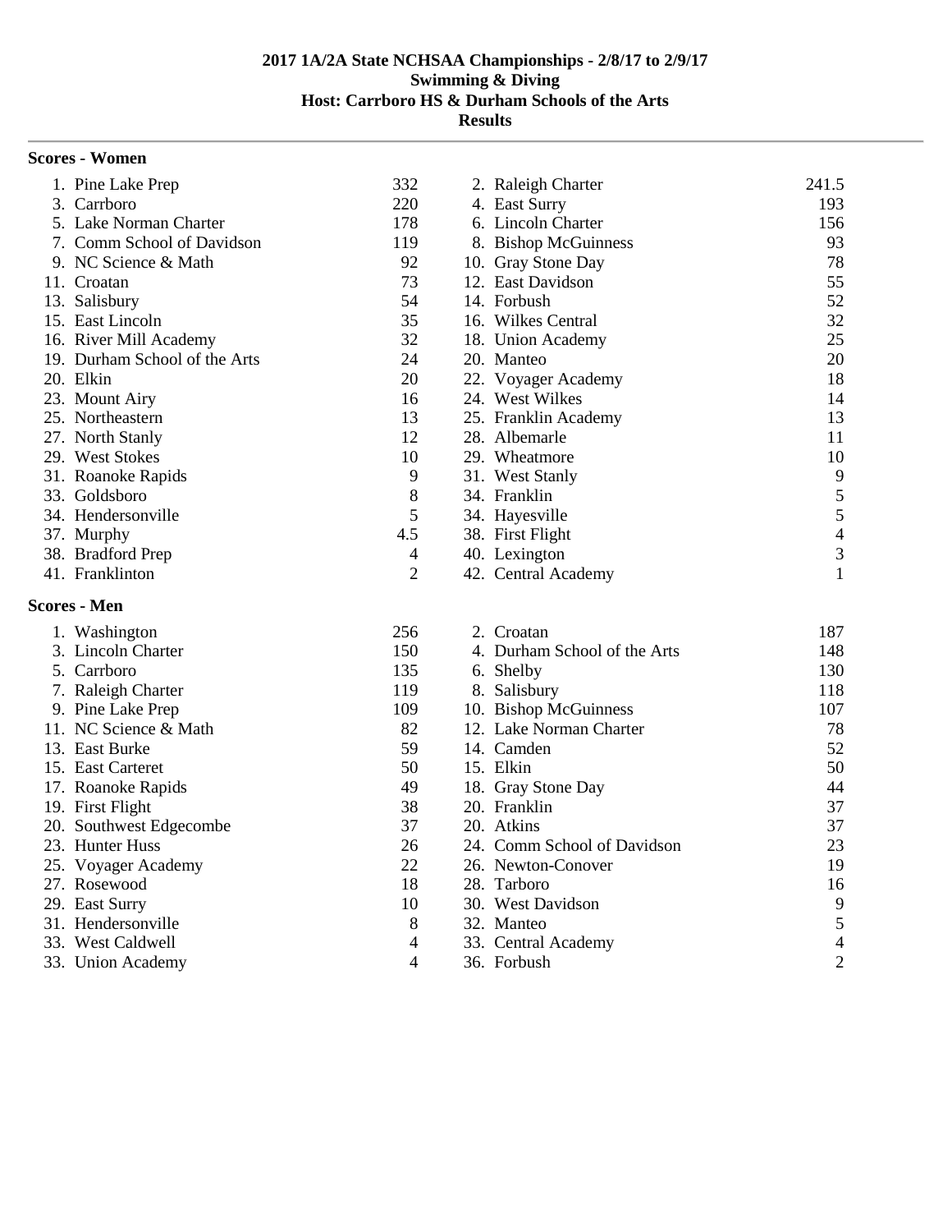# 2017 1A/2A State NCHSAA Championships - 2/8/17 to 2/9/17
## Swimming & Diving
## Host: Carrboro HS & Durham Schools of the Arts
## Results

### Scores - Women

| Place | Team | Score | Place | Team | Score |
|---|---|---|---|---|---|
| 1. | Pine Lake Prep | 332 | 2. | Raleigh Charter | 241.5 |
| 3. | Carrboro | 220 | 4. | East Surry | 193 |
| 5. | Lake Norman Charter | 178 | 6. | Lincoln Charter | 156 |
| 7. | Comm School of Davidson | 119 | 8. | Bishop McGuinness | 93 |
| 9. | NC Science & Math | 92 | 10. | Gray Stone Day | 78 |
| 11. | Croatan | 73 | 12. | East Davidson | 55 |
| 13. | Salisbury | 54 | 14. | Forbush | 52 |
| 15. | East Lincoln | 35 | 16. | Wilkes Central | 32 |
| 16. | River Mill Academy | 32 | 18. | Union Academy | 25 |
| 19. | Durham School of the Arts | 24 | 20. | Manteo | 20 |
| 20. | Elkin | 20 | 22. | Voyager Academy | 18 |
| 23. | Mount Airy | 16 | 24. | West Wilkes | 14 |
| 25. | Northeastern | 13 | 25. | Franklin Academy | 13 |
| 27. | North Stanly | 12 | 28. | Albemarle | 11 |
| 29. | West Stokes | 10 | 29. | Wheatmore | 10 |
| 31. | Roanoke Rapids | 9 | 31. | West Stanly | 9 |
| 33. | Goldsboro | 8 | 34. | Franklin | 5 |
| 34. | Hendersonville | 5 | 34. | Hayesville | 5 |
| 37. | Murphy | 4.5 | 38. | First Flight | 4 |
| 38. | Bradford Prep | 4 | 40. | Lexington | 3 |
| 41. | Franklinton | 2 | 42. | Central Academy | 1 |

### Scores - Men

| Place | Team | Score | Place | Team | Score |
|---|---|---|---|---|---|
| 1. | Washington | 256 | 2. | Croatan | 187 |
| 3. | Lincoln Charter | 150 | 4. | Durham School of the Arts | 148 |
| 5. | Carrboro | 135 | 6. | Shelby | 130 |
| 7. | Raleigh Charter | 119 | 8. | Salisbury | 118 |
| 9. | Pine Lake Prep | 109 | 10. | Bishop McGuinness | 107 |
| 11. | NC Science & Math | 82 | 12. | Lake Norman Charter | 78 |
| 13. | East Burke | 59 | 14. | Camden | 52 |
| 15. | East Carteret | 50 | 15. | Elkin | 50 |
| 17. | Roanoke Rapids | 49 | 18. | Gray Stone Day | 44 |
| 19. | First Flight | 38 | 20. | Franklin | 37 |
| 20. | Southwest Edgecombe | 37 | 20. | Atkins | 37 |
| 23. | Hunter Huss | 26 | 24. | Comm School of Davidson | 23 |
| 25. | Voyager Academy | 22 | 26. | Newton-Conover | 19 |
| 27. | Rosewood | 18 | 28. | Tarboro | 16 |
| 29. | East Surry | 10 | 30. | West Davidson | 9 |
| 31. | Hendersonville | 8 | 32. | Manteo | 5 |
| 33. | West Caldwell | 4 | 33. | Central Academy | 4 |
| 33. | Union Academy | 4 | 36. | Forbush | 2 |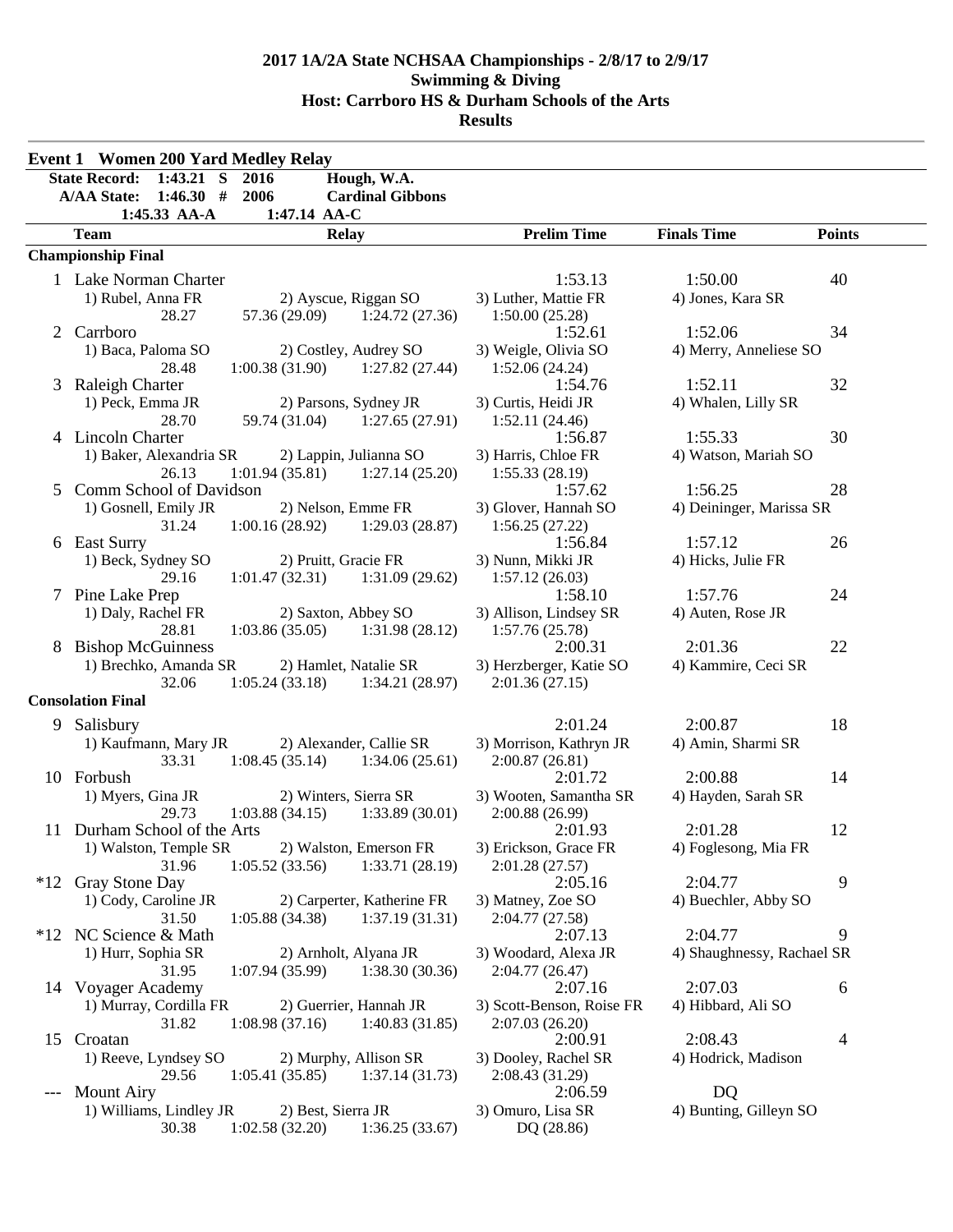# 2017 1A/2A State NCHSAA Championships - 2/8/17 to 2/9/17
## Swimming & Diving
## Host: Carrboro HS & Durham Schools of the Arts
## Results

### Event 1 Women 200 Yard Medley Relay

State Record: 1:43.21 S 2016 Hough, W.A.
A/AA State: 1:46.30 # 2006 Cardinal Gibbons
1:45.33 AA-A 1:47.14 AA-C

| | Team | Relay | | | Prelim Time | Finals Time | Points |
|---|---|---|---|---|---|---|---|
| **Championship Final** | | | | | | | |
| 1 | Lake Norman Charter | | | | 1:53.13 | 1:50.00 | 40 |
| | 1) Rubel, Anna FR | 2) Ayscue, Riggan SO | | 3) Luther, Mattie FR | | 4) Jones, Kara SR | |
| | 28.27 | 57.36 (29.09) | 1:24.72 (27.36) | 1:50.00 (25.28) | | | |
| 2 | Carrboro | | | | 1:52.61 | 1:52.06 | 34 |
| | 1) Baca, Paloma SO | 2) Costley, Audrey SO | | 3) Weigle, Olivia SO | | 4) Merry, Anneliese SO | |
| | 28.48 | 1:00.38 (31.90) | 1:27.82 (27.44) | 1:52.06 (24.24) | | | |
| 3 | Raleigh Charter | | | | 1:54.76 | 1:52.11 | 32 |
| | 1) Peck, Emma JR | 2) Parsons, Sydney JR | | 3) Curtis, Heidi JR | | 4) Whalen, Lilly SR | |
| | 28.70 | 59.74 (31.04) | 1:27.65 (27.91) | 1:52.11 (24.46) | | | |
| 4 | Lincoln Charter | | | | 1:56.87 | 1:55.33 | 30 |
| | 1) Baker, Alexandria SR | 2) Lappin, Julianna SO | | 3) Harris, Chloe FR | | 4) Watson, Mariah SO | |
| | 26.13 | 1:01.94 (35.81) | 1:27.14 (25.20) | 1:55.33 (28.19) | | | |
| 5 | Comm School of Davidson | | | | 1:57.62 | 1:56.25 | 28 |
| | 1) Gosnell, Emily JR | 2) Nelson, Emme FR | | 3) Glover, Hannah SO | | 4) Deininger, Marissa SR | |
| | 31.24 | 1:00.16 (28.92) | 1:29.03 (28.87) | 1:56.25 (27.22) | | | |
| 6 | East Surry | | | | 1:56.84 | 1:57.12 | 26 |
| | 1) Beck, Sydney SO | 2) Pruitt, Gracie FR | | 3) Nunn, Mikki JR | | 4) Hicks, Julie FR | |
| | 29.16 | 1:01.47 (32.31) | 1:31.09 (29.62) | 1:57.12 (26.03) | | | |
| 7 | Pine Lake Prep | | | | 1:58.10 | 1:57.76 | 24 |
| | 1) Daly, Rachel FR | 2) Saxton, Abbey SO | | 3) Allison, Lindsey SR | | 4) Auten, Rose JR | |
| | 28.81 | 1:03.86 (35.05) | 1:31.98 (28.12) | 1:57.76 (25.78) | | | |
| 8 | Bishop McGuinness | | | | 2:00.31 | 2:01.36 | 22 |
| | 1) Brechko, Amanda SR | 2) Hamlet, Natalie SR | | 3) Herzberger, Katie SO | | 4) Kammire, Ceci SR | |
| | 32.06 | 1:05.24 (33.18) | 1:34.21 (28.97) | 2:01.36 (27.15) | | | |
| **Consolation Final** | | | | | | | |
| 9 | Salisbury | | | | 2:01.24 | 2:00.87 | 18 |
| | 1) Kaufmann, Mary JR | 2) Alexander, Callie SR | | 3) Morrison, Kathryn JR | | 4) Amin, Sharmi SR | |
| | 33.31 | 1:08.45 (35.14) | 1:34.06 (25.61) | 2:00.87 (26.81) | | | |
| 10 | Forbush | | | | 2:01.72 | 2:00.88 | 14 |
| | 1) Myers, Gina JR | 2) Winters, Sierra SR | | 3) Wooten, Samantha SR | | 4) Hayden, Sarah SR | |
| | 29.73 | 1:03.88 (34.15) | 1:33.89 (30.01) | 2:00.88 (26.99) | | | |
| 11 | Durham School of the Arts | | | | 2:01.93 | 2:01.28 | 12 |
| | 1) Walston, Temple SR | 2) Walston, Emerson FR | | 3) Erickson, Grace FR | | 4) Foglesong, Mia FR | |
| | 31.96 | 1:05.52 (33.56) | 1:33.71 (28.19) | 2:01.28 (27.57) | | | |
| *12 | Gray Stone Day | | | | 2:05.16 | 2:04.77 | 9 |
| | 1) Cody, Caroline JR | 2) Carperter, Katherine FR | | 3) Matney, Zoe SO | | 4) Buechler, Abby SO | |
| | 31.50 | 1:05.88 (34.38) | 1:37.19 (31.31) | 2:04.77 (27.58) | | | |
| *12 | NC Science & Math | | | | 2:07.13 | 2:04.77 | 9 |
| | 1) Hurr, Sophia SR | 2) Arnholt, Alyana JR | | 3) Woodard, Alexa JR | | 4) Shaughnessy, Rachael SR | |
| | 31.95 | 1:07.94 (35.99) | 1:38.30 (30.36) | 2:04.77 (26.47) | | | |
| 14 | Voyager Academy | | | | 2:07.16 | 2:07.03 | 6 |
| | 1) Murray, Cordilla FR | 2) Guerrier, Hannah JR | | 3) Scott-Benson, Roise FR | | 4) Hibbard, Ali SO | |
| | 31.82 | 1:08.98 (37.16) | 1:40.83 (31.85) | 2:07.03 (26.20) | | | |
| 15 | Croatan | | | | 2:00.91 | 2:08.43 | 4 |
| | 1) Reeve, Lyndsey SO | 2) Murphy, Allison SR | | 3) Dooley, Rachel SR | | 4) Hodrick, Madison | |
| | 29.56 | 1:05.41 (35.85) | 1:37.14 (31.73) | 2:08.43 (31.29) | | | |
| --- | Mount Airy | | | | 2:06.59 | DQ | |
| | 1) Williams, Lindley JR | 2) Best, Sierra JR | | 3) Omuro, Lisa SR | | 4) Bunting, Gilleyn SO | |
| | 30.38 | 1:02.58 (32.20) | 1:36.25 (33.67) | DQ (28.86) | | | |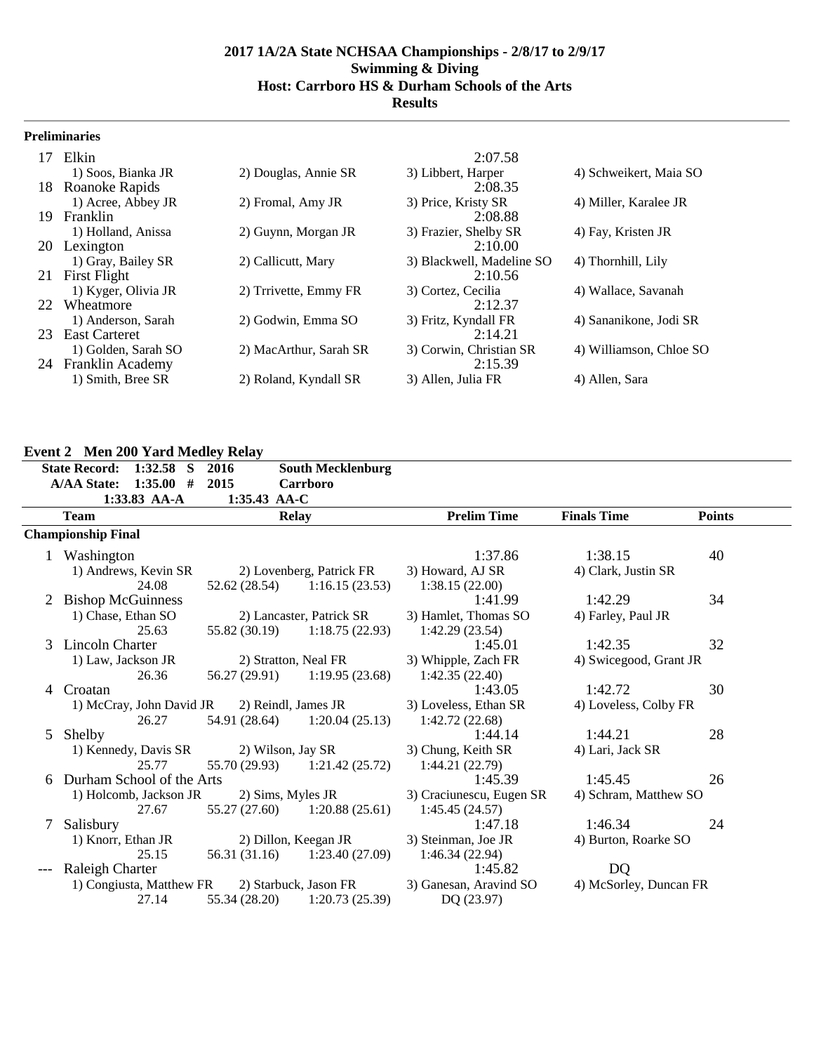**2017 1A/2A State NCHSAA Championships - 2/8/17 to 2/9/17**
**Swimming & Diving**
**Host: Carrboro HS & Durham Schools of the Arts**
**Results**

### Preliminaries

| | Team | | | | Time |
|---|---|---|---|---|---|
| 17 | Elkin | | | | 2:07.58 |
| | 1) Soos, Bianka JR | 2) Douglas, Annie SR | 3) Libbert, Harper | 4) Schweikert, Maia SO | |
| 18 | Roanoke Rapids | | | | 2:08.35 |
| | 1) Acree, Abbey JR | 2) Fromal, Amy JR | 3) Price, Kristy SR | 4) Miller, Karalee JR | |
| 19 | Franklin | | | | 2:08.88 |
| | 1) Holland, Anissa | 2) Guynn, Morgan JR | 3) Frazier, Shelby SR | 4) Fay, Kristen JR | |
| 20 | Lexington | | | | 2:10.00 |
| | 1) Gray, Bailey SR | 2) Callicutt, Mary | 3) Blackwell, Madeline SO | 4) Thornhill, Lily | |
| 21 | First Flight | | | | 2:10.56 |
| | 1) Kyger, Olivia JR | 2) Trrivette, Emmy FR | 3) Cortez, Cecilia | 4) Wallace, Savanah | |
| 22 | Wheatmore | | | | 2:12.37 |
| | 1) Anderson, Sarah | 2) Godwin, Emma SO | 3) Fritz, Kyndall FR | 4) Sananikone, Jodi SR | |
| 23 | East Carteret | | | | 2:14.21 |
| | 1) Golden, Sarah SO | 2) MacArthur, Sarah SR | 3) Corwin, Christian SR | 4) Williamson, Chloe SO | |
| 24 | Franklin Academy | | | | 2:15.39 |
| | 1) Smith, Bree SR | 2) Roland, Kyndall SR | 3) Allen, Julia FR | 4) Allen, Sara | |

## Event 2 Men 200 Yard Medley Relay

**State Record:** 1:32.58 S 2016 South Mecklenburg
**A/AA State:** 1:35.00 # 2015 Carrboro
1:33.83 AA-A 1:35.43 AA-C

### Championship Final

| | Team | Relay | | Prelim Time | Finals Time | Points |
|---|---|---|---|---|---|---|
| 1 | Washington | | | 1:37.86 | 1:38.15 | 40 |
| | 1) Andrews, Kevin SR | 2) Lovenberg, Patrick FR | | 3) Howard, AJ SR | 4) Clark, Justin SR | |
| | 24.08 | 52.62 (28.54) | 1:16.15 (23.53) | 1:38.15 (22.00) | | |
| 2 | Bishop McGuinness | | | 1:41.99 | 1:42.29 | 34 |
| | 1) Chase, Ethan SO | 2) Lancaster, Patrick SR | | 3) Hamlet, Thomas SO | 4) Farley, Paul JR | |
| | 25.63 | 55.82 (30.19) | 1:18.75 (22.93) | 1:42.29 (23.54) | | |
| 3 | Lincoln Charter | | | 1:45.01 | 1:42.35 | 32 |
| | 1) Law, Jackson JR | 2) Stratton, Neal FR | | 3) Whipple, Zach FR | 4) Swicegood, Grant JR | |
| | 26.36 | 56.27 (29.91) | 1:19.95 (23.68) | 1:42.35 (22.40) | | |
| 4 | Croatan | | | 1:43.05 | 1:42.72 | 30 |
| | 1) McCray, John David JR | 2) Reindl, James JR | | 3) Loveless, Ethan SR | 4) Loveless, Colby FR | |
| | 26.27 | 54.91 (28.64) | 1:20.04 (25.13) | 1:42.72 (22.68) | | |
| 5 | Shelby | | | 1:44.14 | 1:44.21 | 28 |
| | 1) Kennedy, Davis SR | 2) Wilson, Jay SR | | 3) Chung, Keith SR | 4) Lari, Jack SR | |
| | 25.77 | 55.70 (29.93) | 1:21.42 (25.72) | 1:44.21 (22.79) | | |
| 6 | Durham School of the Arts | | | 1:45.39 | 1:45.45 | 26 |
| | 1) Holcomb, Jackson JR | 2) Sims, Myles JR | | 3) Craciunescu, Eugen SR | 4) Schram, Matthew SO | |
| | 27.67 | 55.27 (27.60) | 1:20.88 (25.61) | 1:45.45 (24.57) | | |
| 7 | Salisbury | | | 1:47.18 | 1:46.34 | 24 |
| | 1) Knorr, Ethan JR | 2) Dillon, Keegan JR | | 3) Steinman, Joe JR | 4) Burton, Roarke SO | |
| | 25.15 | 56.31 (31.16) | 1:23.40 (27.09) | 1:46.34 (22.94) | | |
| --- | Raleigh Charter | | | 1:45.82 | DQ | |
| | 1) Congiusta, Matthew FR | 2) Starbuck, Jason FR | | 3) Ganesan, Aravind SO | 4) McSorley, Duncan FR | |
| | 27.14 | 55.34 (28.20) | 1:20.73 (25.39) | DQ (23.97) | | |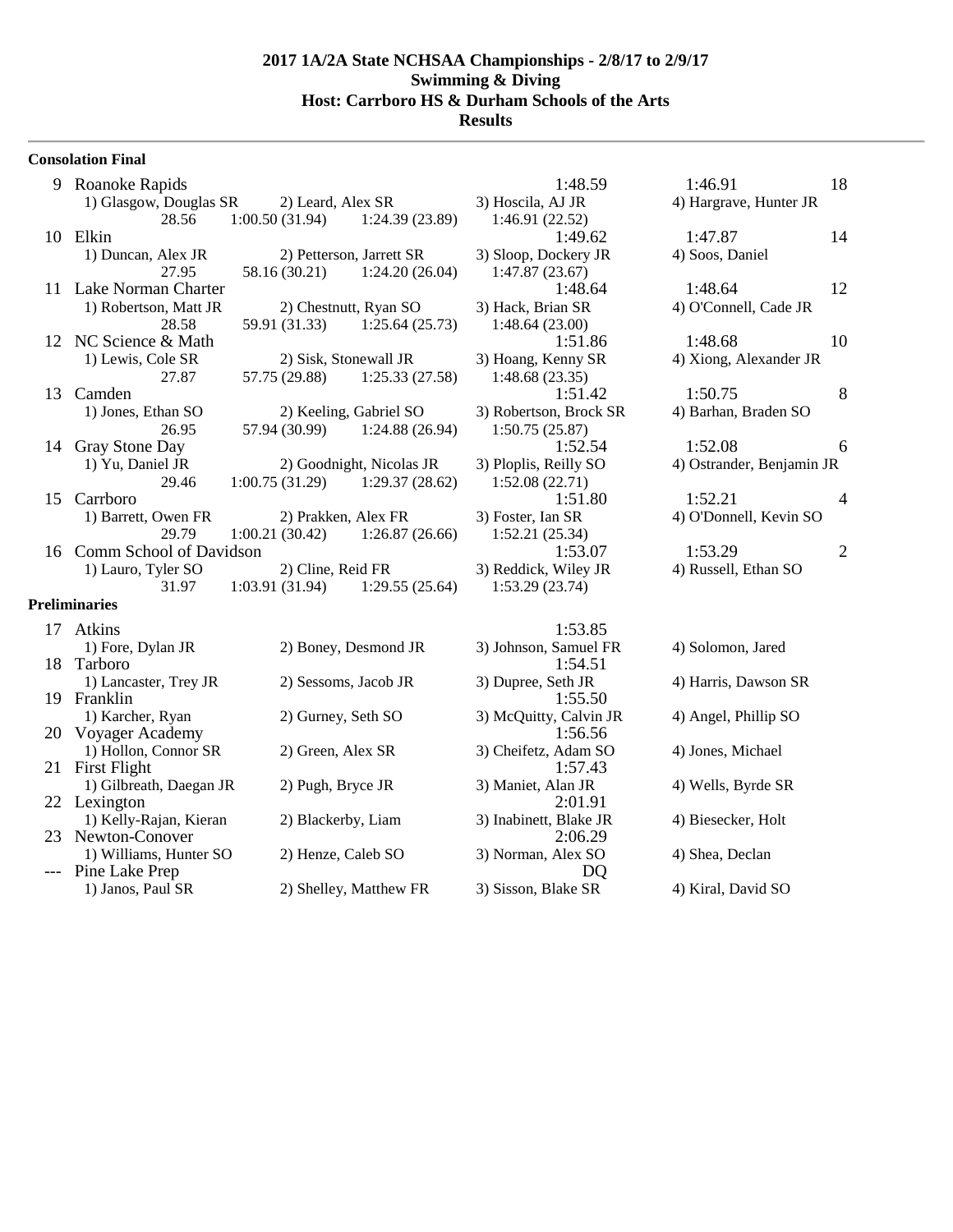**2017 1A/2A State NCHSAA Championships - 2/8/17 to 2/9/17**
**Swimming & Diving**
**Host: Carrboro HS & Durham Schools of the Arts**
**Results**

### Consolation Final

| | Team | | | Seed Time | Finals Time | Points |
|---|---|---|---|---|---|---|
| 9 | Roanoke Rapids | | | 1:48.59 | 1:46.91 | 18 |
| | 1) Glasgow, Douglas SR | 2) Leard, Alex SR | 3) Hoscila, AJ JR | 4) Hargrave, Hunter JR | | |
| | 28.56 | 1:00.50 (31.94) | 1:24.39 (23.89) | 1:46.91 (22.52) | | |
| 10 | Elkin | | | 1:49.62 | 1:47.87 | 14 |
| | 1) Duncan, Alex JR | 2) Petterson, Jarrett SR | 3) Sloop, Dockery JR | 4) Soos, Daniel | | |
| | 27.95 | 58.16 (30.21) | 1:24.20 (26.04) | 1:47.87 (23.67) | | |
| 11 | Lake Norman Charter | | | 1:48.64 | 1:48.64 | 12 |
| | 1) Robertson, Matt JR | 2) Chestnutt, Ryan SO | 3) Hack, Brian SR | 4) O'Connell, Cade JR | | |
| | 28.58 | 59.91 (31.33) | 1:25.64 (25.73) | 1:48.64 (23.00) | | |
| 12 | NC Science & Math | | | 1:51.86 | 1:48.68 | 10 |
| | 1) Lewis, Cole SR | 2) Sisk, Stonewall JR | 3) Hoang, Kenny SR | 4) Xiong, Alexander JR | | |
| | 27.87 | 57.75 (29.88) | 1:25.33 (27.58) | 1:48.68 (23.35) | | |
| 13 | Camden | | | 1:51.42 | 1:50.75 | 8 |
| | 1) Jones, Ethan SO | 2) Keeling, Gabriel SO | 3) Robertson, Brock SR | 4) Barhan, Braden SO | | |
| | 26.95 | 57.94 (30.99) | 1:24.88 (26.94) | 1:50.75 (25.87) | | |
| 14 | Gray Stone Day | | | 1:52.54 | 1:52.08 | 6 |
| | 1) Yu, Daniel JR | 2) Goodnight, Nicolas JR | 3) Ploplis, Reilly SO | 4) Ostrander, Benjamin JR | | |
| | 29.46 | 1:00.75 (31.29) | 1:29.37 (28.62) | 1:52.08 (22.71) | | |
| 15 | Carrboro | | | 1:51.80 | 1:52.21 | 4 |
| | 1) Barrett, Owen FR | 2) Prakken, Alex FR | 3) Foster, Ian SR | 4) O'Donnell, Kevin SO | | |
| | 29.79 | 1:00.21 (30.42) | 1:26.87 (26.66) | 1:52.21 (25.34) | | |
| 16 | Comm School of Davidson | | | 1:53.07 | 1:53.29 | 2 |
| | 1) Lauro, Tyler SO | 2) Cline, Reid FR | 3) Reddick, Wiley JR | 4) Russell, Ethan SO | | |
| | 31.97 | 1:03.91 (31.94) | 1:29.55 (25.64) | 1:53.29 (23.74) | | |

### Preliminaries

| | Team | | | Time |
|---|---|---|---|---|
| 17 | Atkins | | | 1:53.85 |
| | 1) Fore, Dylan JR | 2) Boney, Desmond JR | 3) Johnson, Samuel FR | 4) Solomon, Jared |
| 18 | Tarboro | | | 1:54.51 |
| | 1) Lancaster, Trey JR | 2) Sessoms, Jacob JR | 3) Dupree, Seth JR | 4) Harris, Dawson SR |
| 19 | Franklin | | | 1:55.50 |
| | 1) Karcher, Ryan | 2) Gurney, Seth SO | 3) McQuitty, Calvin JR | 4) Angel, Phillip SO |
| 20 | Voyager Academy | | | 1:56.56 |
| | 1) Hollon, Connor SR | 2) Green, Alex SR | 3) Cheifetz, Adam SO | 4) Jones, Michael |
| 21 | First Flight | | | 1:57.43 |
| | 1) Gilbreath, Daegan JR | 2) Pugh, Bryce JR | 3) Maniet, Alan JR | 4) Wells, Byrde SR |
| 22 | Lexington | | | 2:01.91 |
| | 1) Kelly-Rajan, Kieran | 2) Blackerby, Liam | 3) Inabinett, Blake JR | 4) Biesecker, Holt |
| 23 | Newton-Conover | | | 2:06.29 |
| | 1) Williams, Hunter SO | 2) Henze, Caleb SO | 3) Norman, Alex SO | 4) Shea, Declan |
| --- | Pine Lake Prep | | | DQ |
| | 1) Janos, Paul SR | 2) Shelley, Matthew FR | 3) Sisson, Blake SR | 4) Kiral, David SO |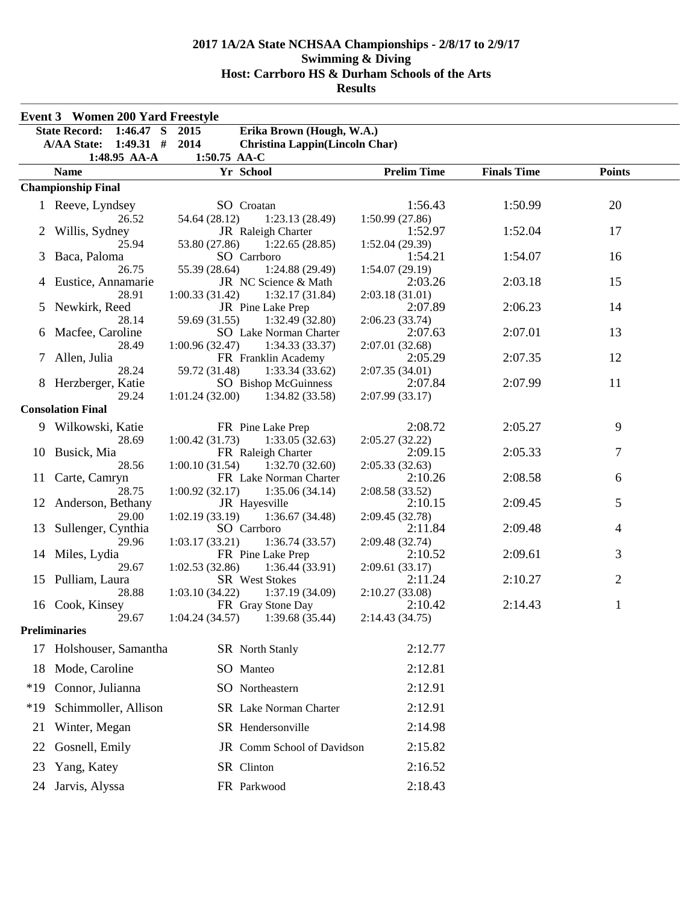# 2017 1A/2A State NCHSAA Championships - 2/8/17 to 2/9/17
## Swimming & Diving
## Host: Carrboro HS & Durham Schools of the Arts
## Results

### Event 3 Women 200 Yard Freestyle

| | | | |
|---|---|---|---|
| State Record: | 1:46.47 S | 2015 | Erika Brown (Hough, W.A.) |
| A/AA State: | 1:49.31 # | 2014 | Christina Lappin(Lincoln Char) |
| | 1:48.95 AA-A | 1:50.75 AA-C | |

| | Name | Yr | School | Prelim Time | Finals Time | Points |
|---|---|---|---|---|---|---|
| **Championship Final** | | | | | | |
| 1 | Reeve, Lyndsey | SO | Croatan | 1:56.43 | 1:50.99 | 20 |
| | 26.52 | 54.64 (28.12) | 1:23.13 (28.49) | 1:50.99 (27.86) | | |
| 2 | Willis, Sydney | JR | Raleigh Charter | 1:52.97 | 1:52.04 | 17 |
| | 25.94 | 53.80 (27.86) | 1:22.65 (28.85) | 1:52.04 (29.39) | | |
| 3 | Baca, Paloma | SO | Carrboro | 1:54.21 | 1:54.07 | 16 |
| | 26.75 | 55.39 (28.64) | 1:24.88 (29.49) | 1:54.07 (29.19) | | |
| 4 | Eustice, Annamarie | JR | NC Science & Math | 2:03.26 | 2:03.18 | 15 |
| | 28.91 | 1:00.33 (31.42) | 1:32.17 (31.84) | 2:03.18 (31.01) | | |
| 5 | Newkirk, Reed | JR | Pine Lake Prep | 2:07.89 | 2:06.23 | 14 |
| | 28.14 | 59.69 (31.55) | 1:32.49 (32.80) | 2:06.23 (33.74) | | |
| 6 | Macfee, Caroline | SO | Lake Norman Charter | 2:07.63 | 2:07.01 | 13 |
| | 28.49 | 1:00.96 (32.47) | 1:34.33 (33.37) | 2:07.01 (32.68) | | |
| 7 | Allen, Julia | FR | Franklin Academy | 2:05.29 | 2:07.35 | 12 |
| | 28.24 | 59.72 (31.48) | 1:33.34 (33.62) | 2:07.35 (34.01) | | |
| 8 | Herzberger, Katie | SO | Bishop McGuinness | 2:07.84 | 2:07.99 | 11 |
| | 29.24 | 1:01.24 (32.00) | 1:34.82 (33.58) | 2:07.99 (33.17) | | |
| **Consolation Final** | | | | | | |
| 9 | Wilkowski, Katie | FR | Pine Lake Prep | 2:08.72 | 2:05.27 | 9 |
| | 28.69 | 1:00.42 (31.73) | 1:33.05 (32.63) | 2:05.27 (32.22) | | |
| 10 | Busick, Mia | FR | Raleigh Charter | 2:09.15 | 2:05.33 | 7 |
| | 28.56 | 1:00.10 (31.54) | 1:32.70 (32.60) | 2:05.33 (32.63) | | |
| 11 | Carte, Camryn | FR | Lake Norman Charter | 2:10.26 | 2:08.58 | 6 |
| | 28.75 | 1:00.92 (32.17) | 1:35.06 (34.14) | 2:08.58 (33.52) | | |
| 12 | Anderson, Bethany | JR | Hayesville | 2:10.15 | 2:09.45 | 5 |
| | 29.00 | 1:02.19 (33.19) | 1:36.67 (34.48) | 2:09.45 (32.78) | | |
| 13 | Sullenger, Cynthia | SO | Carrboro | 2:11.84 | 2:09.48 | 4 |
| | 29.96 | 1:03.17 (33.21) | 1:36.74 (33.57) | 2:09.48 (32.74) | | |
| 14 | Miles, Lydia | FR | Pine Lake Prep | 2:10.52 | 2:09.61 | 3 |
| | 29.67 | 1:02.53 (32.86) | 1:36.44 (33.91) | 2:09.61 (33.17) | | |
| 15 | Pulliam, Laura | SR | West Stokes | 2:11.24 | 2:10.27 | 2 |
| | 28.88 | 1:03.10 (34.22) | 1:37.19 (34.09) | 2:10.27 (33.08) | | |
| 16 | Cook, Kinsey | FR | Gray Stone Day | 2:10.42 | 2:14.43 | 1 |
| | 29.67 | 1:04.24 (34.57) | 1:39.68 (35.44) | 2:14.43 (34.75) | | |
| **Preliminaries** | | | | | | |
| 17 | Holshouser, Samantha | SR | North Stanly | 2:12.77 | | |
| 18 | Mode, Caroline | SO | Manteo | 2:12.81 | | |
| *19 | Connor, Julianna | SO | Northeastern | 2:12.91 | | |
| *19 | Schimmoller, Allison | SR | Lake Norman Charter | 2:12.91 | | |
| 21 | Winter, Megan | SR | Hendersonville | 2:14.98 | | |
| 22 | Gosnell, Emily | JR | Comm School of Davidson | 2:15.82 | | |
| 23 | Yang, Katey | SR | Clinton | 2:16.52 | | |
| 24 | Jarvis, Alyssa | FR | Parkwood | 2:18.43 | | |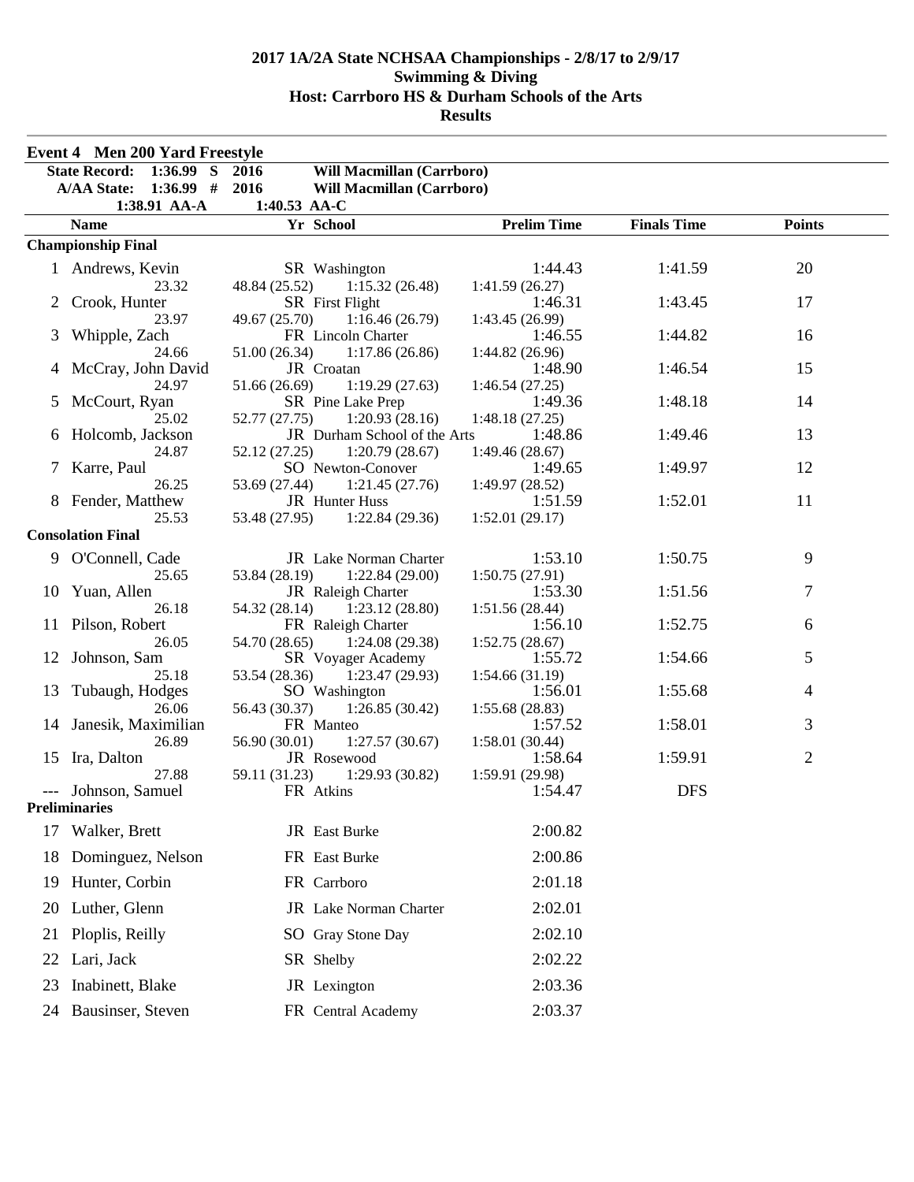# 2017 1A/2A State NCHSAA Championships - 2/8/17 to 2/9/17
## Swimming & Diving
## Host: Carrboro HS & Durham Schools of the Arts
## Results

### Event 4 Men 200 Yard Freestyle

**State Record: 1:36.99 S 2016 Will Macmillan (Carrboro)**
**A/AA State: 1:36.99 # 2016 Will Macmillan (Carrboro)**
1:38.91 AA-A 1:40.53 AA-C

| | Name | Yr | School | Prelim Time | Finals Time | Points |
|---|---|---|---|---|---|---|
| **Championship Final** | | | | | | |
| 1 | Andrews, Kevin | SR | Washington | 1:44.43 | 1:41.59 | 20 |
| | 23.32 | | 48.84 (25.52) 1:15.32 (26.48) 1:41.59 (26.27) | | | |
| 2 | Crook, Hunter | SR | First Flight | 1:46.31 | 1:43.45 | 17 |
| | 23.97 | | 49.67 (25.70) 1:16.46 (26.79) 1:43.45 (26.99) | | | |
| 3 | Whipple, Zach | FR | Lincoln Charter | 1:46.55 | 1:44.82 | 16 |
| | 24.66 | | 51.00 (26.34) 1:17.86 (26.86) 1:44.82 (26.96) | | | |
| 4 | McCray, John David | JR | Croatan | 1:48.90 | 1:46.54 | 15 |
| | 24.97 | | 51.66 (26.69) 1:19.29 (27.63) 1:46.54 (27.25) | | | |
| 5 | McCourt, Ryan | SR | Pine Lake Prep | 1:49.36 | 1:48.18 | 14 |
| | 25.02 | | 52.77 (27.75) 1:20.93 (28.16) 1:48.18 (27.25) | | | |
| 6 | Holcomb, Jackson | JR | Durham School of the Arts | 1:48.86 | 1:49.46 | 13 |
| | 24.87 | | 52.12 (27.25) 1:20.79 (28.67) 1:49.46 (28.67) | | | |
| 7 | Karre, Paul | SO | Newton-Conover | 1:49.65 | 1:49.97 | 12 |
| | 26.25 | | 53.69 (27.44) 1:21.45 (27.76) 1:49.97 (28.52) | | | |
| 8 | Fender, Matthew | JR | Hunter Huss | 1:51.59 | 1:52.01 | 11 |
| | 25.53 | | 53.48 (27.95) 1:22.84 (29.36) 1:52.01 (29.17) | | | |
| **Consolation Final** | | | | | | |
| 9 | O'Connell, Cade | JR | Lake Norman Charter | 1:53.10 | 1:50.75 | 9 |
| | 25.65 | | 53.84 (28.19) 1:22.84 (29.00) 1:50.75 (27.91) | | | |
| 10 | Yuan, Allen | JR | Raleigh Charter | 1:53.30 | 1:51.56 | 7 |
| | 26.18 | | 54.32 (28.14) 1:23.12 (28.80) 1:51.56 (28.44) | | | |
| 11 | Pilson, Robert | FR | Raleigh Charter | 1:56.10 | 1:52.75 | 6 |
| | 26.05 | | 54.70 (28.65) 1:24.08 (29.38) 1:52.75 (28.67) | | | |
| 12 | Johnson, Sam | SR | Voyager Academy | 1:55.72 | 1:54.66 | 5 |
| | 25.18 | | 53.54 (28.36) 1:23.47 (29.93) 1:54.66 (31.19) | | | |
| 13 | Tubaugh, Hodges | SO | Washington | 1:56.01 | 1:55.68 | 4 |
| | 26.06 | | 56.43 (30.37) 1:26.85 (30.42) 1:55.68 (28.83) | | | |
| 14 | Janesik, Maximilian | FR | Manteo | 1:57.52 | 1:58.01 | 3 |
| | 26.89 | | 56.90 (30.01) 1:27.57 (30.67) 1:58.01 (30.44) | | | |
| 15 | Ira, Dalton | JR | Rosewood | 1:58.64 | 1:59.91 | 2 |
| | 27.88 | | 59.11 (31.23) 1:29.93 (30.82) 1:59.91 (29.98) | | | |
| --- | Johnson, Samuel | FR | Atkins | 1:54.47 | DFS | |
| **Preliminaries** | | | | | | |
| 17 | Walker, Brett | JR | East Burke | 2:00.82 | | |
| 18 | Dominguez, Nelson | FR | East Burke | 2:00.86 | | |
| 19 | Hunter, Corbin | FR | Carrboro | 2:01.18 | | |
| 20 | Luther, Glenn | JR | Lake Norman Charter | 2:02.01 | | |
| 21 | Ploplis, Reilly | SO | Gray Stone Day | 2:02.10 | | |
| 22 | Lari, Jack | SR | Shelby | 2:02.22 | | |
| 23 | Inabinett, Blake | JR | Lexington | 2:03.36 | | |
| 24 | Bausinser, Steven | FR | Central Academy | 2:03.37 | | |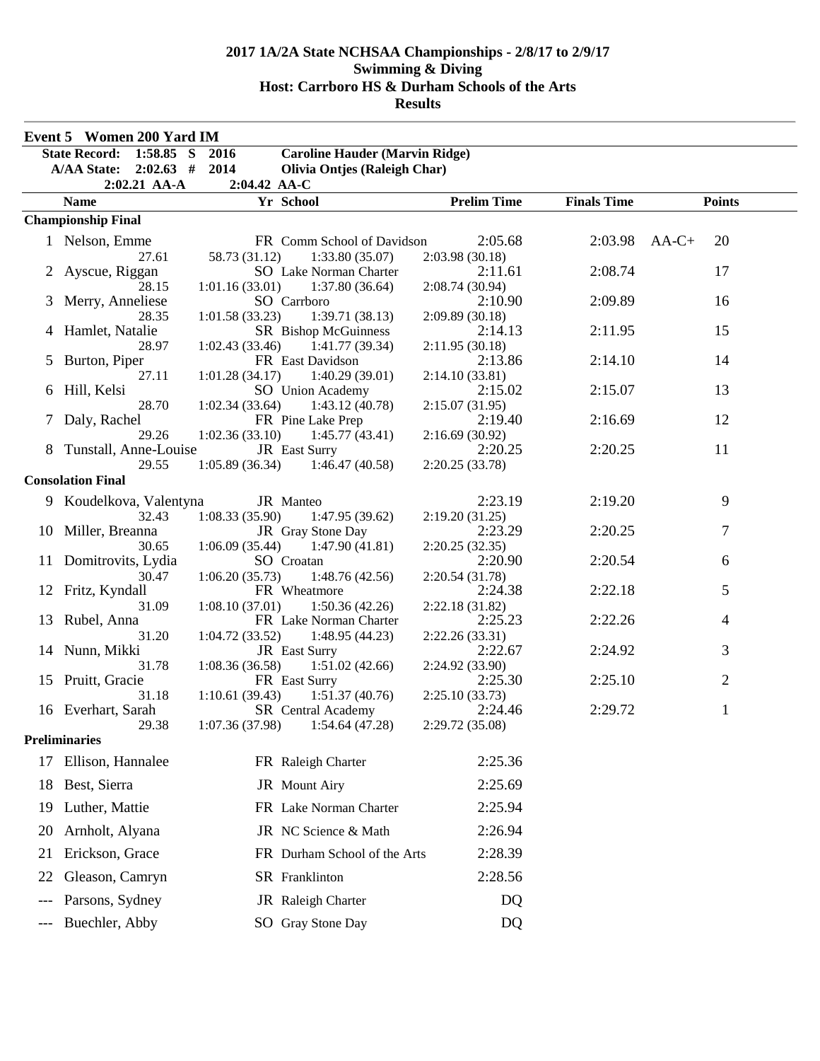# 2017 1A/2A State NCHSAA Championships - 2/8/17 to 2/9/17
## Swimming & Diving
## Host: Carrboro HS & Durham Schools of the Arts
## Results

### Event 5 Women 200 Yard IM

| | | | |
|---|---|---|---|
| State Record: | 1:58.85 S | 2016 | Caroline Hauder (Marvin Ridge) |
| A/AA State: | 2:02.63 # | 2014 | Olivia Ontjes (Raleigh Char) |
| | 2:02.21 AA-A | 2:04.42 AA-C | |

| | Name | Yr | School | Prelim Time | Finals Time | | Points |
|---|---|---|---|---|---|---|---|
| **Championship Final** | | | | | | | |
| 1 | Nelson, Emme | FR | Comm School of Davidson | 2:05.68 | 2:03.98 | AA-C+ | 20 |
| | 27.61 | 58.73 (31.12) | 1:33.80 (35.07) | 2:03.98 (30.18) | | | |
| 2 | Ayscue, Riggan | SO | Lake Norman Charter | 2:11.61 | 2:08.74 | | 17 |
| | 28.15 | 1:01.16 (33.01) | 1:37.80 (36.64) | 2:08.74 (30.94) | | | |
| 3 | Merry, Anneliese | SO | Carrboro | 2:10.90 | 2:09.89 | | 16 |
| | 28.35 | 1:01.58 (33.23) | 1:39.71 (38.13) | 2:09.89 (30.18) | | | |
| 4 | Hamlet, Natalie | SR | Bishop McGuinness | 2:14.13 | 2:11.95 | | 15 |
| | 28.97 | 1:02.43 (33.46) | 1:41.77 (39.34) | 2:11.95 (30.18) | | | |
| 5 | Burton, Piper | FR | East Davidson | 2:13.86 | 2:14.10 | | 14 |
| | 27.11 | 1:01.28 (34.17) | 1:40.29 (39.01) | 2:14.10 (33.81) | | | |
| 6 | Hill, Kelsi | SO | Union Academy | 2:15.02 | 2:15.07 | | 13 |
| | 28.70 | 1:02.34 (33.64) | 1:43.12 (40.78) | 2:15.07 (31.95) | | | |
| 7 | Daly, Rachel | FR | Pine Lake Prep | 2:19.40 | 2:16.69 | | 12 |
| | 29.26 | 1:02.36 (33.10) | 1:45.77 (43.41) | 2:16.69 (30.92) | | | |
| 8 | Tunstall, Anne-Louise | JR | East Surry | 2:20.25 | 2:20.25 | | 11 |
| | 29.55 | 1:05.89 (36.34) | 1:46.47 (40.58) | 2:20.25 (33.78) | | | |
| **Consolation Final** | | | | | | | |
| 9 | Koudelkova, Valentyna | JR | Manteo | 2:23.19 | 2:19.20 | | 9 |
| | 32.43 | 1:08.33 (35.90) | 1:47.95 (39.62) | 2:19.20 (31.25) | | | |
| 10 | Miller, Breanna | JR | Gray Stone Day | 2:23.29 | 2:20.25 | | 7 |
| | 30.65 | 1:06.09 (35.44) | 1:47.90 (41.81) | 2:20.25 (32.35) | | | |
| 11 | Domitrovits, Lydia | SO | Croatan | 2:20.90 | 2:20.54 | | 6 |
| | 30.47 | 1:06.20 (35.73) | 1:48.76 (42.56) | 2:20.54 (31.78) | | | |
| 12 | Fritz, Kyndall | FR | Wheatmore | 2:24.38 | 2:22.18 | | 5 |
| | 31.09 | 1:08.10 (37.01) | 1:50.36 (42.26) | 2:22.18 (31.82) | | | |
| 13 | Rubel, Anna | FR | Lake Norman Charter | 2:25.23 | 2:22.26 | | 4 |
| | 31.20 | 1:04.72 (33.52) | 1:48.95 (44.23) | 2:22.26 (33.31) | | | |
| 14 | Nunn, Mikki | JR | East Surry | 2:22.67 | 2:24.92 | | 3 |
| | 31.78 | 1:08.36 (36.58) | 1:51.02 (42.66) | 2:24.92 (33.90) | | | |
| 15 | Pruitt, Gracie | FR | East Surry | 2:25.30 | 2:25.10 | | 2 |
| | 31.18 | 1:10.61 (39.43) | 1:51.37 (40.76) | 2:25.10 (33.73) | | | |
| 16 | Everhart, Sarah | SR | Central Academy | 2:24.46 | 2:29.72 | | 1 |
| | 29.38 | 1:07.36 (37.98) | 1:54.64 (47.28) | 2:29.72 (35.08) | | | |
| **Preliminaries** | | | | | | | |
| 17 | Ellison, Hannalee | FR | Raleigh Charter | 2:25.36 | | | |
| 18 | Best, Sierra | JR | Mount Airy | 2:25.69 | | | |
| 19 | Luther, Mattie | FR | Lake Norman Charter | 2:25.94 | | | |
| 20 | Arnholt, Alyana | JR | NC Science & Math | 2:26.94 | | | |
| 21 | Erickson, Grace | FR | Durham School of the Arts | 2:28.39 | | | |
| 22 | Gleason, Camryn | SR | Franklinton | 2:28.56 | | | |
| --- | Parsons, Sydney | JR | Raleigh Charter | DQ | | | |
| --- | Buechler, Abby | SO | Gray Stone Day | DQ | | | |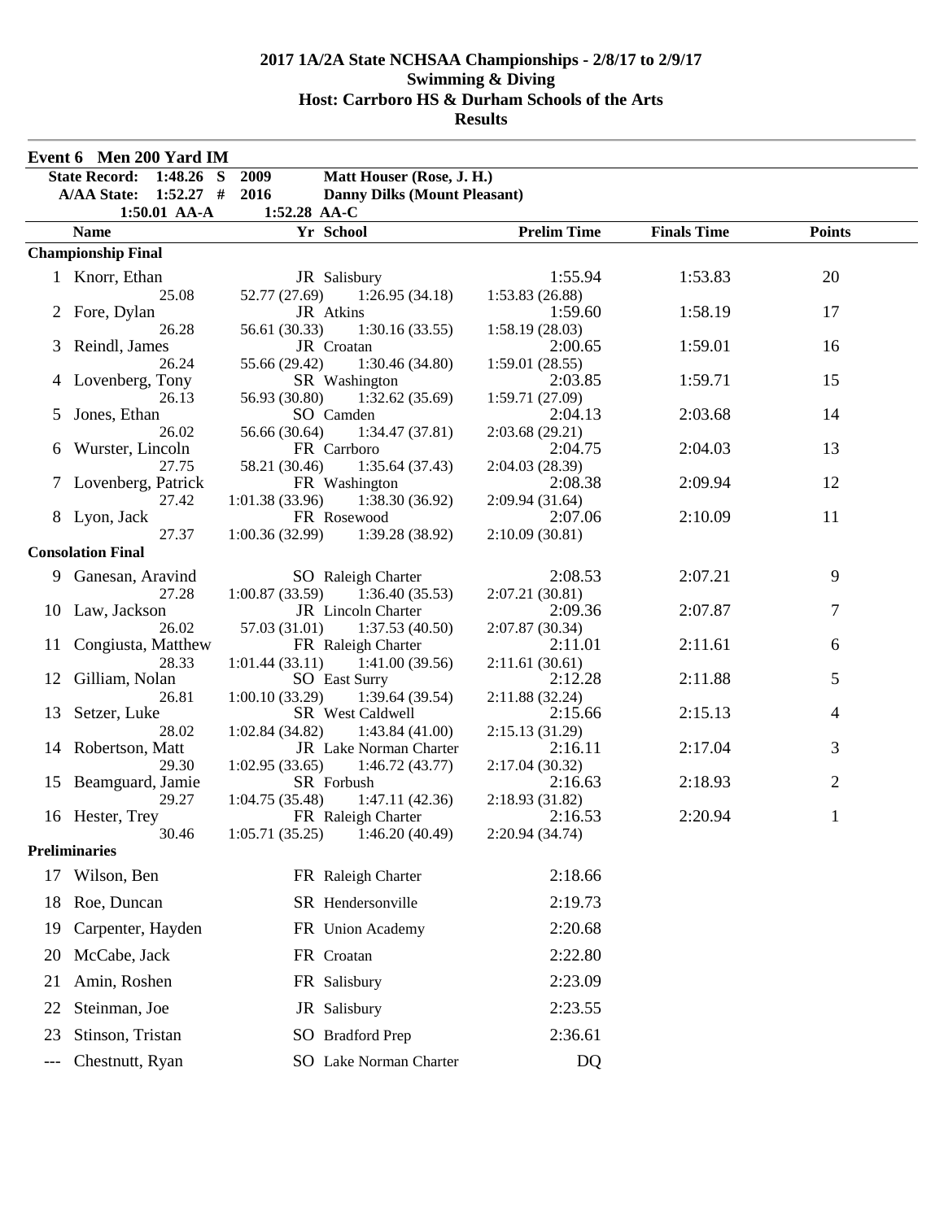# 2017 1A/2A State NCHSAA Championships - 2/8/17 to 2/9/17
## Swimming & Diving
## Host: Carrboro HS & Durham Schools of the Arts
## Results

### Event 6 Men 200 Yard IM

**State Record: 1:48.26 S 2009 Matt Houser (Rose, J. H.)**
**A/AA State: 1:52.27 # 2016 Danny Dilks (Mount Pleasant)**
**1:50.01 AA-A 1:52.28 AA-C**

| | Name | Yr | School | Prelim Time | Finals Time | Points |
|---|---|---|---|---|---|---|
| **Championship Final** | | | | | | |
| 1 | Knorr, Ethan | JR | Salisbury | 1:55.94 | 1:53.83 | 20 |
| | 25.08 | 52.77 (27.69) | 1:26.95 (34.18) | 1:53.83 (26.88) | | |
| 2 | Fore, Dylan | JR | Atkins | 1:59.60 | 1:58.19 | 17 |
| | 26.28 | 56.61 (30.33) | 1:30.16 (33.55) | 1:58.19 (28.03) | | |
| 3 | Reindl, James | JR | Croatan | 2:00.65 | 1:59.01 | 16 |
| | 26.24 | 55.66 (29.42) | 1:30.46 (34.80) | 1:59.01 (28.55) | | |
| 4 | Lovenberg, Tony | SR | Washington | 2:03.85 | 1:59.71 | 15 |
| | 26.13 | 56.93 (30.80) | 1:32.62 (35.69) | 1:59.71 (27.09) | | |
| 5 | Jones, Ethan | SO | Camden | 2:04.13 | 2:03.68 | 14 |
| | 26.02 | 56.66 (30.64) | 1:34.47 (37.81) | 2:03.68 (29.21) | | |
| 6 | Wurster, Lincoln | FR | Carrboro | 2:04.75 | 2:04.03 | 13 |
| | 27.75 | 58.21 (30.46) | 1:35.64 (37.43) | 2:04.03 (28.39) | | |
| 7 | Lovenberg, Patrick | FR | Washington | 2:08.38 | 2:09.94 | 12 |
| | 27.42 | 1:01.38 (33.96) | 1:38.30 (36.92) | 2:09.94 (31.64) | | |
| 8 | Lyon, Jack | FR | Rosewood | 2:07.06 | 2:10.09 | 11 |
| | 27.37 | 1:00.36 (32.99) | 1:39.28 (38.92) | 2:10.09 (30.81) | | |
| **Consolation Final** | | | | | | |
| 9 | Ganesan, Aravind | SO | Raleigh Charter | 2:08.53 | 2:07.21 | 9 |
| | 27.28 | 1:00.87 (33.59) | 1:36.40 (35.53) | 2:07.21 (30.81) | | |
| 10 | Law, Jackson | JR | Lincoln Charter | 2:09.36 | 2:07.87 | 7 |
| | 26.02 | 57.03 (31.01) | 1:37.53 (40.50) | 2:07.87 (30.34) | | |
| 11 | Congiusta, Matthew | FR | Raleigh Charter | 2:11.01 | 2:11.61 | 6 |
| | 28.33 | 1:01.44 (33.11) | 1:41.00 (39.56) | 2:11.61 (30.61) | | |
| 12 | Gilliam, Nolan | SO | East Surry | 2:12.28 | 2:11.88 | 5 |
| | 26.81 | 1:00.10 (33.29) | 1:39.64 (39.54) | 2:11.88 (32.24) | | |
| 13 | Setzer, Luke | SR | West Caldwell | 2:15.66 | 2:15.13 | 4 |
| | 28.02 | 1:02.84 (34.82) | 1:43.84 (41.00) | 2:15.13 (31.29) | | |
| 14 | Robertson, Matt | JR | Lake Norman Charter | 2:16.11 | 2:17.04 | 3 |
| | 29.30 | 1:02.95 (33.65) | 1:46.72 (43.77) | 2:17.04 (30.32) | | |
| 15 | Beamguard, Jamie | SR | Forbush | 2:16.63 | 2:18.93 | 2 |
| | 29.27 | 1:04.75 (35.48) | 1:47.11 (42.36) | 2:18.93 (31.82) | | |
| 16 | Hester, Trey | FR | Raleigh Charter | 2:16.53 | 2:20.94 | 1 |
| | 30.46 | 1:05.71 (35.25) | 1:46.20 (40.49) | 2:20.94 (34.74) | | |
| **Preliminaries** | | | | | | |
| 17 | Wilson, Ben | FR | Raleigh Charter | 2:18.66 | | |
| 18 | Roe, Duncan | SR | Hendersonville | 2:19.73 | | |
| 19 | Carpenter, Hayden | FR | Union Academy | 2:20.68 | | |
| 20 | McCabe, Jack | FR | Croatan | 2:22.80 | | |
| 21 | Amin, Roshen | FR | Salisbury | 2:23.09 | | |
| 22 | Steinman, Joe | JR | Salisbury | 2:23.55 | | |
| 23 | Stinson, Tristan | SO | Bradford Prep | 2:36.61 | | |
| --- | Chestnutt, Ryan | SO | Lake Norman Charter | DQ | | |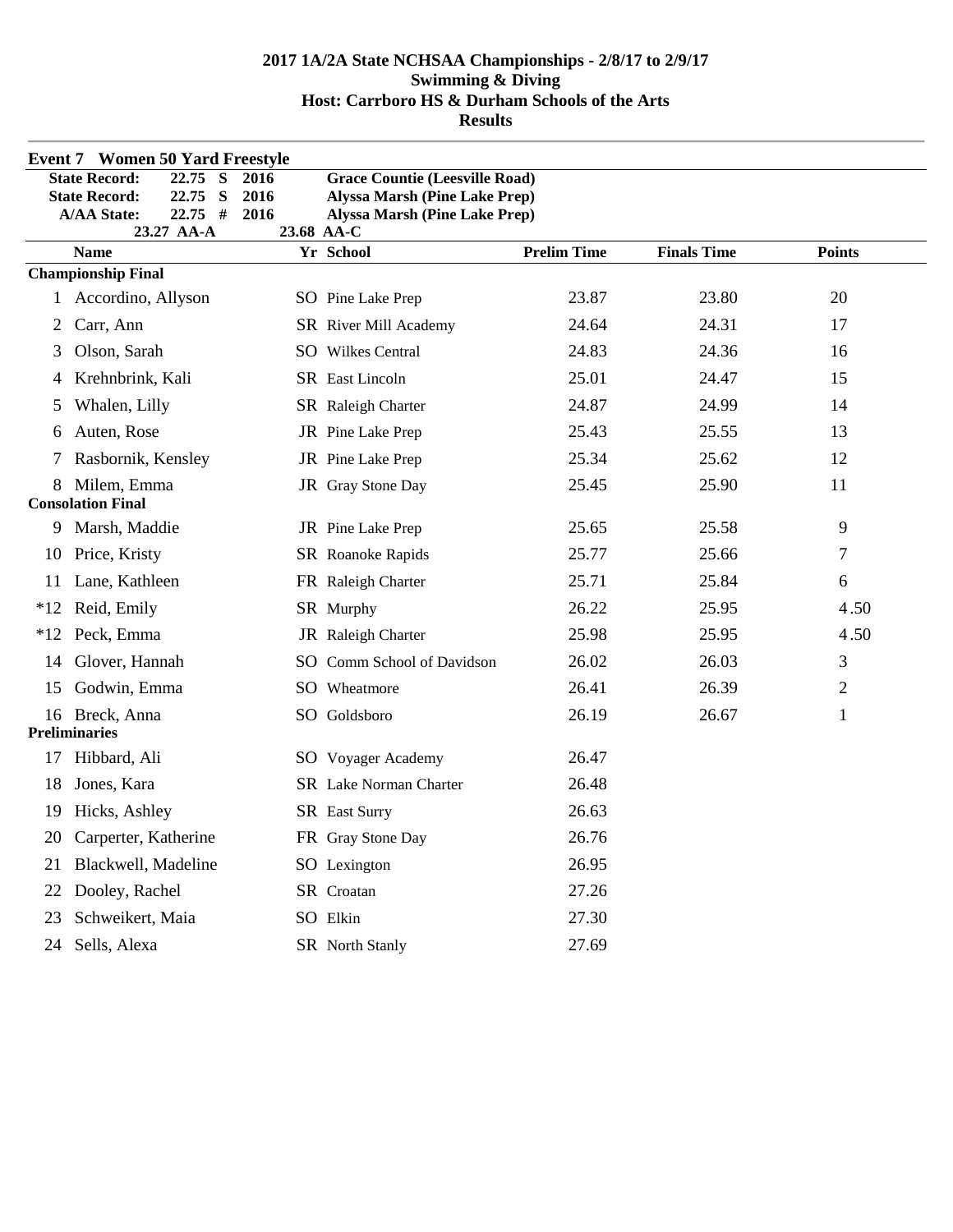**2017 1A/2A State NCHSAA Championships - 2/8/17 to 2/9/17**
**Swimming & Diving**
**Host: Carrboro HS & Durham Schools of the Arts**
**Results**

## Event 7 Women 50 Yard Freestyle

| | | | | |
|---|---|---|---|---|
| State Record: | 22.75 | S | 2016 | Grace Countie (Leesville Road) |
| State Record: | 22.75 | S | 2016 | Alyssa Marsh (Pine Lake Prep) |
| A/AA State: | 22.75 | # | 2016 | Alyssa Marsh (Pine Lake Prep) |
| | 23.27 AA-A | | 23.68 AA-C | |

| | Name | Yr | School | Prelim Time | Finals Time | Points |
|---|---|---|---|---|---|---|
| **Championship Final** | | | | | | |
| 1 | Accordino, Allyson | SO | Pine Lake Prep | 23.87 | 23.80 | 20 |
| 2 | Carr, Ann | SR | River Mill Academy | 24.64 | 24.31 | 17 |
| 3 | Olson, Sarah | SO | Wilkes Central | 24.83 | 24.36 | 16 |
| 4 | Krehnbrink, Kali | SR | East Lincoln | 25.01 | 24.47 | 15 |
| 5 | Whalen, Lilly | SR | Raleigh Charter | 24.87 | 24.99 | 14 |
| 6 | Auten, Rose | JR | Pine Lake Prep | 25.43 | 25.55 | 13 |
| 7 | Rasbornik, Kensley | JR | Pine Lake Prep | 25.34 | 25.62 | 12 |
| 8 | Milem, Emma | JR | Gray Stone Day | 25.45 | 25.90 | 11 |
| **Consolation Final** | | | | | | |
| 9 | Marsh, Maddie | JR | Pine Lake Prep | 25.65 | 25.58 | 9 |
| 10 | Price, Kristy | SR | Roanoke Rapids | 25.77 | 25.66 | 7 |
| 11 | Lane, Kathleen | FR | Raleigh Charter | 25.71 | 25.84 | 6 |
| *12 | Reid, Emily | SR | Murphy | 26.22 | 25.95 | 4.50 |
| *12 | Peck, Emma | JR | Raleigh Charter | 25.98 | 25.95 | 4.50 |
| 14 | Glover, Hannah | SO | Comm School of Davidson | 26.02 | 26.03 | 3 |
| 15 | Godwin, Emma | SO | Wheatmore | 26.41 | 26.39 | 2 |
| 16 | Breck, Anna | SO | Goldsboro | 26.19 | 26.67 | 1 |
| **Preliminaries** | | | | | | |
| 17 | Hibbard, Ali | SO | Voyager Academy | 26.47 | | |
| 18 | Jones, Kara | SR | Lake Norman Charter | 26.48 | | |
| 19 | Hicks, Ashley | SR | East Surry | 26.63 | | |
| 20 | Carperter, Katherine | FR | Gray Stone Day | 26.76 | | |
| 21 | Blackwell, Madeline | SO | Lexington | 26.95 | | |
| 22 | Dooley, Rachel | SR | Croatan | 27.26 | | |
| 23 | Schweikert, Maia | SO | Elkin | 27.30 | | |
| 24 | Sells, Alexa | SR | North Stanly | 27.69 | | |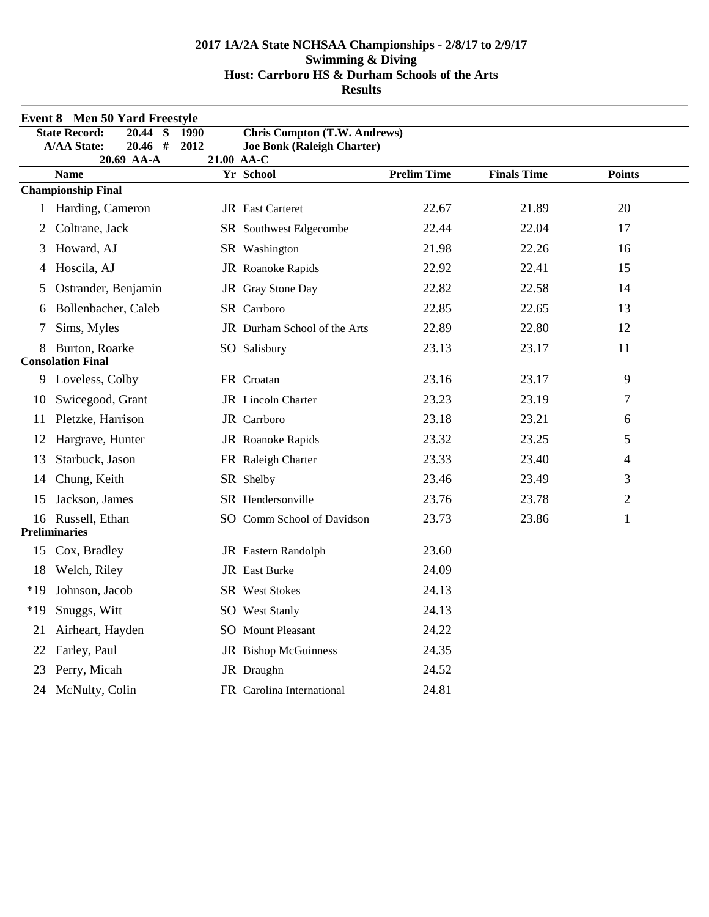# 2017 1A/2A State NCHSAA Championships - 2/8/17 to 2/9/17
## Swimming & Diving
## Host: Carrboro HS & Durham Schools of the Arts
## Results

### Event 8 Men 50 Yard Freestyle

| | | | |
|---|---|---|---|
| State Record: | 20.44 S | 1990 | Chris Compton (T.W. Andrews) |
| A/AA State: | 20.46 # | 2012 | Joe Bonk (Raleigh Charter) |
| | 20.69 AA-A | 21.00 AA-C | |

| | Name | Yr | School | Prelim Time | Finals Time | Points |
|---|---|---|---|---|---|---|
| **Championship Final** | | | | | | |
| 1 | Harding, Cameron | JR | East Carteret | 22.67 | 21.89 | 20 |
| 2 | Coltrane, Jack | SR | Southwest Edgecombe | 22.44 | 22.04 | 17 |
| 3 | Howard, AJ | SR | Washington | 21.98 | 22.26 | 16 |
| 4 | Hoscila, AJ | JR | Roanoke Rapids | 22.92 | 22.41 | 15 |
| 5 | Ostrander, Benjamin | JR | Gray Stone Day | 22.82 | 22.58 | 14 |
| 6 | Bollenbacher, Caleb | SR | Carrboro | 22.85 | 22.65 | 13 |
| 7 | Sims, Myles | JR | Durham School of the Arts | 22.89 | 22.80 | 12 |
| 8 | Burton, Roarke | SO | Salisbury | 23.13 | 23.17 | 11 |
| **Consolation Final** | | | | | | |
| 9 | Loveless, Colby | FR | Croatan | 23.16 | 23.17 | 9 |
| 10 | Swicegood, Grant | JR | Lincoln Charter | 23.23 | 23.19 | 7 |
| 11 | Pletzke, Harrison | JR | Carrboro | 23.18 | 23.21 | 6 |
| 12 | Hargrave, Hunter | JR | Roanoke Rapids | 23.32 | 23.25 | 5 |
| 13 | Starbuck, Jason | FR | Raleigh Charter | 23.33 | 23.40 | 4 |
| 14 | Chung, Keith | SR | Shelby | 23.46 | 23.49 | 3 |
| 15 | Jackson, James | SR | Hendersonville | 23.76 | 23.78 | 2 |
| 16 | Russell, Ethan | SO | Comm School of Davidson | 23.73 | 23.86 | 1 |
| **Preliminaries** | | | | | | |
| 15 | Cox, Bradley | JR | Eastern Randolph | 23.60 | | |
| 18 | Welch, Riley | JR | East Burke | 24.09 | | |
| *19 | Johnson, Jacob | SR | West Stokes | 24.13 | | |
| *19 | Snuggs, Witt | SO | West Stanly | 24.13 | | |
| 21 | Airheart, Hayden | SO | Mount Pleasant | 24.22 | | |
| 22 | Farley, Paul | JR | Bishop McGuinness | 24.35 | | |
| 23 | Perry, Micah | JR | Draughn | 24.52 | | |
| 24 | McNulty, Colin | FR | Carolina International | 24.81 | | |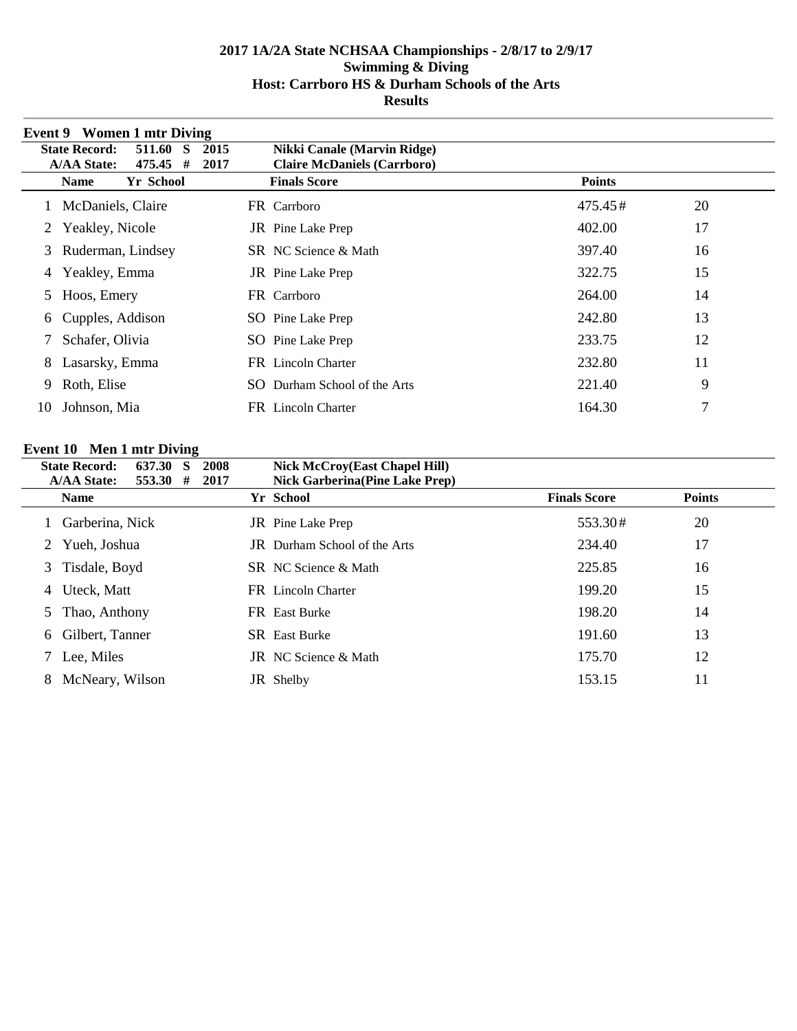# 2017 1A/2A State NCHSAA Championships - 2/8/17 to 2/9/17
## Swimming & Diving
## Host: Carrboro HS & Durham Schools of the Arts
## Results

### Event 9 Women 1 mtr Diving

**State Record:** 511.60 S 2015 **Nikki Canale (Marvin Ridge)**
**A/AA State:** 475.45 # 2017 **Claire McDaniels (Carrboro)**

| | Name | Yr | School | Finals Score | Points |
|---|---|---|---|---|---|
| 1 | McDaniels, Claire | FR | Carrboro | 475.45# | 20 |
| 2 | Yeakley, Nicole | JR | Pine Lake Prep | 402.00 | 17 |
| 3 | Ruderman, Lindsey | SR | NC Science & Math | 397.40 | 16 |
| 4 | Yeakley, Emma | JR | Pine Lake Prep | 322.75 | 15 |
| 5 | Hoos, Emery | FR | Carrboro | 264.00 | 14 |
| 6 | Cupples, Addison | SO | Pine Lake Prep | 242.80 | 13 |
| 7 | Schafer, Olivia | SO | Pine Lake Prep | 233.75 | 12 |
| 8 | Lasarsky, Emma | FR | Lincoln Charter | 232.80 | 11 |
| 9 | Roth, Elise | SO | Durham School of the Arts | 221.40 | 9 |
| 10 | Johnson, Mia | FR | Lincoln Charter | 164.30 | 7 |

### Event 10 Men 1 mtr Diving

**State Record:** 637.30 S 2008 **Nick McCroy(East Chapel Hill)**
**A/AA State:** 553.30 # 2017 **Nick Garberina(Pine Lake Prep)**

| | Name | Yr | School | Finals Score | Points |
|---|---|---|---|---|---|
| 1 | Garberina, Nick | JR | Pine Lake Prep | 553.30# | 20 |
| 2 | Yueh, Joshua | JR | Durham School of the Arts | 234.40 | 17 |
| 3 | Tisdale, Boyd | SR | NC Science & Math | 225.85 | 16 |
| 4 | Uteck, Matt | FR | Lincoln Charter | 199.20 | 15 |
| 5 | Thao, Anthony | FR | East Burke | 198.20 | 14 |
| 6 | Gilbert, Tanner | SR | East Burke | 191.60 | 13 |
| 7 | Lee, Miles | JR | NC Science & Math | 175.70 | 12 |
| 8 | McNeary, Wilson | JR | Shelby | 153.15 | 11 |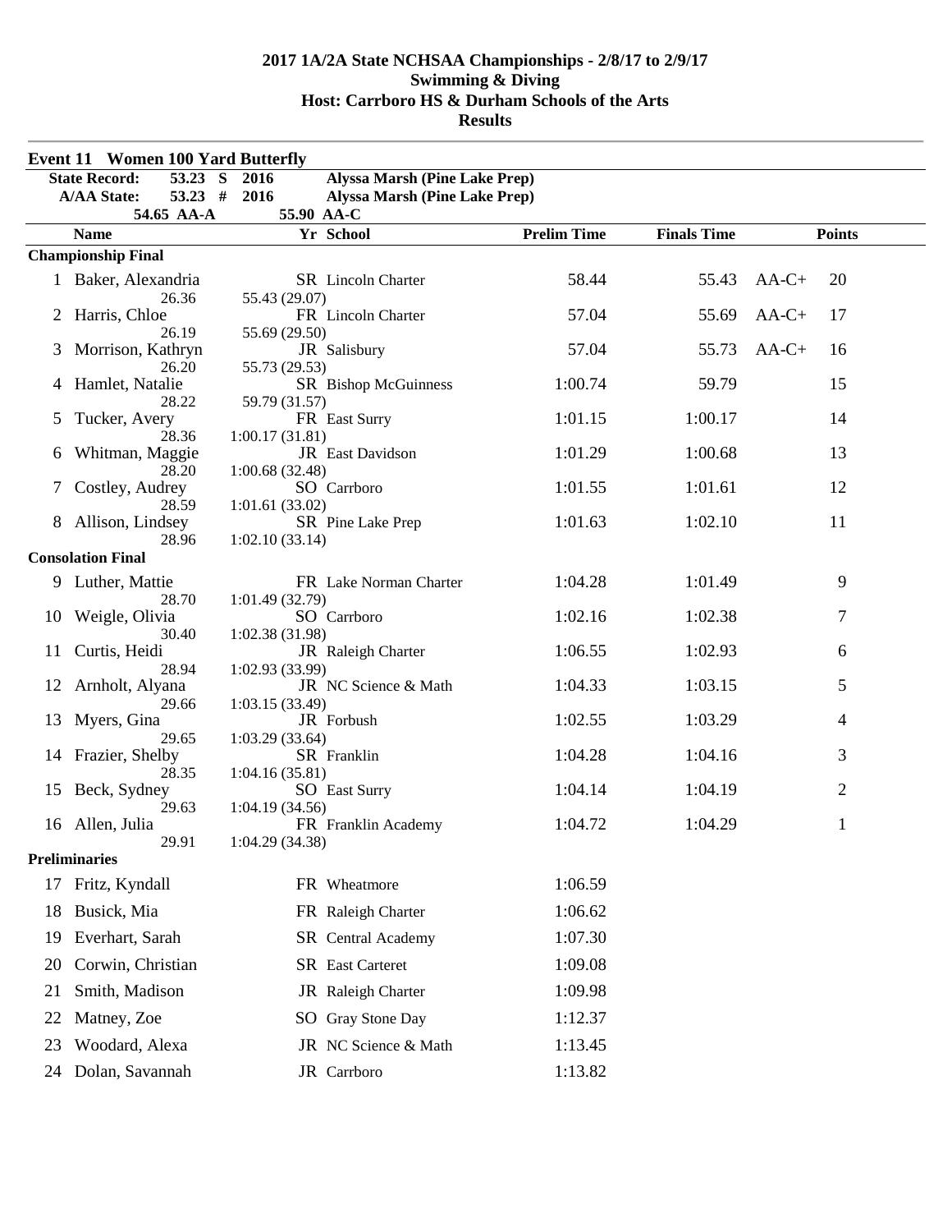# 2017 1A/2A State NCHSAA Championships - 2/8/17 to 2/9/17
## Swimming & Diving
## Host: Carrboro HS & Durham Schools of the Arts
## Results

### Event 11 Women 100 Yard Butterfly

| | | | |
|---|---|---|---|
| State Record: | 53.23 S | 2016 | Alyssa Marsh (Pine Lake Prep) |
| A/AA State: | 53.23 # | 2016 | Alyssa Marsh (Pine Lake Prep) |
| | 54.65 AA-A | 55.90 AA-C | |

| | Name | Yr | School | Prelim Time | Finals Time | | Points |
|---|---|---|---|---|---|---|---|
| **Championship Final** | | | | | | | |
| 1 | Baker, Alexandria | SR | Lincoln Charter | 58.44 | 55.43 | AA-C+ | 20 |
| | 26.36 | 55.43 (29.07) | | | | | |
| 2 | Harris, Chloe | FR | Lincoln Charter | 57.04 | 55.69 | AA-C+ | 17 |
| | 26.19 | 55.69 (29.50) | | | | | |
| 3 | Morrison, Kathryn | JR | Salisbury | 57.04 | 55.73 | AA-C+ | 16 |
| | 26.20 | 55.73 (29.53) | | | | | |
| 4 | Hamlet, Natalie | SR | Bishop McGuinness | 1:00.74 | 59.79 | | 15 |
| | 28.22 | 59.79 (31.57) | | | | | |
| 5 | Tucker, Avery | FR | East Surry | 1:01.15 | 1:00.17 | | 14 |
| | 28.36 | 1:00.17 (31.81) | | | | | |
| 6 | Whitman, Maggie | JR | East Davidson | 1:01.29 | 1:00.68 | | 13 |
| | 28.20 | 1:00.68 (32.48) | | | | | |
| 7 | Costley, Audrey | SO | Carrboro | 1:01.55 | 1:01.61 | | 12 |
| | 28.59 | 1:01.61 (33.02) | | | | | |
| 8 | Allison, Lindsey | SR | Pine Lake Prep | 1:01.63 | 1:02.10 | | 11 |
| | 28.96 | 1:02.10 (33.14) | | | | | |
| **Consolation Final** | | | | | | | |
| 9 | Luther, Mattie | FR | Lake Norman Charter | 1:04.28 | 1:01.49 | | 9 |
| | 28.70 | 1:01.49 (32.79) | | | | | |
| 10 | Weigle, Olivia | SO | Carrboro | 1:02.16 | 1:02.38 | | 7 |
| | 30.40 | 1:02.38 (31.98) | | | | | |
| 11 | Curtis, Heidi | JR | Raleigh Charter | 1:06.55 | 1:02.93 | | 6 |
| | 28.94 | 1:02.93 (33.99) | | | | | |
| 12 | Arnholt, Alyana | JR | NC Science & Math | 1:04.33 | 1:03.15 | | 5 |
| | 29.66 | 1:03.15 (33.49) | | | | | |
| 13 | Myers, Gina | JR | Forbush | 1:02.55 | 1:03.29 | | 4 |
| | 29.65 | 1:03.29 (33.64) | | | | | |
| 14 | Frazier, Shelby | SR | Franklin | 1:04.28 | 1:04.16 | | 3 |
| | 28.35 | 1:04.16 (35.81) | | | | | |
| 15 | Beck, Sydney | SO | East Surry | 1:04.14 | 1:04.19 | | 2 |
| | 29.63 | 1:04.19 (34.56) | | | | | |
| 16 | Allen, Julia | FR | Franklin Academy | 1:04.72 | 1:04.29 | | 1 |
| | 29.91 | 1:04.29 (34.38) | | | | | |
| **Preliminaries** | | | | | | | |
| 17 | Fritz, Kyndall | FR | Wheatmore | 1:06.59 | | | |
| 18 | Busick, Mia | FR | Raleigh Charter | 1:06.62 | | | |
| 19 | Everhart, Sarah | SR | Central Academy | 1:07.30 | | | |
| 20 | Corwin, Christian | SR | East Carteret | 1:09.08 | | | |
| 21 | Smith, Madison | JR | Raleigh Charter | 1:09.98 | | | |
| 22 | Matney, Zoe | SO | Gray Stone Day | 1:12.37 | | | |
| 23 | Woodard, Alexa | JR | NC Science & Math | 1:13.45 | | | |
| 24 | Dolan, Savannah | JR | Carrboro | 1:13.82 | | | |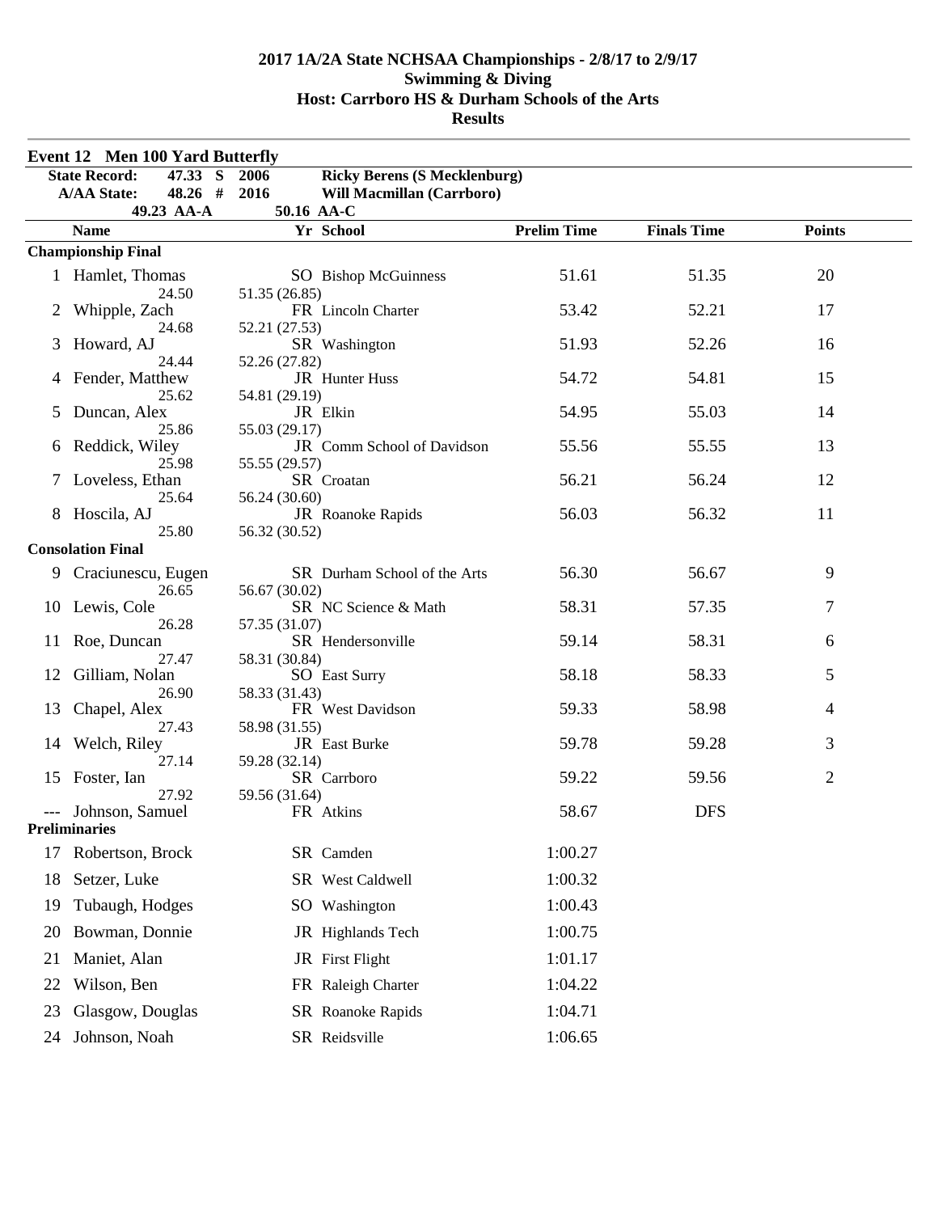# 2017 1A/2A State NCHSAA Championships - 2/8/17 to 2/9/17
## Swimming & Diving
## Host: Carrboro HS & Durham Schools of the Arts
## Results

### Event 12 Men 100 Yard Butterfly

| | | | |
|---|---|---|---|
| **State Record:** | **47.33 S** | **2006** | **Ricky Berens (S Mecklenburg)** |
| **A/AA State:** | **48.26 #** | **2016** | **Will Macmillan (Carrboro)** |
| | **49.23 AA-A** | **50.16 AA-C** | |

| | Name | Yr | School | Prelim Time | Finals Time | Points |
|---|---|---|---|---|---|---|
| **Championship Final** | | | | | | |
| 1 | Hamlet, Thomas | SO | Bishop McGuinness | 51.61 | 51.35 | 20 |
| | 24.50 | | 51.35 (26.85) | | | |
| 2 | Whipple, Zach | FR | Lincoln Charter | 53.42 | 52.21 | 17 |
| | 24.68 | | 52.21 (27.53) | | | |
| 3 | Howard, AJ | SR | Washington | 51.93 | 52.26 | 16 |
| | 24.44 | | 52.26 (27.82) | | | |
| 4 | Fender, Matthew | JR | Hunter Huss | 54.72 | 54.81 | 15 |
| | 25.62 | | 54.81 (29.19) | | | |
| 5 | Duncan, Alex | JR | Elkin | 54.95 | 55.03 | 14 |
| | 25.86 | | 55.03 (29.17) | | | |
| 6 | Reddick, Wiley | JR | Comm School of Davidson | 55.56 | 55.55 | 13 |
| | 25.98 | | 55.55 (29.57) | | | |
| 7 | Loveless, Ethan | SR | Croatan | 56.21 | 56.24 | 12 |
| | 25.64 | | 56.24 (30.60) | | | |
| 8 | Hoscila, AJ | JR | Roanoke Rapids | 56.03 | 56.32 | 11 |
| | 25.80 | | 56.32 (30.52) | | | |
| **Consolation Final** | | | | | | |
| 9 | Craciunescu, Eugen | SR | Durham School of the Arts | 56.30 | 56.67 | 9 |
| | 26.65 | | 56.67 (30.02) | | | |
| 10 | Lewis, Cole | SR | NC Science & Math | 58.31 | 57.35 | 7 |
| | 26.28 | | 57.35 (31.07) | | | |
| 11 | Roe, Duncan | SR | Hendersonville | 59.14 | 58.31 | 6 |
| | 27.47 | | 58.31 (30.84) | | | |
| 12 | Gilliam, Nolan | SO | East Surry | 58.18 | 58.33 | 5 |
| | 26.90 | | 58.33 (31.43) | | | |
| 13 | Chapel, Alex | FR | West Davidson | 59.33 | 58.98 | 4 |
| | 27.43 | | 58.98 (31.55) | | | |
| 14 | Welch, Riley | JR | East Burke | 59.78 | 59.28 | 3 |
| | 27.14 | | 59.28 (32.14) | | | |
| 15 | Foster, Ian | SR | Carrboro | 59.22 | 59.56 | 2 |
| | 27.92 | | 59.56 (31.64) | | | |
| --- | Johnson, Samuel | FR | Atkins | 58.67 | DFS | |
| **Preliminaries** | | | | | | |
| 17 | Robertson, Brock | SR | Camden | 1:00.27 | | |
| 18 | Setzer, Luke | SR | West Caldwell | 1:00.32 | | |
| 19 | Tubaugh, Hodges | SO | Washington | 1:00.43 | | |
| 20 | Bowman, Donnie | JR | Highlands Tech | 1:00.75 | | |
| 21 | Maniet, Alan | JR | First Flight | 1:01.17 | | |
| 22 | Wilson, Ben | FR | Raleigh Charter | 1:04.22 | | |
| 23 | Glasgow, Douglas | SR | Roanoke Rapids | 1:04.71 | | |
| 24 | Johnson, Noah | SR | Reidsville | 1:06.65 | | |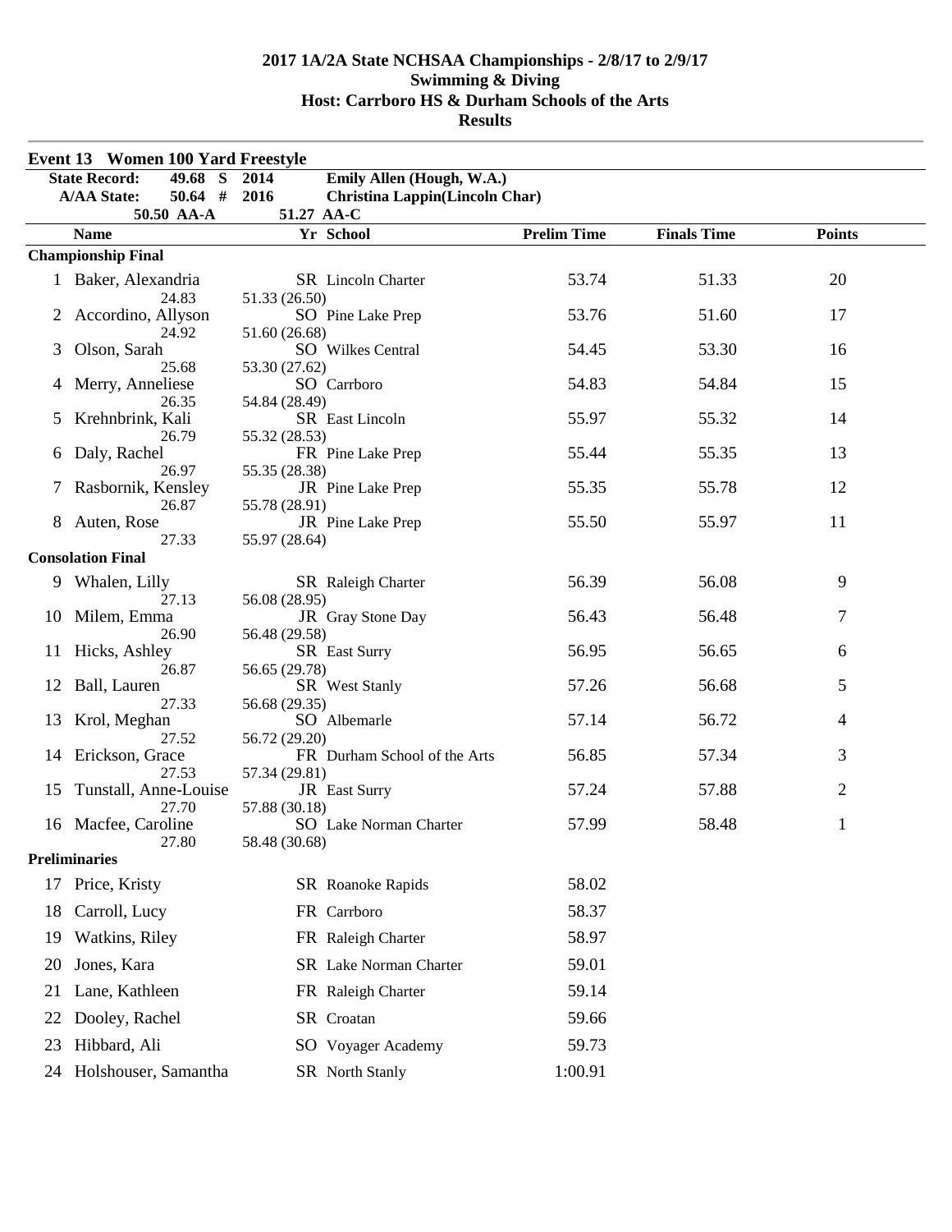# 2017 1A/2A State NCHSAA Championships - 2/8/17 to 2/9/17
## Swimming & Diving
## Host: Carrboro HS & Durham Schools of the Arts
## Results

### Event 13 Women 100 Yard Freestyle

| | | | |
|---|---|---|---|
| State Record: | 49.68 S | 2014 | Emily Allen (Hough, W.A.) |
| A/AA State: | 50.64 # | 2016 | Christina Lappin(Lincoln Char) |
| | 50.50 AA-A | | 51.27 AA-C |

| | Name | Yr | School | Prelim Time | Finals Time | Points |
|---|---|---|---|---|---|---|
| **Championship Final** | | | | | | |
| 1 | Baker, Alexandria | SR | Lincoln Charter | 53.74 | 51.33 | 20 |
| | 24.83 | 51.33 (26.50) | | | | |
| 2 | Accordino, Allyson | SO | Pine Lake Prep | 53.76 | 51.60 | 17 |
| | 24.92 | 51.60 (26.68) | | | | |
| 3 | Olson, Sarah | SO | Wilkes Central | 54.45 | 53.30 | 16 |
| | 25.68 | 53.30 (27.62) | | | | |
| 4 | Merry, Anneliese | SO | Carrboro | 54.83 | 54.84 | 15 |
| | 26.35 | 54.84 (28.49) | | | | |
| 5 | Krehnbrink, Kali | SR | East Lincoln | 55.97 | 55.32 | 14 |
| | 26.79 | 55.32 (28.53) | | | | |
| 6 | Daly, Rachel | FR | Pine Lake Prep | 55.44 | 55.35 | 13 |
| | 26.97 | 55.35 (28.38) | | | | |
| 7 | Rasbornik, Kensley | JR | Pine Lake Prep | 55.35 | 55.78 | 12 |
| | 26.87 | 55.78 (28.91) | | | | |
| 8 | Auten, Rose | JR | Pine Lake Prep | 55.50 | 55.97 | 11 |
| | 27.33 | 55.97 (28.64) | | | | |
| **Consolation Final** | | | | | | |
| 9 | Whalen, Lilly | SR | Raleigh Charter | 56.39 | 56.08 | 9 |
| | 27.13 | 56.08 (28.95) | | | | |
| 10 | Milem, Emma | JR | Gray Stone Day | 56.43 | 56.48 | 7 |
| | 26.90 | 56.48 (29.58) | | | | |
| 11 | Hicks, Ashley | SR | East Surry | 56.95 | 56.65 | 6 |
| | 26.87 | 56.65 (29.78) | | | | |
| 12 | Ball, Lauren | SR | West Stanly | 57.26 | 56.68 | 5 |
| | 27.33 | 56.68 (29.35) | | | | |
| 13 | Krol, Meghan | SO | Albemarle | 57.14 | 56.72 | 4 |
| | 27.52 | 56.72 (29.20) | | | | |
| 14 | Erickson, Grace | FR | Durham School of the Arts | 56.85 | 57.34 | 3 |
| | 27.53 | 57.34 (29.81) | | | | |
| 15 | Tunstall, Anne-Louise | JR | East Surry | 57.24 | 57.88 | 2 |
| | 27.70 | 57.88 (30.18) | | | | |
| 16 | Macfee, Caroline | SO | Lake Norman Charter | 57.99 | 58.48 | 1 |
| | 27.80 | 58.48 (30.68) | | | | |
| **Preliminaries** | | | | | | |
| 17 | Price, Kristy | SR | Roanoke Rapids | 58.02 | | |
| 18 | Carroll, Lucy | FR | Carrboro | 58.37 | | |
| 19 | Watkins, Riley | FR | Raleigh Charter | 58.97 | | |
| 20 | Jones, Kara | SR | Lake Norman Charter | 59.01 | | |
| 21 | Lane, Kathleen | FR | Raleigh Charter | 59.14 | | |
| 22 | Dooley, Rachel | SR | Croatan | 59.66 | | |
| 23 | Hibbard, Ali | SO | Voyager Academy | 59.73 | | |
| 24 | Holshouser, Samantha | SR | North Stanly | 1:00.91 | | |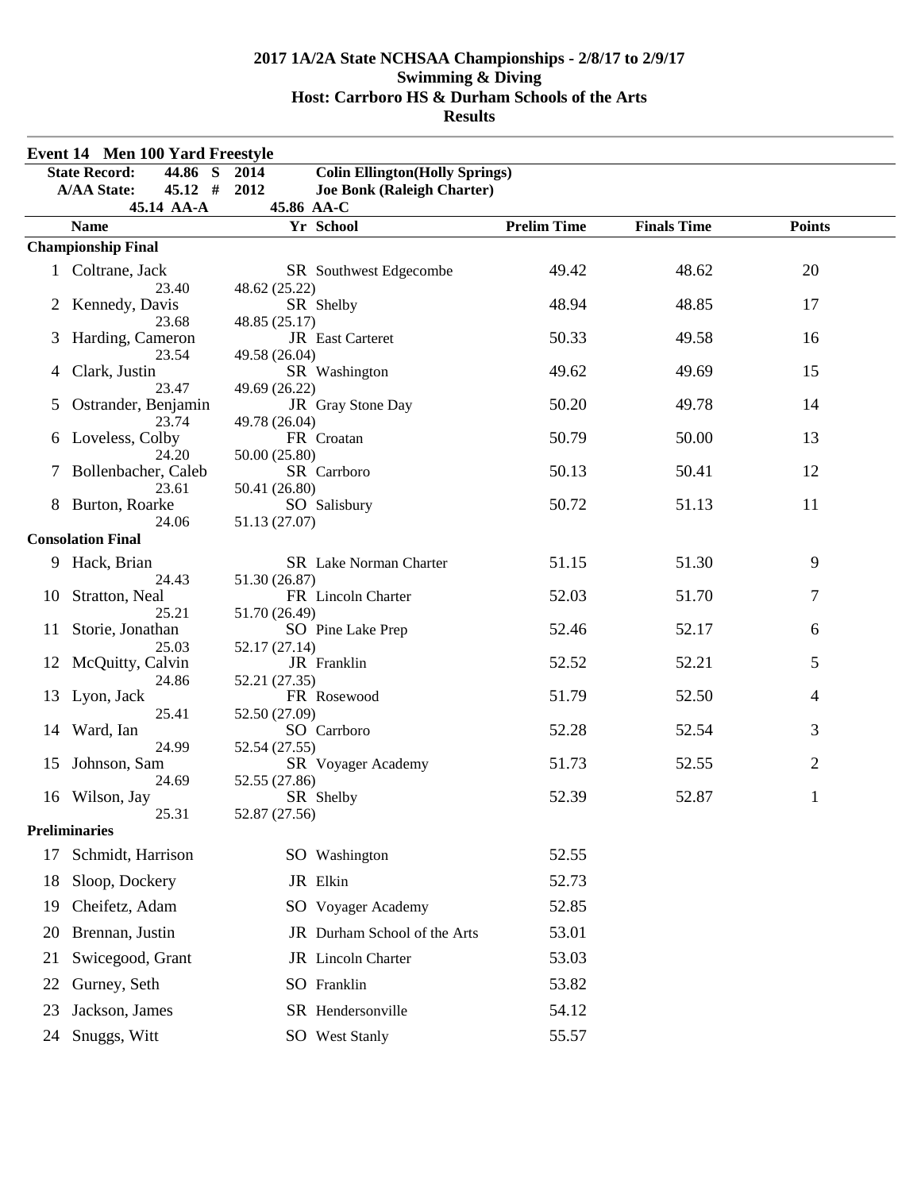# 2017 1A/2A State NCHSAA Championships - 2/8/17 to 2/9/17
## Swimming & Diving
## Host: Carrboro HS & Durham Schools of the Arts
## Results

### Event 14 Men 100 Yard Freestyle

| | | | | |
|---|---|---|---|---|
| State Record: | 44.86 S | 2014 | Colin Ellington(Holly Springs) | |
| A/AA State: | 45.12 # | 2012 | Joe Bonk (Raleigh Charter) | |
| | 45.14 AA-A | | 45.86 AA-C | |

| | Name | Yr | School | Prelim Time | Finals Time | Points |
|---|---|---|---|---|---|---|
| **Championship Final** | | | | | | |
| 1 | Coltrane, Jack | SR | Southwest Edgecombe | 49.42 | 48.62 | 20 |
| | 23.40 | 48.62 (25.22) | | | | |
| 2 | Kennedy, Davis | SR | Shelby | 48.94 | 48.85 | 17 |
| | 23.68 | 48.85 (25.17) | | | | |
| 3 | Harding, Cameron | JR | East Carteret | 50.33 | 49.58 | 16 |
| | 23.54 | 49.58 (26.04) | | | | |
| 4 | Clark, Justin | SR | Washington | 49.62 | 49.69 | 15 |
| | 23.47 | 49.69 (26.22) | | | | |
| 5 | Ostrander, Benjamin | JR | Gray Stone Day | 50.20 | 49.78 | 14 |
| | 23.74 | 49.78 (26.04) | | | | |
| 6 | Loveless, Colby | FR | Croatan | 50.79 | 50.00 | 13 |
| | 24.20 | 50.00 (25.80) | | | | |
| 7 | Bollenbacher, Caleb | SR | Carrboro | 50.13 | 50.41 | 12 |
| | 23.61 | 50.41 (26.80) | | | | |
| 8 | Burton, Roarke | SO | Salisbury | 50.72 | 51.13 | 11 |
| | 24.06 | 51.13 (27.07) | | | | |
| **Consolation Final** | | | | | | |
| 9 | Hack, Brian | SR | Lake Norman Charter | 51.15 | 51.30 | 9 |
| | 24.43 | 51.30 (26.87) | | | | |
| 10 | Stratton, Neal | FR | Lincoln Charter | 52.03 | 51.70 | 7 |
| | 25.21 | 51.70 (26.49) | | | | |
| 11 | Storie, Jonathan | SO | Pine Lake Prep | 52.46 | 52.17 | 6 |
| | 25.03 | 52.17 (27.14) | | | | |
| 12 | McQuitty, Calvin | JR | Franklin | 52.52 | 52.21 | 5 |
| | 24.86 | 52.21 (27.35) | | | | |
| 13 | Lyon, Jack | FR | Rosewood | 51.79 | 52.50 | 4 |
| | 25.41 | 52.50 (27.09) | | | | |
| 14 | Ward, Ian | SO | Carrboro | 52.28 | 52.54 | 3 |
| | 24.99 | 52.54 (27.55) | | | | |
| 15 | Johnson, Sam | SR | Voyager Academy | 51.73 | 52.55 | 2 |
| | 24.69 | 52.55 (27.86) | | | | |
| 16 | Wilson, Jay | SR | Shelby | 52.39 | 52.87 | 1 |
| | 25.31 | 52.87 (27.56) | | | | |
| **Preliminaries** | | | | | | |
| 17 | Schmidt, Harrison | SO | Washington | 52.55 | | |
| 18 | Sloop, Dockery | JR | Elkin | 52.73 | | |
| 19 | Cheifetz, Adam | SO | Voyager Academy | 52.85 | | |
| 20 | Brennan, Justin | JR | Durham School of the Arts | 53.01 | | |
| 21 | Swicegood, Grant | JR | Lincoln Charter | 53.03 | | |
| 22 | Gurney, Seth | SO | Franklin | 53.82 | | |
| 23 | Jackson, James | SR | Hendersonville | 54.12 | | |
| 24 | Snuggs, Witt | SO | West Stanly | 55.57 | | |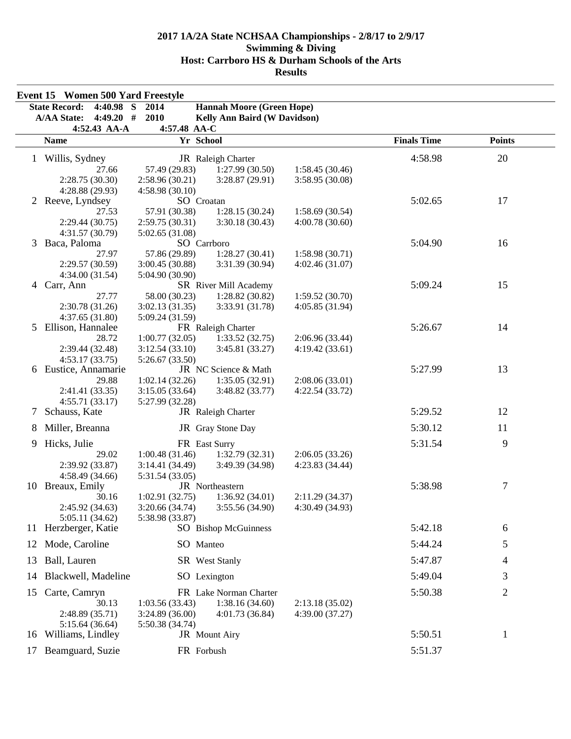# 2017 1A/2A State NCHSAA Championships - 2/8/17 to 2/9/17
## Swimming & Diving
## Host: Carrboro HS & Durham Schools of the Arts
## Results

### Event 15 Women 500 Yard Freestyle

| | | | |
|---|---|---|---|
| State Record: | 4:40.98 S | 2014 | Hannah Moore (Green Hope) |
| A/AA State: | 4:49.20 # | 2010 | Kelly Ann Baird (W Davidson) |
| | 4:52.43 AA-A | 4:57.48 AA-C | |

| | Name | Yr | School | Finals Time | Points |
|---|---|---|---|---|---|
| 1 | Willis, Sydney | JR | Raleigh Charter | 4:58.98 | 20 |
| | 27.66 / 57.49 (29.83) / 1:27.99 (30.50) / 1:58.45 (30.46) / 2:28.75 (30.30) / 2:58.96 (30.21) / 3:28.87 (29.91) / 3:58.95 (30.08) / 4:28.88 (29.93) / 4:58.98 (30.10) | | | | |
| 2 | Reeve, Lyndsey | SO | Croatan | 5:02.65 | 17 |
| | 27.53 / 57.91 (30.38) / 1:28.15 (30.24) / 1:58.69 (30.54) / 2:29.44 (30.75) / 2:59.75 (30.31) / 3:30.18 (30.43) / 4:00.78 (30.60) / 4:31.57 (30.79) / 5:02.65 (31.08) | | | | |
| 3 | Baca, Paloma | SO | Carrboro | 5:04.90 | 16 |
| | 27.97 / 57.86 (29.89) / 1:28.27 (30.41) / 1:58.98 (30.71) / 2:29.57 (30.59) / 3:00.45 (30.88) / 3:31.39 (30.94) / 4:02.46 (31.07) / 4:34.00 (31.54) / 5:04.90 (30.90) | | | | |
| 4 | Carr, Ann | SR | River Mill Academy | 5:09.24 | 15 |
| | 27.77 / 58.00 (30.23) / 1:28.82 (30.82) / 1:59.52 (30.70) / 2:30.78 (31.26) / 3:02.13 (31.35) / 3:33.91 (31.78) / 4:05.85 (31.94) / 4:37.65 (31.80) / 5:09.24 (31.59) | | | | |
| 5 | Ellison, Hannalee | FR | Raleigh Charter | 5:26.67 | 14 |
| | 28.72 / 1:00.77 (32.05) / 1:33.52 (32.75) / 2:06.96 (33.44) / 2:39.44 (32.48) / 3:12.54 (33.10) / 3:45.81 (33.27) / 4:19.42 (33.61) / 4:53.17 (33.75) / 5:26.67 (33.50) | | | | |
| 6 | Eustice, Annamarie | JR | NC Science & Math | 5:27.99 | 13 |
| | 29.88 / 1:02.14 (32.26) / 1:35.05 (32.91) / 2:08.06 (33.01) / 2:41.41 (33.35) / 3:15.05 (33.64) / 3:48.82 (33.77) / 4:22.54 (33.72) / 4:55.71 (33.17) / 5:27.99 (32.28) | | | | |
| 7 | Schauss, Kate | JR | Raleigh Charter | 5:29.52 | 12 |
| 8 | Miller, Breanna | JR | Gray Stone Day | 5:30.12 | 11 |
| 9 | Hicks, Julie | FR | East Surry | 5:31.54 | 9 |
| | 29.02 / 1:00.48 (31.46) / 1:32.79 (32.31) / 2:06.05 (33.26) / 2:39.92 (33.87) / 3:14.41 (34.49) / 3:49.39 (34.98) / 4:23.83 (34.44) / 4:58.49 (34.66) / 5:31.54 (33.05) | | | | |
| 10 | Breaux, Emily | JR | Northeastern | 5:38.98 | 7 |
| | 30.16 / 1:02.91 (32.75) / 1:36.92 (34.01) / 2:11.29 (34.37) / 2:45.92 (34.63) / 3:20.66 (34.74) / 3:55.56 (34.90) / 4:30.49 (34.93) / 5:05.11 (34.62) / 5:38.98 (33.87) | | | | |
| 11 | Herzberger, Katie | SO | Bishop McGuinness | 5:42.18 | 6 |
| 12 | Mode, Caroline | SO | Manteo | 5:44.24 | 5 |
| 13 | Ball, Lauren | SR | West Stanly | 5:47.87 | 4 |
| 14 | Blackwell, Madeline | SO | Lexington | 5:49.04 | 3 |
| 15 | Carte, Camryn | FR | Lake Norman Charter | 5:50.38 | 2 |
| | 30.13 / 1:03.56 (33.43) / 1:38.16 (34.60) / 2:13.18 (35.02) / 2:48.89 (35.71) / 3:24.89 (36.00) / 4:01.73 (36.84) / 4:39.00 (37.27) / 5:15.64 (36.64) / 5:50.38 (34.74) | | | | |
| 16 | Williams, Lindley | JR | Mount Airy | 5:50.51 | 1 |
| 17 | Beamguard, Suzie | FR | Forbush | 5:51.37 | |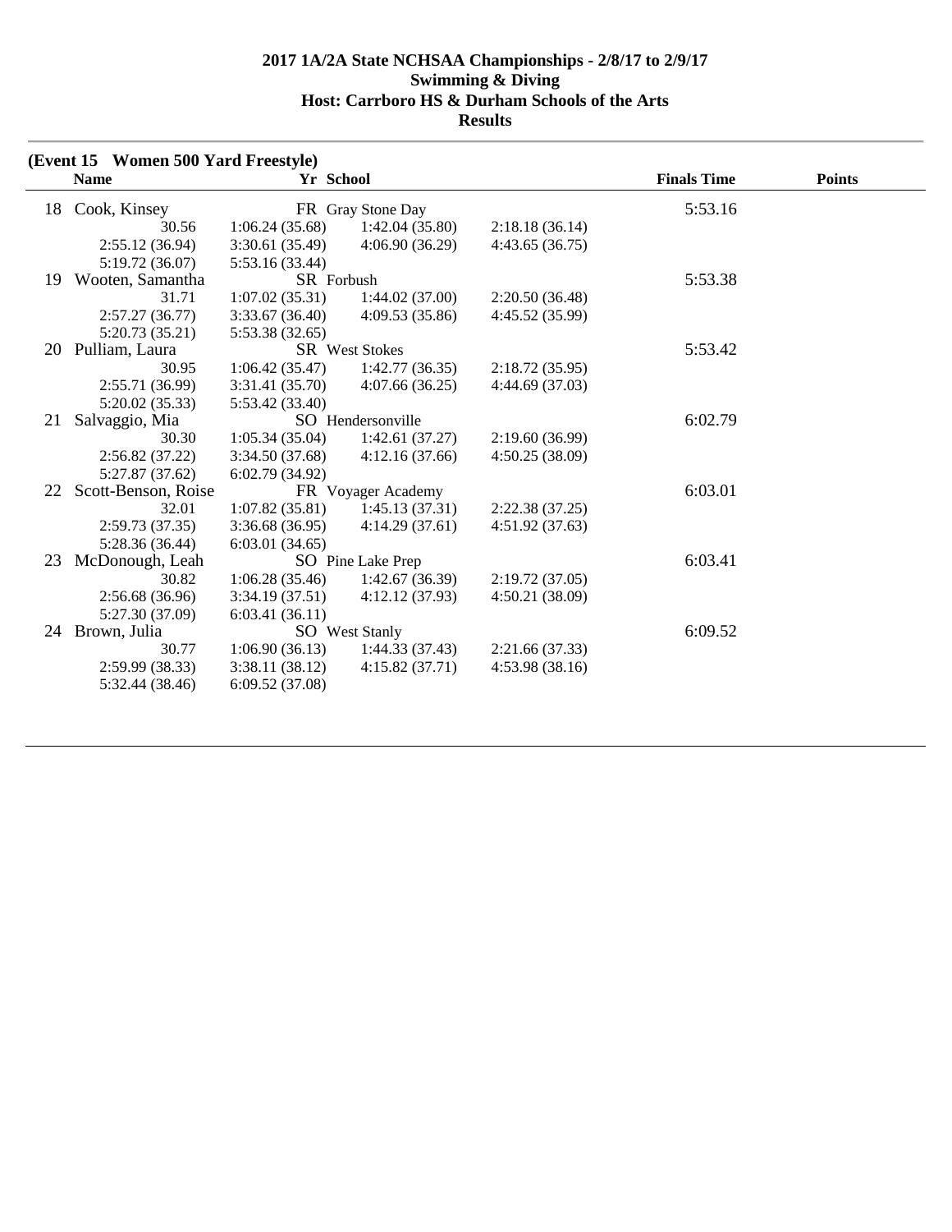# 2017 1A/2A State NCHSAA Championships - 2/8/17 to 2/9/17
## Swimming & Diving
## Host: Carrboro HS & Durham Schools of the Arts
## Results

**(Event 15 Women 500 Yard Freestyle)**

| | Name | Yr | School | Finals Time | Points |
|---|---|---|---|---|---|
| 18 | Cook, Kinsey | FR | Gray Stone Day | 5:53.16 | |
| | 30.56 / 1:06.24 (35.68) / 1:42.04 (35.80) / 2:18.18 (36.14) / 2:55.12 (36.94) / 3:30.61 (35.49) / 4:06.90 (36.29) / 4:43.65 (36.75) / 5:19.72 (36.07) / 5:53.16 (33.44) | | | | |
| 19 | Wooten, Samantha | SR | Forbush | 5:53.38 | |
| | 31.71 / 1:07.02 (35.31) / 1:44.02 (37.00) / 2:20.50 (36.48) / 2:57.27 (36.77) / 3:33.67 (36.40) / 4:09.53 (35.86) / 4:45.52 (35.99) / 5:20.73 (35.21) / 5:53.38 (32.65) | | | | |
| 20 | Pulliam, Laura | SR | West Stokes | 5:53.42 | |
| | 30.95 / 1:06.42 (35.47) / 1:42.77 (36.35) / 2:18.72 (35.95) / 2:55.71 (36.99) / 3:31.41 (35.70) / 4:07.66 (36.25) / 4:44.69 (37.03) / 5:20.02 (35.33) / 5:53.42 (33.40) | | | | |
| 21 | Salvaggio, Mia | SO | Hendersonville | 6:02.79 | |
| | 30.30 / 1:05.34 (35.04) / 1:42.61 (37.27) / 2:19.60 (36.99) / 2:56.82 (37.22) / 3:34.50 (37.68) / 4:12.16 (37.66) / 4:50.25 (38.09) / 5:27.87 (37.62) / 6:02.79 (34.92) | | | | |
| 22 | Scott-Benson, Roise | FR | Voyager Academy | 6:03.01 | |
| | 32.01 / 1:07.82 (35.81) / 1:45.13 (37.31) / 2:22.38 (37.25) / 2:59.73 (37.35) / 3:36.68 (36.95) / 4:14.29 (37.61) / 4:51.92 (37.63) / 5:28.36 (36.44) / 6:03.01 (34.65) | | | | |
| 23 | McDonough, Leah | SO | Pine Lake Prep | 6:03.41 | |
| | 30.82 / 1:06.28 (35.46) / 1:42.67 (36.39) / 2:19.72 (37.05) / 2:56.68 (36.96) / 3:34.19 (37.51) / 4:12.12 (37.93) / 4:50.21 (38.09) / 5:27.30 (37.09) / 6:03.41 (36.11) | | | | |
| 24 | Brown, Julia | SO | West Stanly | 6:09.52 | |
| | 30.77 / 1:06.90 (36.13) / 1:44.33 (37.43) / 2:21.66 (37.33) / 2:59.99 (38.33) / 3:38.11 (38.12) / 4:15.82 (37.71) / 4:53.98 (38.16) / 5:32.44 (38.46) / 6:09.52 (37.08) | | | | |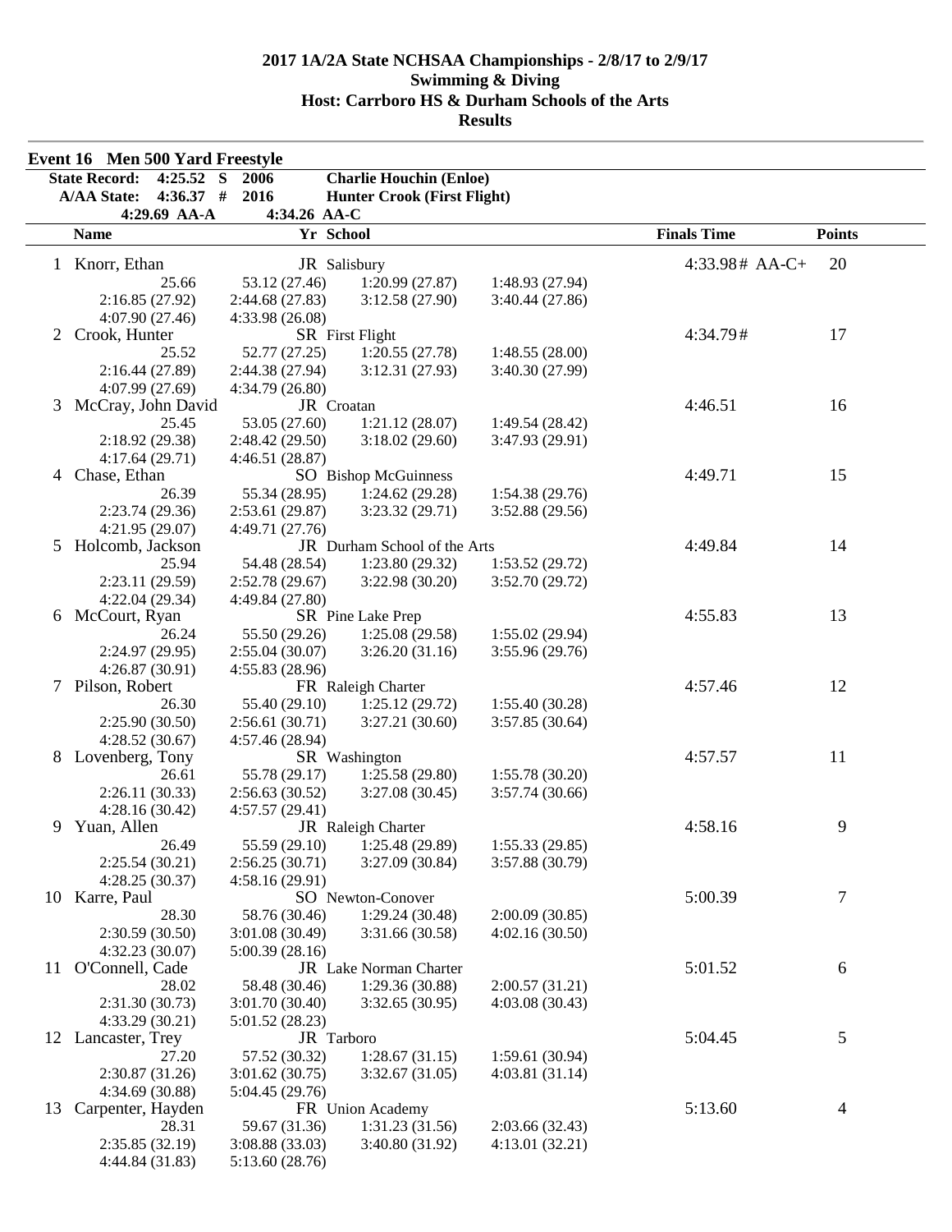# 2017 1A/2A State NCHSAA Championships - 2/8/17 to 2/9/17
## Swimming & Diving
## Host: Carrboro HS & Durham Schools of the Arts
## Results

### Event 16 Men 500 Yard Freestyle

**State Record: 4:25.52 S 2006 Charlie Houchin (Enloe)**
**A/AA State: 4:36.37 # 2016 Hunter Crook (First Flight)**
**4:29.69 AA-A 4:34.26 AA-C**

| | Name | Yr | School | Finals Time | Points |
|---|---|---|---|---|---|
| 1 | Knorr, Ethan | JR | Salisbury | 4:33.98# AA-C+ | 20 |
| | 25.66 | 53.12 (27.46) | 1:20.99 (27.87) | 1:48.93 (27.94) | |
| | 2:16.85 (27.92) | 2:44.68 (27.83) | 3:12.58 (27.90) | 3:40.44 (27.86) | |
| | 4:07.90 (27.46) | 4:33.98 (26.08) | | | |
| 2 | Crook, Hunter | SR | First Flight | 4:34.79# | 17 |
| | 25.52 | 52.77 (27.25) | 1:20.55 (27.78) | 1:48.55 (28.00) | |
| | 2:16.44 (27.89) | 2:44.38 (27.94) | 3:12.31 (27.93) | 3:40.30 (27.99) | |
| | 4:07.99 (27.69) | 4:34.79 (26.80) | | | |
| 3 | McCray, John David | JR | Croatan | 4:46.51 | 16 |
| | 25.45 | 53.05 (27.60) | 1:21.12 (28.07) | 1:49.54 (28.42) | |
| | 2:18.92 (29.38) | 2:48.42 (29.50) | 3:18.02 (29.60) | 3:47.93 (29.91) | |
| | 4:17.64 (29.71) | 4:46.51 (28.87) | | | |
| 4 | Chase, Ethan | SO | Bishop McGuinness | 4:49.71 | 15 |
| | 26.39 | 55.34 (28.95) | 1:24.62 (29.28) | 1:54.38 (29.76) | |
| | 2:23.74 (29.36) | 2:53.61 (29.87) | 3:23.32 (29.71) | 3:52.88 (29.56) | |
| | 4:21.95 (29.07) | 4:49.71 (27.76) | | | |
| 5 | Holcomb, Jackson | JR | Durham School of the Arts | 4:49.84 | 14 |
| | 25.94 | 54.48 (28.54) | 1:23.80 (29.32) | 1:53.52 (29.72) | |
| | 2:23.11 (29.59) | 2:52.78 (29.67) | 3:22.98 (30.20) | 3:52.70 (29.72) | |
| | 4:22.04 (29.34) | 4:49.84 (27.80) | | | |
| 6 | McCourt, Ryan | SR | Pine Lake Prep | 4:55.83 | 13 |
| | 26.24 | 55.50 (29.26) | 1:25.08 (29.58) | 1:55.02 (29.94) | |
| | 2:24.97 (29.95) | 2:55.04 (30.07) | 3:26.20 (31.16) | 3:55.96 (29.76) | |
| | 4:26.87 (30.91) | 4:55.83 (28.96) | | | |
| 7 | Pilson, Robert | FR | Raleigh Charter | 4:57.46 | 12 |
| | 26.30 | 55.40 (29.10) | 1:25.12 (29.72) | 1:55.40 (30.28) | |
| | 2:25.90 (30.50) | 2:56.61 (30.71) | 3:27.21 (30.60) | 3:57.85 (30.64) | |
| | 4:28.52 (30.67) | 4:57.46 (28.94) | | | |
| 8 | Lovenberg, Tony | SR | Washington | 4:57.57 | 11 |
| | 26.61 | 55.78 (29.17) | 1:25.58 (29.80) | 1:55.78 (30.20) | |
| | 2:26.11 (30.33) | 2:56.63 (30.52) | 3:27.08 (30.45) | 3:57.74 (30.66) | |
| | 4:28.16 (30.42) | 4:57.57 (29.41) | | | |
| 9 | Yuan, Allen | JR | Raleigh Charter | 4:58.16 | 9 |
| | 26.49 | 55.59 (29.10) | 1:25.48 (29.89) | 1:55.33 (29.85) | |
| | 2:25.54 (30.21) | 2:56.25 (30.71) | 3:27.09 (30.84) | 3:57.88 (30.79) | |
| | 4:28.25 (30.37) | 4:58.16 (29.91) | | | |
| 10 | Karre, Paul | SO | Newton-Conover | 5:00.39 | 7 |
| | 28.30 | 58.76 (30.46) | 1:29.24 (30.48) | 2:00.09 (30.85) | |
| | 2:30.59 (30.50) | 3:01.08 (30.49) | 3:31.66 (30.58) | 4:02.16 (30.50) | |
| | 4:32.23 (30.07) | 5:00.39 (28.16) | | | |
| 11 | O'Connell, Cade | JR | Lake Norman Charter | 5:01.52 | 6 |
| | 28.02 | 58.48 (30.46) | 1:29.36 (30.88) | 2:00.57 (31.21) | |
| | 2:31.30 (30.73) | 3:01.70 (30.40) | 3:32.65 (30.95) | 4:03.08 (30.43) | |
| | 4:33.29 (30.21) | 5:01.52 (28.23) | | | |
| 12 | Lancaster, Trey | JR | Tarboro | 5:04.45 | 5 |
| | 27.20 | 57.52 (30.32) | 1:28.67 (31.15) | 1:59.61 (30.94) | |
| | 2:30.87 (31.26) | 3:01.62 (30.75) | 3:32.67 (31.05) | 4:03.81 (31.14) | |
| | 4:34.69 (30.88) | 5:04.45 (29.76) | | | |
| 13 | Carpenter, Hayden | FR | Union Academy | 5:13.60 | 4 |
| | 28.31 | 59.67 (31.36) | 1:31.23 (31.56) | 2:03.66 (32.43) | |
| | 2:35.85 (32.19) | 3:08.88 (33.03) | 3:40.80 (31.92) | 4:13.01 (32.21) | |
| | 4:44.84 (31.83) | 5:13.60 (28.76) | | | |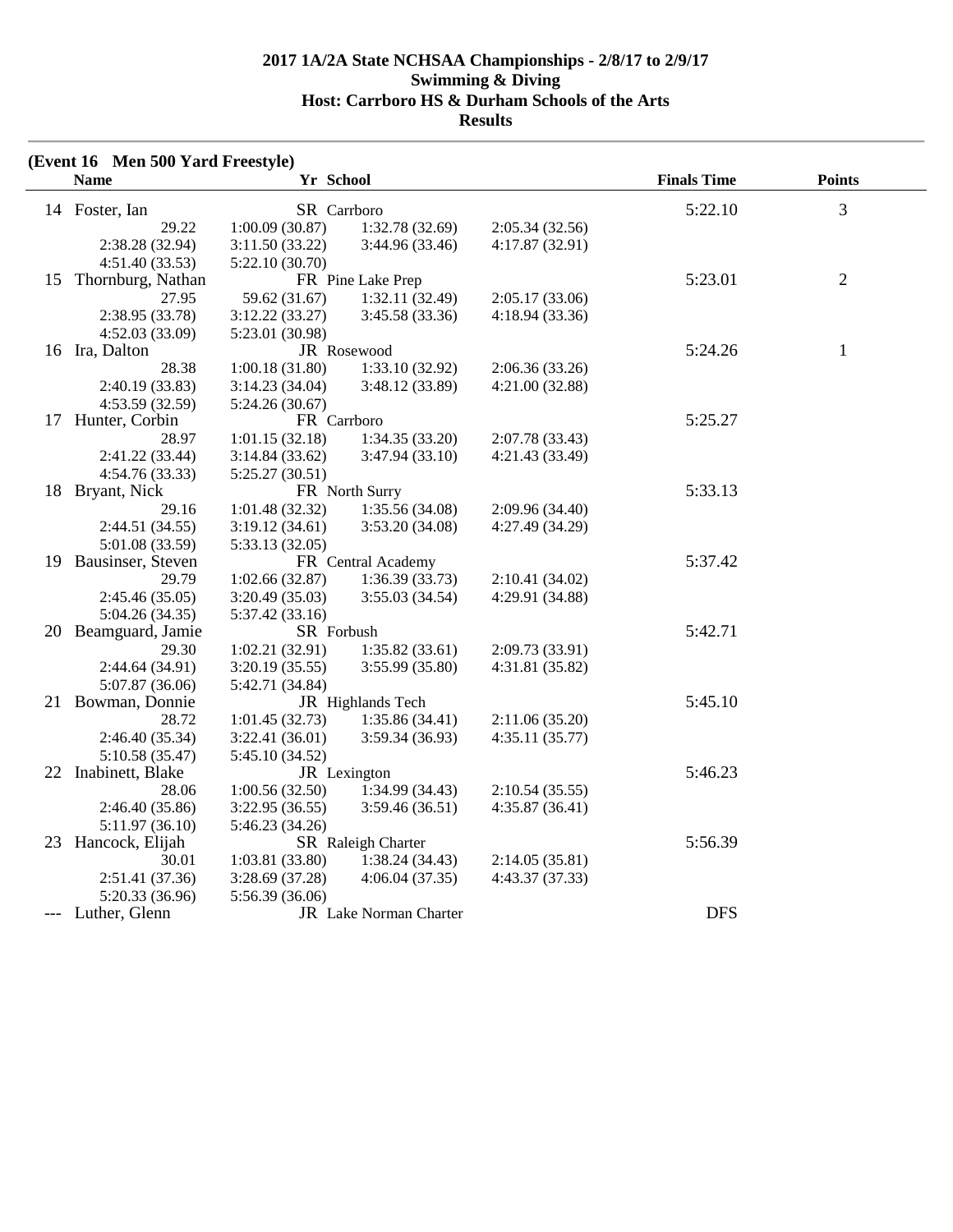# 2017 1A/2A State NCHSAA Championships - 2/8/17 to 2/9/17
## Swimming & Diving
## Host: Carrboro HS & Durham Schools of the Arts
## Results

**(Event 16 Men 500 Yard Freestyle)**

| | Name | Yr | School | Finals Time | Points |
|---|---|---|---|---|---|
| 14 | Foster, Ian | SR | Carrboro | 5:22.10 | 3 |
| | 29.22 / 1:00.09 (30.87) / 1:32.78 (32.69) / 2:05.34 (32.56) / 2:38.28 (32.94) / 3:11.50 (33.22) / 3:44.96 (33.46) / 4:17.87 (32.91) / 4:51.40 (33.53) / 5:22.10 (30.70) | | | | |
| 15 | Thornburg, Nathan | FR | Pine Lake Prep | 5:23.01 | 2 |
| | 27.95 / 59.62 (31.67) / 1:32.11 (32.49) / 2:05.17 (33.06) / 2:38.95 (33.78) / 3:12.22 (33.27) / 3:45.58 (33.36) / 4:18.94 (33.36) / 4:52.03 (33.09) / 5:23.01 (30.98) | | | | |
| 16 | Ira, Dalton | JR | Rosewood | 5:24.26 | 1 |
| | 28.38 / 1:00.18 (31.80) / 1:33.10 (32.92) / 2:06.36 (33.26) / 2:40.19 (33.83) / 3:14.23 (34.04) / 3:48.12 (33.89) / 4:21.00 (32.88) / 4:53.59 (32.59) / 5:24.26 (30.67) | | | | |
| 17 | Hunter, Corbin | FR | Carrboro | 5:25.27 | |
| | 28.97 / 1:01.15 (32.18) / 1:34.35 (33.20) / 2:07.78 (33.43) / 2:41.22 (33.44) / 3:14.84 (33.62) / 3:47.94 (33.10) / 4:21.43 (33.49) / 4:54.76 (33.33) / 5:25.27 (30.51) | | | | |
| 18 | Bryant, Nick | FR | North Surry | 5:33.13 | |
| | 29.16 / 1:01.48 (32.32) / 1:35.56 (34.08) / 2:09.96 (34.40) / 2:44.51 (34.55) / 3:19.12 (34.61) / 3:53.20 (34.08) / 4:27.49 (34.29) / 5:01.08 (33.59) / 5:33.13 (32.05) | | | | |
| 19 | Bausinser, Steven | FR | Central Academy | 5:37.42 | |
| | 29.79 / 1:02.66 (32.87) / 1:36.39 (33.73) / 2:10.41 (34.02) / 2:45.46 (35.05) / 3:20.49 (35.03) / 3:55.03 (34.54) / 4:29.91 (34.88) / 5:04.26 (34.35) / 5:37.42 (33.16) | | | | |
| 20 | Beamguard, Jamie | SR | Forbush | 5:42.71 | |
| | 29.30 / 1:02.21 (32.91) / 1:35.82 (33.61) / 2:09.73 (33.91) / 2:44.64 (34.91) / 3:20.19 (35.55) / 3:55.99 (35.80) / 4:31.81 (35.82) / 5:07.87 (36.06) / 5:42.71 (34.84) | | | | |
| 21 | Bowman, Donnie | JR | Highlands Tech | 5:45.10 | |
| | 28.72 / 1:01.45 (32.73) / 1:35.86 (34.41) / 2:11.06 (35.20) / 2:46.40 (35.34) / 3:22.41 (36.01) / 3:59.34 (36.93) / 4:35.11 (35.77) / 5:10.58 (35.47) / 5:45.10 (34.52) | | | | |
| 22 | Inabinett, Blake | JR | Lexington | 5:46.23 | |
| | 28.06 / 1:00.56 (32.50) / 1:34.99 (34.43) / 2:10.54 (35.55) / 2:46.40 (35.86) / 3:22.95 (36.55) / 3:59.46 (36.51) / 4:35.87 (36.41) / 5:11.97 (36.10) / 5:46.23 (34.26) | | | | |
| 23 | Hancock, Elijah | SR | Raleigh Charter | 5:56.39 | |
| | 30.01 / 1:03.81 (33.80) / 1:38.24 (34.43) / 2:14.05 (35.81) / 2:51.41 (37.36) / 3:28.69 (37.28) / 4:06.04 (37.35) / 4:43.37 (37.33) / 5:20.33 (36.96) / 5:56.39 (36.06) | | | | |
| --- | Luther, Glenn | JR | Lake Norman Charter | DFS | |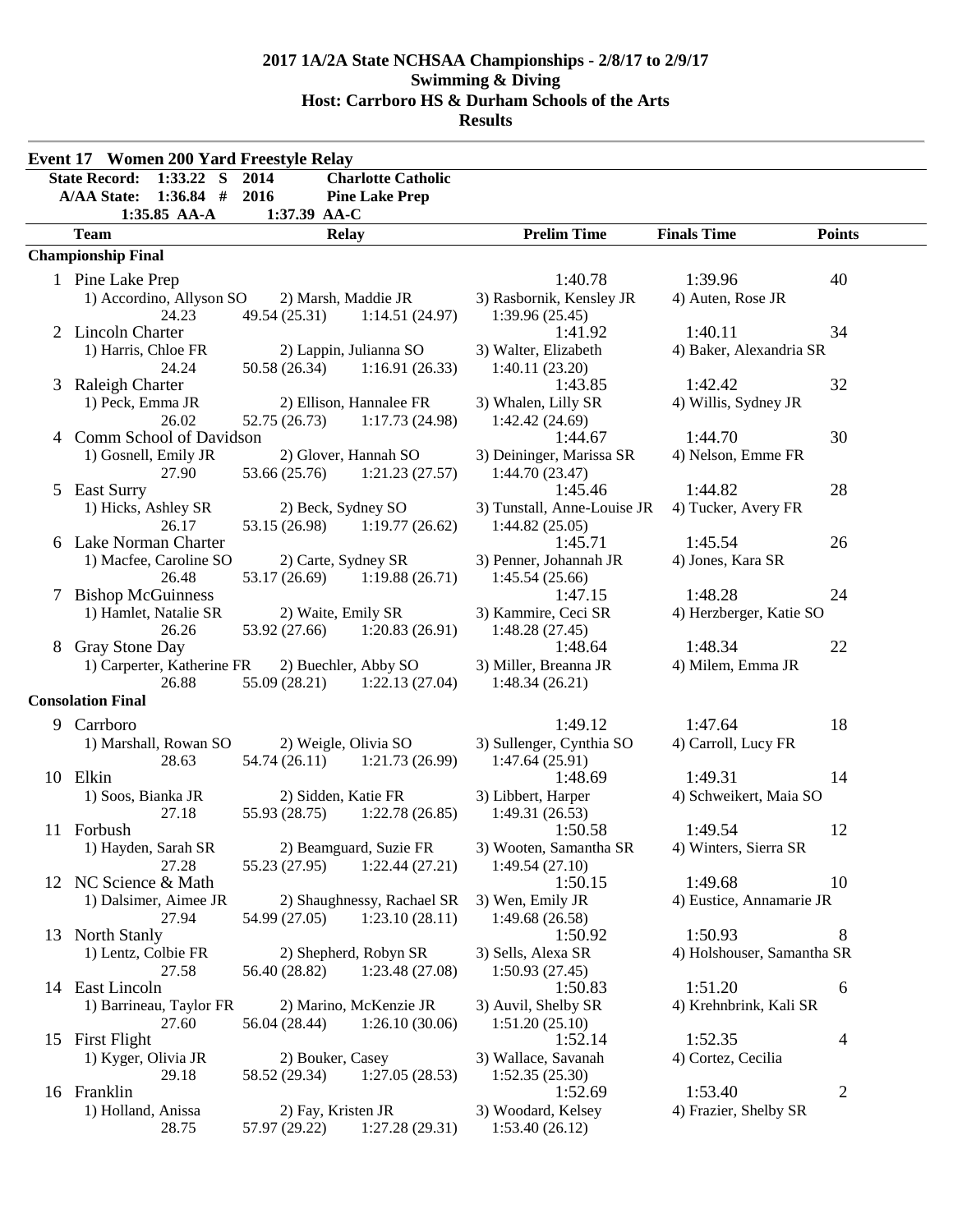# 2017 1A/2A State NCHSAA Championships - 2/8/17 to 2/9/17
## Swimming & Diving
## Host: Carrboro HS & Durham Schools of the Arts
## Results

### Event 17 Women 200 Yard Freestyle Relay

State Record: 1:33.22 S 2014 Charlotte Catholic
A/AA State: 1:36.84 # 2016 Pine Lake Prep
1:35.85 AA-A 1:37.39 AA-C

| | Team | Relay | Prelim Time | Finals Time | Points |
|---|---|---|---|---|---|
| **Championship Final** | | | | | |
| 1 | Pine Lake Prep | | 1:40.78 | 1:39.96 | 40 |
| | 1) Accordino, Allyson SO | 2) Marsh, Maddie JR | 3) Rasbornik, Kensley JR | 4) Auten, Rose JR | |
| | 24.23 | 49.54 (25.31) 1:14.51 (24.97) | 1:39.96 (25.45) | | |
| 2 | Lincoln Charter | | 1:41.92 | 1:40.11 | 34 |
| | 1) Harris, Chloe FR | 2) Lappin, Julianna SO | 3) Walter, Elizabeth | 4) Baker, Alexandria SR | |
| | 24.24 | 50.58 (26.34) 1:16.91 (26.33) | 1:40.11 (23.20) | | |
| 3 | Raleigh Charter | | 1:43.85 | 1:42.42 | 32 |
| | 1) Peck, Emma JR | 2) Ellison, Hannalee FR | 3) Whalen, Lilly SR | 4) Willis, Sydney JR | |
| | 26.02 | 52.75 (26.73) 1:17.73 (24.98) | 1:42.42 (24.69) | | |
| 4 | Comm School of Davidson | | 1:44.67 | 1:44.70 | 30 |
| | 1) Gosnell, Emily JR | 2) Glover, Hannah SO | 3) Deininger, Marissa SR | 4) Nelson, Emme FR | |
| | 27.90 | 53.66 (25.76) 1:21.23 (27.57) | 1:44.70 (23.47) | | |
| 5 | East Surry | | 1:45.46 | 1:44.82 | 28 |
| | 1) Hicks, Ashley SR | 2) Beck, Sydney SO | 3) Tunstall, Anne-Louise JR | 4) Tucker, Avery FR | |
| | 26.17 | 53.15 (26.98) 1:19.77 (26.62) | 1:44.82 (25.05) | | |
| 6 | Lake Norman Charter | | 1:45.71 | 1:45.54 | 26 |
| | 1) Macfee, Caroline SO | 2) Carte, Sydney SR | 3) Penner, Johannah JR | 4) Jones, Kara SR | |
| | 26.48 | 53.17 (26.69) 1:19.88 (26.71) | 1:45.54 (25.66) | | |
| 7 | Bishop McGuinness | | 1:47.15 | 1:48.28 | 24 |
| | 1) Hamlet, Natalie SR | 2) Waite, Emily SR | 3) Kammire, Ceci SR | 4) Herzberger, Katie SO | |
| | 26.26 | 53.92 (27.66) 1:20.83 (26.91) | 1:48.28 (27.45) | | |
| 8 | Gray Stone Day | | 1:48.64 | 1:48.34 | 22 |
| | 1) Carperter, Katherine FR | 2) Buechler, Abby SO | 3) Miller, Breanna JR | 4) Milem, Emma JR | |
| | 26.88 | 55.09 (28.21) 1:22.13 (27.04) | 1:48.34 (26.21) | | |
| **Consolation Final** | | | | | |
| 9 | Carrboro | | 1:49.12 | 1:47.64 | 18 |
| | 1) Marshall, Rowan SO | 2) Weigle, Olivia SO | 3) Sullenger, Cynthia SO | 4) Carroll, Lucy FR | |
| | 28.63 | 54.74 (26.11) 1:21.73 (26.99) | 1:47.64 (25.91) | | |
| 10 | Elkin | | 1:48.69 | 1:49.31 | 14 |
| | 1) Soos, Bianka JR | 2) Sidden, Katie FR | 3) Libbert, Harper | 4) Schweikert, Maia SO | |
| | 27.18 | 55.93 (28.75) 1:22.78 (26.85) | 1:49.31 (26.53) | | |
| 11 | Forbush | | 1:50.58 | 1:49.54 | 12 |
| | 1) Hayden, Sarah SR | 2) Beamguard, Suzie FR | 3) Wooten, Samantha SR | 4) Winters, Sierra SR | |
| | 27.28 | 55.23 (27.95) 1:22.44 (27.21) | 1:49.54 (27.10) | | |
| 12 | NC Science & Math | | 1:50.15 | 1:49.68 | 10 |
| | 1) Dalsimer, Aimee JR | 2) Shaughnessy, Rachael SR | 3) Wen, Emily JR | 4) Eustice, Annamarie JR | |
| | 27.94 | 54.99 (27.05) 1:23.10 (28.11) | 1:49.68 (26.58) | | |
| 13 | North Stanly | | 1:50.92 | 1:50.93 | 8 |
| | 1) Lentz, Colbie FR | 2) Shepherd, Robyn SR | 3) Sells, Alexa SR | 4) Holshouser, Samantha SR | |
| | 27.58 | 56.40 (28.82) 1:23.48 (27.08) | 1:50.93 (27.45) | | |
| 14 | East Lincoln | | 1:50.83 | 1:51.20 | 6 |
| | 1) Barrineau, Taylor FR | 2) Marino, McKenzie JR | 3) Auvil, Shelby SR | 4) Krehnbrink, Kali SR | |
| | 27.60 | 56.04 (28.44) 1:26.10 (30.06) | 1:51.20 (25.10) | | |
| 15 | First Flight | | 1:52.14 | 1:52.35 | 4 |
| | 1) Kyger, Olivia JR | 2) Bouker, Casey | 3) Wallace, Savanah | 4) Cortez, Cecilia | |
| | 29.18 | 58.52 (29.34) 1:27.05 (28.53) | 1:52.35 (25.30) | | |
| 16 | Franklin | | 1:52.69 | 1:53.40 | 2 |
| | 1) Holland, Anissa | 2) Fay, Kristen JR | 3) Woodard, Kelsey | 4) Frazier, Shelby SR | |
| | 28.75 | 57.97 (29.22) 1:27.28 (29.31) | 1:53.40 (26.12) | | |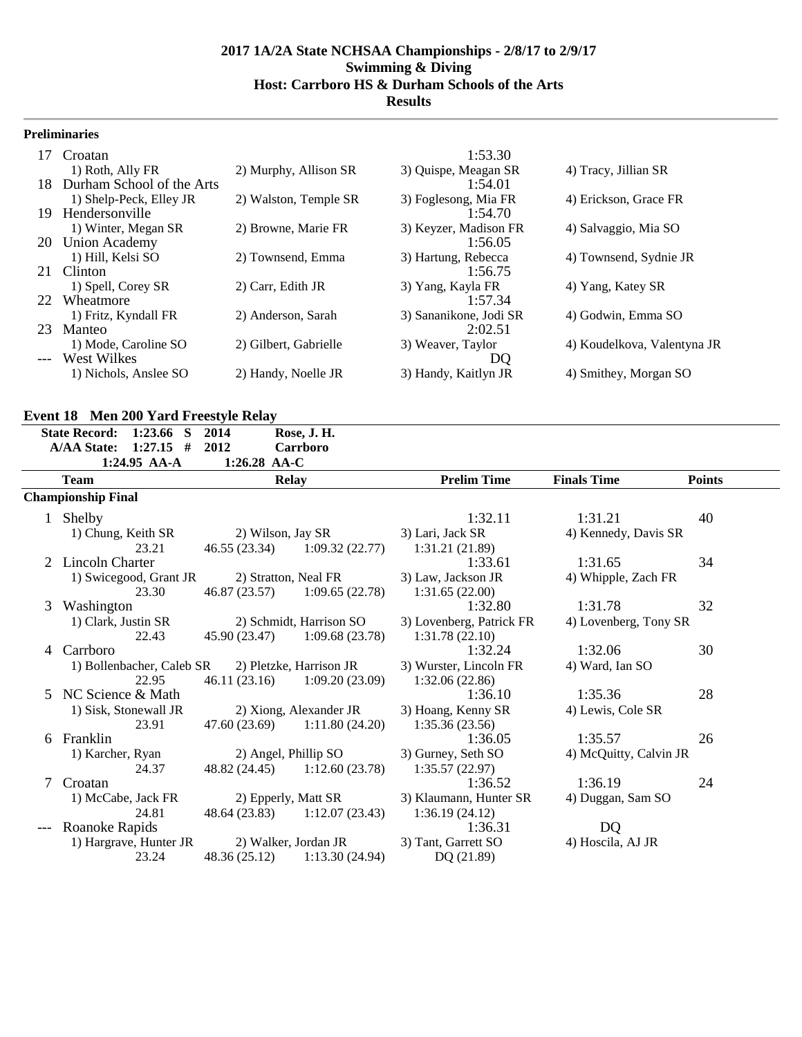# 2017 1A/2A State NCHSAA Championships - 2/8/17 to 2/9/17
## Swimming & Diving
## Host: Carrboro HS & Durham Schools of the Arts
## Results

### Preliminaries

| | Team | | Time | |
|---|---|---|---|---|
| 17 | Croatan | | 1:53.30 | |
| | 1) Roth, Ally FR | 2) Murphy, Allison SR | 3) Quispe, Meagan SR | 4) Tracy, Jillian SR |
| 18 | Durham School of the Arts | | 1:54.01 | |
| | 1) Shelp-Peck, Elley JR | 2) Walston, Temple SR | 3) Foglesong, Mia FR | 4) Erickson, Grace FR |
| 19 | Hendersonville | | 1:54.70 | |
| | 1) Winter, Megan SR | 2) Browne, Marie FR | 3) Keyzer, Madison FR | 4) Salvaggio, Mia SO |
| 20 | Union Academy | | 1:56.05 | |
| | 1) Hill, Kelsi SO | 2) Townsend, Emma | 3) Hartung, Rebecca | 4) Townsend, Sydnie JR |
| 21 | Clinton | | 1:56.75 | |
| | 1) Spell, Corey SR | 2) Carr, Edith JR | 3) Yang, Kayla FR | 4) Yang, Katey SR |
| 22 | Wheatmore | | 1:57.34 | |
| | 1) Fritz, Kyndall FR | 2) Anderson, Sarah | 3) Sananikone, Jodi SR | 4) Godwin, Emma SO |
| 23 | Manteo | | 2:02.51 | |
| | 1) Mode, Caroline SO | 2) Gilbert, Gabrielle | 3) Weaver, Taylor | 4) Koudelkova, Valentyna JR |
| --- | West Wilkes | | DQ | |
| | 1) Nichols, Anslee SO | 2) Handy, Noelle JR | 3) Handy, Kaitlyn JR | 4) Smithey, Morgan SO |

## Event 18 Men 200 Yard Freestyle Relay

**State Record: 1:23.66 S 2014 Rose, J. H.**
**A/AA State: 1:27.15 # 2012 Carrboro**
**1:24.95 AA-A 1:26.28 AA-C**

| | Team | Relay | | Prelim Time | Finals Time | Points |
|---|---|---|---|---|---|---|
| **Championship Final** | | | | | | |
| 1 | Shelby | | | 1:32.11 | 1:31.21 | 40 |
| | 1) Chung, Keith SR | 2) Wilson, Jay SR | | 3) Lari, Jack SR | 4) Kennedy, Davis SR | |
| | 23.21 | 46.55 (23.34) | 1:09.32 (22.77) | 1:31.21 (21.89) | | |
| 2 | Lincoln Charter | | | 1:33.61 | 1:31.65 | 34 |
| | 1) Swicegood, Grant JR | 2) Stratton, Neal FR | | 3) Law, Jackson JR | 4) Whipple, Zach FR | |
| | 23.30 | 46.87 (23.57) | 1:09.65 (22.78) | 1:31.65 (22.00) | | |
| 3 | Washington | | | 1:32.80 | 1:31.78 | 32 |
| | 1) Clark, Justin SR | 2) Schmidt, Harrison SO | | 3) Lovenberg, Patrick FR | 4) Lovenberg, Tony SR | |
| | 22.43 | 45.90 (23.47) | 1:09.68 (23.78) | 1:31.78 (22.10) | | |
| 4 | Carrboro | | | 1:32.24 | 1:32.06 | 30 |
| | 1) Bollenbacher, Caleb SR | 2) Pletzke, Harrison JR | | 3) Wurster, Lincoln FR | 4) Ward, Ian SO | |
| | 22.95 | 46.11 (23.16) | 1:09.20 (23.09) | 1:32.06 (22.86) | | |
| 5 | NC Science & Math | | | 1:36.10 | 1:35.36 | 28 |
| | 1) Sisk, Stonewall JR | 2) Xiong, Alexander JR | | 3) Hoang, Kenny SR | 4) Lewis, Cole SR | |
| | 23.91 | 47.60 (23.69) | 1:11.80 (24.20) | 1:35.36 (23.56) | | |
| 6 | Franklin | | | 1:36.05 | 1:35.57 | 26 |
| | 1) Karcher, Ryan | 2) Angel, Phillip SO | | 3) Gurney, Seth SO | 4) McQuitty, Calvin JR | |
| | 24.37 | 48.82 (24.45) | 1:12.60 (23.78) | 1:35.57 (22.97) | | |
| 7 | Croatan | | | 1:36.52 | 1:36.19 | 24 |
| | 1) McCabe, Jack FR | 2) Epperly, Matt SR | | 3) Klaumann, Hunter SR | 4) Duggan, Sam SO | |
| | 24.81 | 48.64 (23.83) | 1:12.07 (23.43) | 1:36.19 (24.12) | | |
| --- | Roanoke Rapids | | | 1:36.31 | DQ | |
| | 1) Hargrave, Hunter JR | 2) Walker, Jordan JR | | 3) Tant, Garrett SO | 4) Hoscila, AJ JR | |
| | 23.24 | 48.36 (25.12) | 1:13.30 (24.94) | DQ (21.89) | | |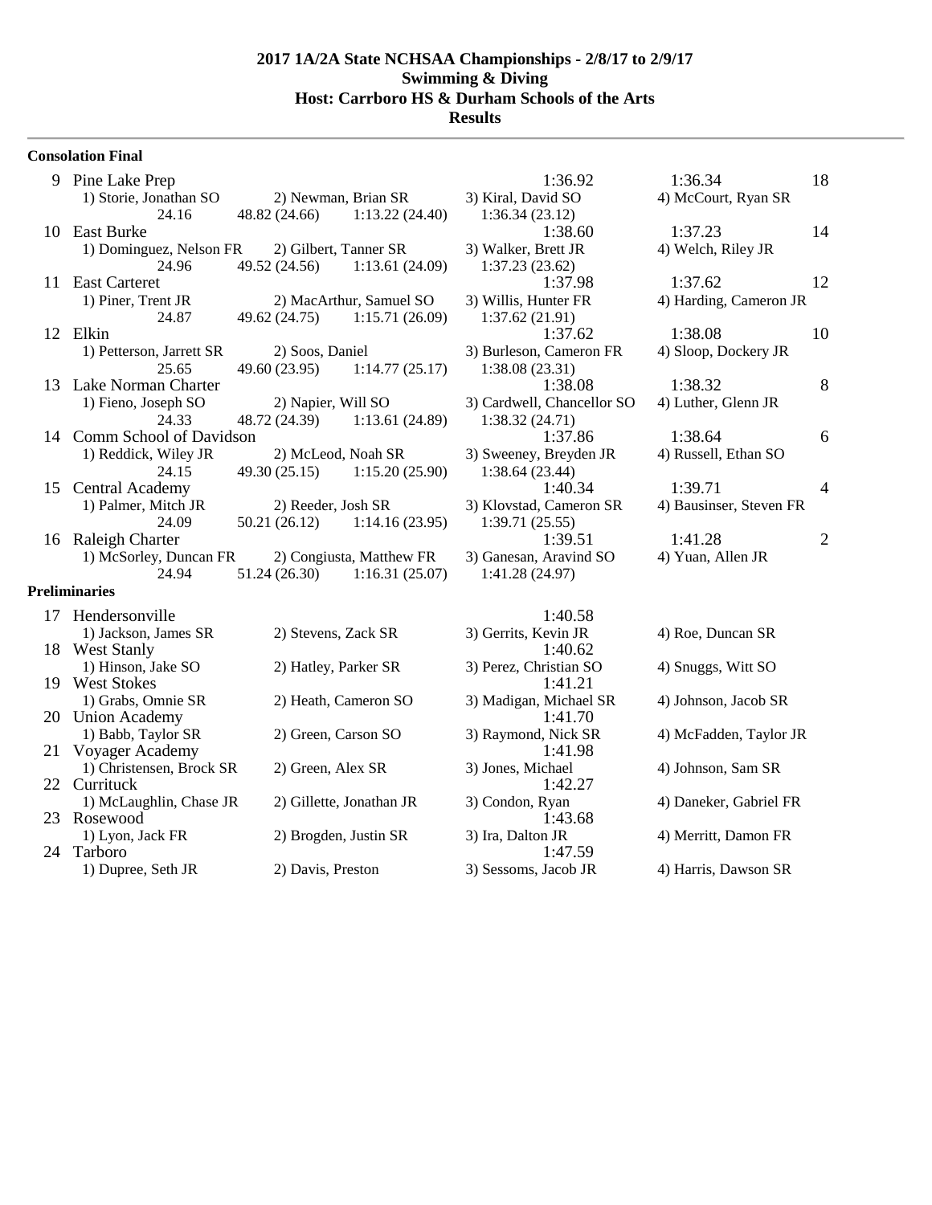**2017 1A/2A State NCHSAA Championships - 2/8/17 to 2/9/17**
**Swimming & Diving**
**Host: Carrboro HS & Durham Schools of the Arts**
**Results**

### Consolation Final

| Place | Team | | | Seed | Finals | Points |
|---|---|---|---|---|---|---|
| 9 | Pine Lake Prep | | | 1:36.92 | 1:36.34 | 18 |
| | 1) Storie, Jonathan SO | 2) Newman, Brian SR | 3) Kiral, David SO | 4) McCourt, Ryan SR | | |
| | 24.16 | 48.82 (24.66) | 1:13.22 (24.40) | 1:36.34 (23.12) | | |
| 10 | East Burke | | | 1:38.60 | 1:37.23 | 14 |
| | 1) Dominguez, Nelson FR | 2) Gilbert, Tanner SR | 3) Walker, Brett JR | 4) Welch, Riley JR | | |
| | 24.96 | 49.52 (24.56) | 1:13.61 (24.09) | 1:37.23 (23.62) | | |
| 11 | East Carteret | | | 1:37.98 | 1:37.62 | 12 |
| | 1) Piner, Trent JR | 2) MacArthur, Samuel SO | 3) Willis, Hunter FR | 4) Harding, Cameron JR | | |
| | 24.87 | 49.62 (24.75) | 1:15.71 (26.09) | 1:37.62 (21.91) | | |
| 12 | Elkin | | | 1:37.62 | 1:38.08 | 10 |
| | 1) Petterson, Jarrett SR | 2) Soos, Daniel | 3) Burleson, Cameron FR | 4) Sloop, Dockery JR | | |
| | 25.65 | 49.60 (23.95) | 1:14.77 (25.17) | 1:38.08 (23.31) | | |
| 13 | Lake Norman Charter | | | 1:38.08 | 1:38.32 | 8 |
| | 1) Fieno, Joseph SO | 2) Napier, Will SO | 3) Cardwell, Chancellor SO | 4) Luther, Glenn JR | | |
| | 24.33 | 48.72 (24.39) | 1:13.61 (24.89) | 1:38.32 (24.71) | | |
| 14 | Comm School of Davidson | | | 1:37.86 | 1:38.64 | 6 |
| | 1) Reddick, Wiley JR | 2) McLeod, Noah SR | 3) Sweeney, Breyden JR | 4) Russell, Ethan SO | | |
| | 24.15 | 49.30 (25.15) | 1:15.20 (25.90) | 1:38.64 (23.44) | | |
| 15 | Central Academy | | | 1:40.34 | 1:39.71 | 4 |
| | 1) Palmer, Mitch JR | 2) Reeder, Josh SR | 3) Klovstad, Cameron SR | 4) Bausinser, Steven FR | | |
| | 24.09 | 50.21 (26.12) | 1:14.16 (23.95) | 1:39.71 (25.55) | | |
| 16 | Raleigh Charter | | | 1:39.51 | 1:41.28 | 2 |
| | 1) McSorley, Duncan FR | 2) Congiusta, Matthew FR | 3) Ganesan, Aravind SO | 4) Yuan, Allen JR | | |
| | 24.94 | 51.24 (26.30) | 1:16.31 (25.07) | 1:41.28 (24.97) | | |

### Preliminaries

| Place | Team | | | Prelims |
|---|---|---|---|---|
| 17 | Hendersonville | | | 1:40.58 |
| | 1) Jackson, James SR | 2) Stevens, Zack SR | 3) Gerrits, Kevin JR | 4) Roe, Duncan SR |
| 18 | West Stanly | | | 1:40.62 |
| | 1) Hinson, Jake SO | 2) Hatley, Parker SR | 3) Perez, Christian SO | 4) Snuggs, Witt SO |
| 19 | West Stokes | | | 1:41.21 |
| | 1) Grabs, Omnie SR | 2) Heath, Cameron SO | 3) Madigan, Michael SR | 4) Johnson, Jacob SR |
| 20 | Union Academy | | | 1:41.70 |
| | 1) Babb, Taylor SR | 2) Green, Carson SO | 3) Raymond, Nick SR | 4) McFadden, Taylor JR |
| 21 | Voyager Academy | | | 1:41.98 |
| | 1) Christensen, Brock SR | 2) Green, Alex SR | 3) Jones, Michael | 4) Johnson, Sam SR |
| 22 | Currituck | | | 1:42.27 |
| | 1) McLaughlin, Chase JR | 2) Gillette, Jonathan JR | 3) Condon, Ryan | 4) Daneker, Gabriel FR |
| 23 | Rosewood | | | 1:43.68 |
| | 1) Lyon, Jack FR | 2) Brogden, Justin SR | 3) Ira, Dalton JR | 4) Merritt, Damon FR |
| 24 | Tarboro | | | 1:47.59 |
| | 1) Dupree, Seth JR | 2) Davis, Preston | 3) Sessoms, Jacob JR | 4) Harris, Dawson SR |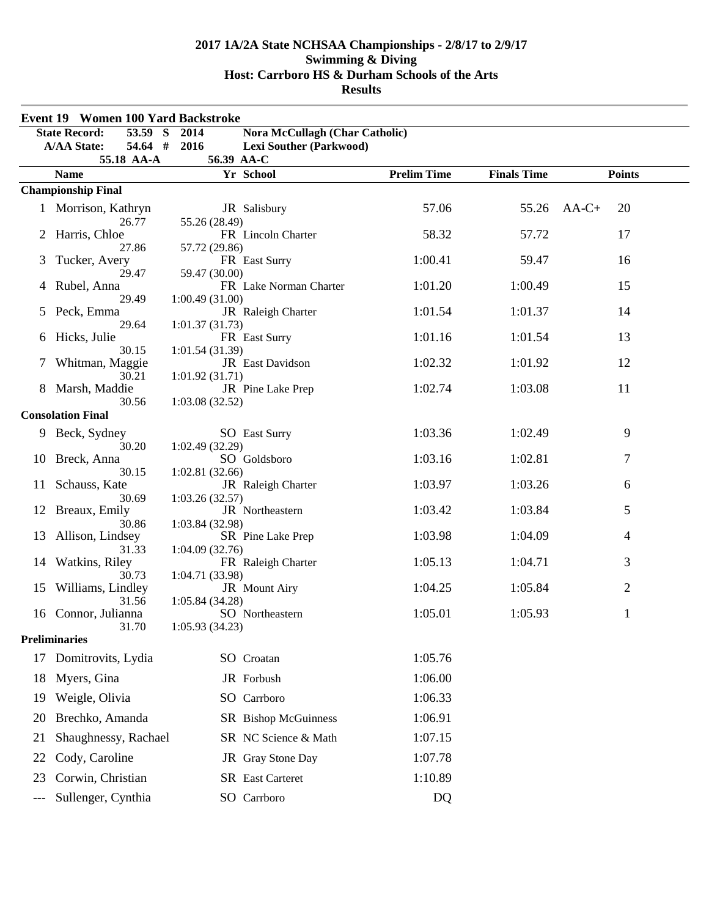# 2017 1A/2A State NCHSAA Championships - 2/8/17 to 2/9/17
## Swimming & Diving
## Host: Carrboro HS & Durham Schools of the Arts
## Results

### Event 19 Women 100 Yard Backstroke

| | | | |
|---|---|---|---|
| State Record: | 53.59 S | 2014 | Nora McCullagh (Char Catholic) |
| A/AA State: | 54.64 # | 2016 | Lexi Souther (Parkwood) |
| | 55.18 AA-A | | 56.39 AA-C |

| | Name | Yr | School | Prelim Time | Finals Time | | Points |
|---|---|---|---|---|---|---|---|
| **Championship Final** | | | | | | | |
| 1 | Morrison, Kathryn | JR | Salisbury | 57.06 | 55.26 | AA-C+ | 20 |
| | 26.77 | 55.26 (28.49) | | | | | |
| 2 | Harris, Chloe | FR | Lincoln Charter | 58.32 | 57.72 | | 17 |
| | 27.86 | 57.72 (29.86) | | | | | |
| 3 | Tucker, Avery | FR | East Surry | 1:00.41 | 59.47 | | 16 |
| | 29.47 | 59.47 (30.00) | | | | | |
| 4 | Rubel, Anna | FR | Lake Norman Charter | 1:01.20 | 1:00.49 | | 15 |
| | 29.49 | 1:00.49 (31.00) | | | | | |
| 5 | Peck, Emma | JR | Raleigh Charter | 1:01.54 | 1:01.37 | | 14 |
| | 29.64 | 1:01.37 (31.73) | | | | | |
| 6 | Hicks, Julie | FR | East Surry | 1:01.16 | 1:01.54 | | 13 |
| | 30.15 | 1:01.54 (31.39) | | | | | |
| 7 | Whitman, Maggie | JR | East Davidson | 1:02.32 | 1:01.92 | | 12 |
| | 30.21 | 1:01.92 (31.71) | | | | | |
| 8 | Marsh, Maddie | JR | Pine Lake Prep | 1:02.74 | 1:03.08 | | 11 |
| | 30.56 | 1:03.08 (32.52) | | | | | |
| **Consolation Final** | | | | | | | |
| 9 | Beck, Sydney | SO | East Surry | 1:03.36 | 1:02.49 | | 9 |
| | 30.20 | 1:02.49 (32.29) | | | | | |
| 10 | Breck, Anna | SO | Goldsboro | 1:03.16 | 1:02.81 | | 7 |
| | 30.15 | 1:02.81 (32.66) | | | | | |
| 11 | Schauss, Kate | JR | Raleigh Charter | 1:03.97 | 1:03.26 | | 6 |
| | 30.69 | 1:03.26 (32.57) | | | | | |
| 12 | Breaux, Emily | JR | Northeastern | 1:03.42 | 1:03.84 | | 5 |
| | 30.86 | 1:03.84 (32.98) | | | | | |
| 13 | Allison, Lindsey | SR | Pine Lake Prep | 1:03.98 | 1:04.09 | | 4 |
| | 31.33 | 1:04.09 (32.76) | | | | | |
| 14 | Watkins, Riley | FR | Raleigh Charter | 1:05.13 | 1:04.71 | | 3 |
| | 30.73 | 1:04.71 (33.98) | | | | | |
| 15 | Williams, Lindley | JR | Mount Airy | 1:04.25 | 1:05.84 | | 2 |
| | 31.56 | 1:05.84 (34.28) | | | | | |
| 16 | Connor, Julianna | SO | Northeastern | 1:05.01 | 1:05.93 | | 1 |
| | 31.70 | 1:05.93 (34.23) | | | | | |
| **Preliminaries** | | | | | | | |
| 17 | Domitrovits, Lydia | SO | Croatan | 1:05.76 | | | |
| 18 | Myers, Gina | JR | Forbush | 1:06.00 | | | |
| 19 | Weigle, Olivia | SO | Carrboro | 1:06.33 | | | |
| 20 | Brechko, Amanda | SR | Bishop McGuinness | 1:06.91 | | | |
| 21 | Shaughnessy, Rachael | SR | NC Science & Math | 1:07.15 | | | |
| 22 | Cody, Caroline | JR | Gray Stone Day | 1:07.78 | | | |
| 23 | Corwin, Christian | SR | East Carteret | 1:10.89 | | | |
| --- | Sullenger, Cynthia | SO | Carrboro | DQ | | | |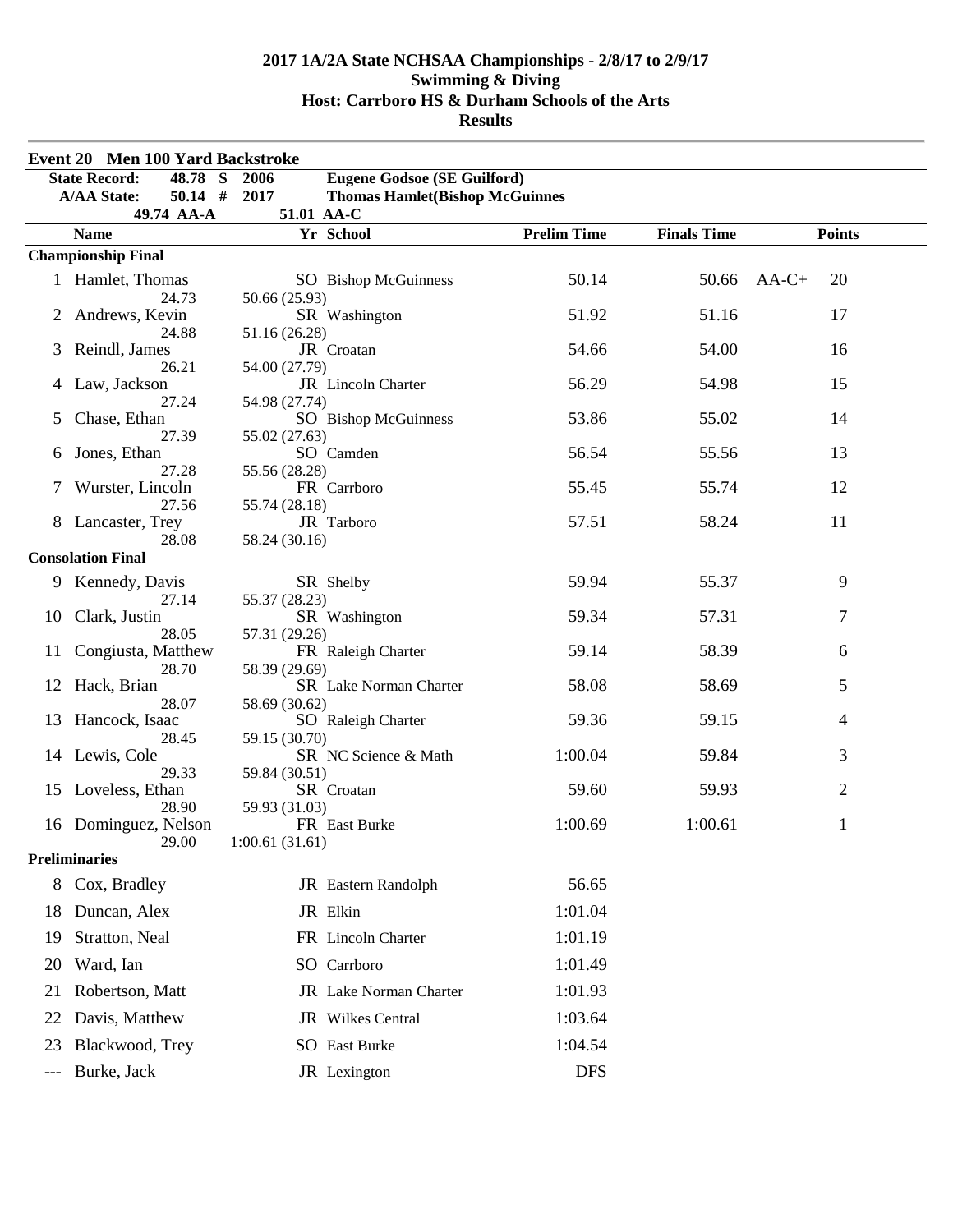# 2017 1A/2A State NCHSAA Championships - 2/8/17 to 2/9/17
## Swimming & Diving
## Host: Carrboro HS & Durham Schools of the Arts
## Results

### Event 20 Men 100 Yard Backstroke

| | | | |
|---|---|---|---|
| **State Record:** | 48.78 S | 2006 | Eugene Godsoe (SE Guilford) |
| **A/AA State:** | 50.14 # | 2017 | Thomas Hamlet(Bishop McGuinnes |
| | 49.74 AA-A | 51.01 AA-C | |

| | Name | Yr | School | Prelim Time | Finals Time | | Points |
|---|---|---|---|---|---|---|---|
| **Championship Final** | | | | | | | |
| 1 | Hamlet, Thomas | SO | Bishop McGuinness | 50.14 | 50.66 | AA-C+ | 20 |
| | 24.73 | 50.66 (25.93) | | | | | |
| 2 | Andrews, Kevin | SR | Washington | 51.92 | 51.16 | | 17 |
| | 24.88 | 51.16 (26.28) | | | | | |
| 3 | Reindl, James | JR | Croatan | 54.66 | 54.00 | | 16 |
| | 26.21 | 54.00 (27.79) | | | | | |
| 4 | Law, Jackson | JR | Lincoln Charter | 56.29 | 54.98 | | 15 |
| | 27.24 | 54.98 (27.74) | | | | | |
| 5 | Chase, Ethan | SO | Bishop McGuinness | 53.86 | 55.02 | | 14 |
| | 27.39 | 55.02 (27.63) | | | | | |
| 6 | Jones, Ethan | SO | Camden | 56.54 | 55.56 | | 13 |
| | 27.28 | 55.56 (28.28) | | | | | |
| 7 | Wurster, Lincoln | FR | Carrboro | 55.45 | 55.74 | | 12 |
| | 27.56 | 55.74 (28.18) | | | | | |
| 8 | Lancaster, Trey | JR | Tarboro | 57.51 | 58.24 | | 11 |
| | 28.08 | 58.24 (30.16) | | | | | |
| **Consolation Final** | | | | | | | |
| 9 | Kennedy, Davis | SR | Shelby | 59.94 | 55.37 | | 9 |
| | 27.14 | 55.37 (28.23) | | | | | |
| 10 | Clark, Justin | SR | Washington | 59.34 | 57.31 | | 7 |
| | 28.05 | 57.31 (29.26) | | | | | |
| 11 | Congiusta, Matthew | FR | Raleigh Charter | 59.14 | 58.39 | | 6 |
| | 28.70 | 58.39 (29.69) | | | | | |
| 12 | Hack, Brian | SR | Lake Norman Charter | 58.08 | 58.69 | | 5 |
| | 28.07 | 58.69 (30.62) | | | | | |
| 13 | Hancock, Isaac | SO | Raleigh Charter | 59.36 | 59.15 | | 4 |
| | 28.45 | 59.15 (30.70) | | | | | |
| 14 | Lewis, Cole | SR | NC Science & Math | 1:00.04 | 59.84 | | 3 |
| | 29.33 | 59.84 (30.51) | | | | | |
| 15 | Loveless, Ethan | SR | Croatan | 59.60 | 59.93 | | 2 |
| | 28.90 | 59.93 (31.03) | | | | | |
| 16 | Dominguez, Nelson | FR | East Burke | 1:00.69 | 1:00.61 | | 1 |
| | 29.00 | 1:00.61 (31.61) | | | | | |
| **Preliminaries** | | | | | | | |
| 8 | Cox, Bradley | JR | Eastern Randolph | 56.65 | | | |
| 18 | Duncan, Alex | JR | Elkin | 1:01.04 | | | |
| 19 | Stratton, Neal | FR | Lincoln Charter | 1:01.19 | | | |
| 20 | Ward, Ian | SO | Carrboro | 1:01.49 | | | |
| 21 | Robertson, Matt | JR | Lake Norman Charter | 1:01.93 | | | |
| 22 | Davis, Matthew | JR | Wilkes Central | 1:03.64 | | | |
| 23 | Blackwood, Trey | SO | East Burke | 1:04.54 | | | |
| --- | Burke, Jack | JR | Lexington | DFS | | | |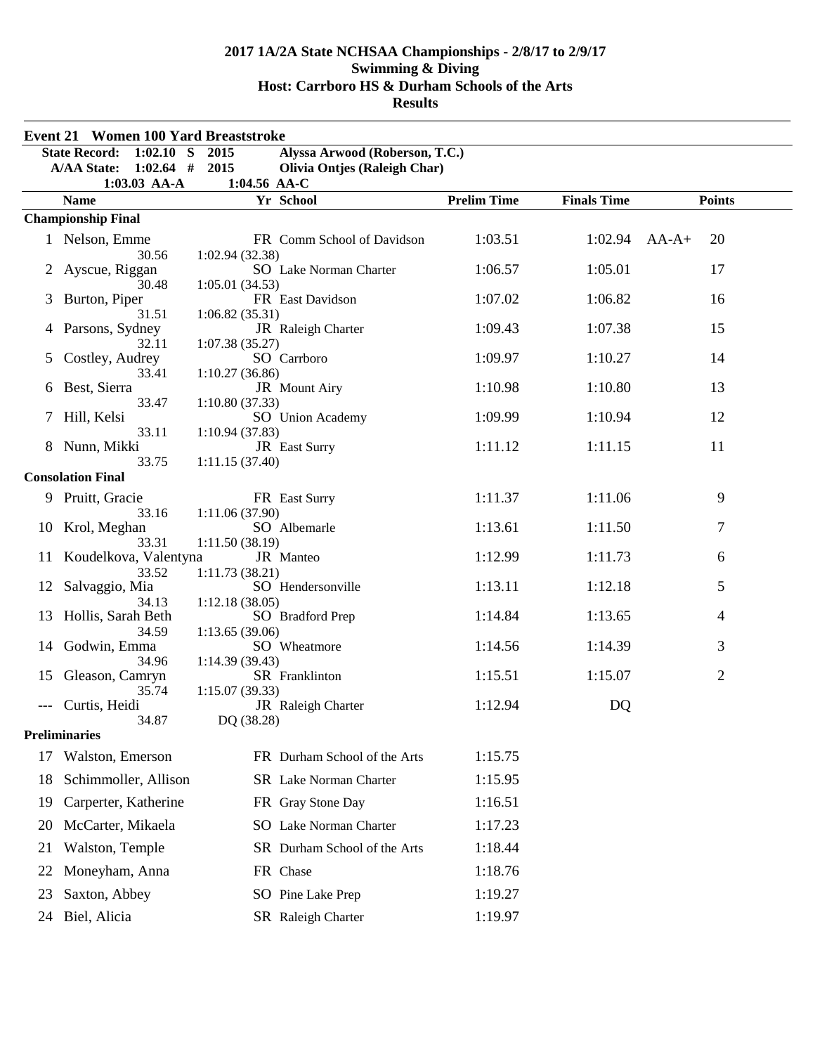# 2017 1A/2A State NCHSAA Championships - 2/8/17 to 2/9/17
## Swimming & Diving
## Host: Carrboro HS & Durham Schools of the Arts
## Results

### Event 21 Women 100 Yard Breaststroke

| | | | |
|---|---|---|---|
| State Record: | 1:02.10 S | 2015 | Alyssa Arwood (Roberson, T.C.) |
| A/AA State: | 1:02.64 # | 2015 | Olivia Ontjes (Raleigh Char) |
| | 1:03.03 AA-A | 1:04.56 AA-C | |

| | Name | Yr | School | Prelim Time | Finals Time | | Points |
|---|---|---|---|---|---|---|---|
| **Championship Final** | | | | | | | |
| 1 | Nelson, Emme | FR | Comm School of Davidson | 1:03.51 | 1:02.94 | AA-A+ | 20 |
| | 30.56 | 1:02.94 (32.38) | | | | | |
| 2 | Ayscue, Riggan | SO | Lake Norman Charter | 1:06.57 | 1:05.01 | | 17 |
| | 30.48 | 1:05.01 (34.53) | | | | | |
| 3 | Burton, Piper | FR | East Davidson | 1:07.02 | 1:06.82 | | 16 |
| | 31.51 | 1:06.82 (35.31) | | | | | |
| 4 | Parsons, Sydney | JR | Raleigh Charter | 1:09.43 | 1:07.38 | | 15 |
| | 32.11 | 1:07.38 (35.27) | | | | | |
| 5 | Costley, Audrey | SO | Carrboro | 1:09.97 | 1:10.27 | | 14 |
| | 33.41 | 1:10.27 (36.86) | | | | | |
| 6 | Best, Sierra | JR | Mount Airy | 1:10.98 | 1:10.80 | | 13 |
| | 33.47 | 1:10.80 (37.33) | | | | | |
| 7 | Hill, Kelsi | SO | Union Academy | 1:09.99 | 1:10.94 | | 12 |
| | 33.11 | 1:10.94 (37.83) | | | | | |
| 8 | Nunn, Mikki | JR | East Surry | 1:11.12 | 1:11.15 | | 11 |
| | 33.75 | 1:11.15 (37.40) | | | | | |
| **Consolation Final** | | | | | | | |
| 9 | Pruitt, Gracie | FR | East Surry | 1:11.37 | 1:11.06 | | 9 |
| | 33.16 | 1:11.06 (37.90) | | | | | |
| 10 | Krol, Meghan | SO | Albemarle | 1:13.61 | 1:11.50 | | 7 |
| | 33.31 | 1:11.50 (38.19) | | | | | |
| 11 | Koudelkova, Valentyna | JR | Manteo | 1:12.99 | 1:11.73 | | 6 |
| | 33.52 | 1:11.73 (38.21) | | | | | |
| 12 | Salvaggio, Mia | SO | Hendersonville | 1:13.11 | 1:12.18 | | 5 |
| | 34.13 | 1:12.18 (38.05) | | | | | |
| 13 | Hollis, Sarah Beth | SO | Bradford Prep | 1:14.84 | 1:13.65 | | 4 |
| | 34.59 | 1:13.65 (39.06) | | | | | |
| 14 | Godwin, Emma | SO | Wheatmore | 1:14.56 | 1:14.39 | | 3 |
| | 34.96 | 1:14.39 (39.43) | | | | | |
| 15 | Gleason, Camryn | SR | Franklinton | 1:15.51 | 1:15.07 | | 2 |
| | 35.74 | 1:15.07 (39.33) | | | | | |
| --- | Curtis, Heidi | JR | Raleigh Charter | 1:12.94 | DQ | | |
| | 34.87 | DQ (38.28) | | | | | |
| **Preliminaries** | | | | | | | |
| 17 | Walston, Emerson | FR | Durham School of the Arts | 1:15.75 | | | |
| 18 | Schimmoller, Allison | SR | Lake Norman Charter | 1:15.95 | | | |
| 19 | Carperter, Katherine | FR | Gray Stone Day | 1:16.51 | | | |
| 20 | McCarter, Mikaela | SO | Lake Norman Charter | 1:17.23 | | | |
| 21 | Walston, Temple | SR | Durham School of the Arts | 1:18.44 | | | |
| 22 | Moneyham, Anna | FR | Chase | 1:18.76 | | | |
| 23 | Saxton, Abbey | SO | Pine Lake Prep | 1:19.27 | | | |
| 24 | Biel, Alicia | SR | Raleigh Charter | 1:19.97 | | | |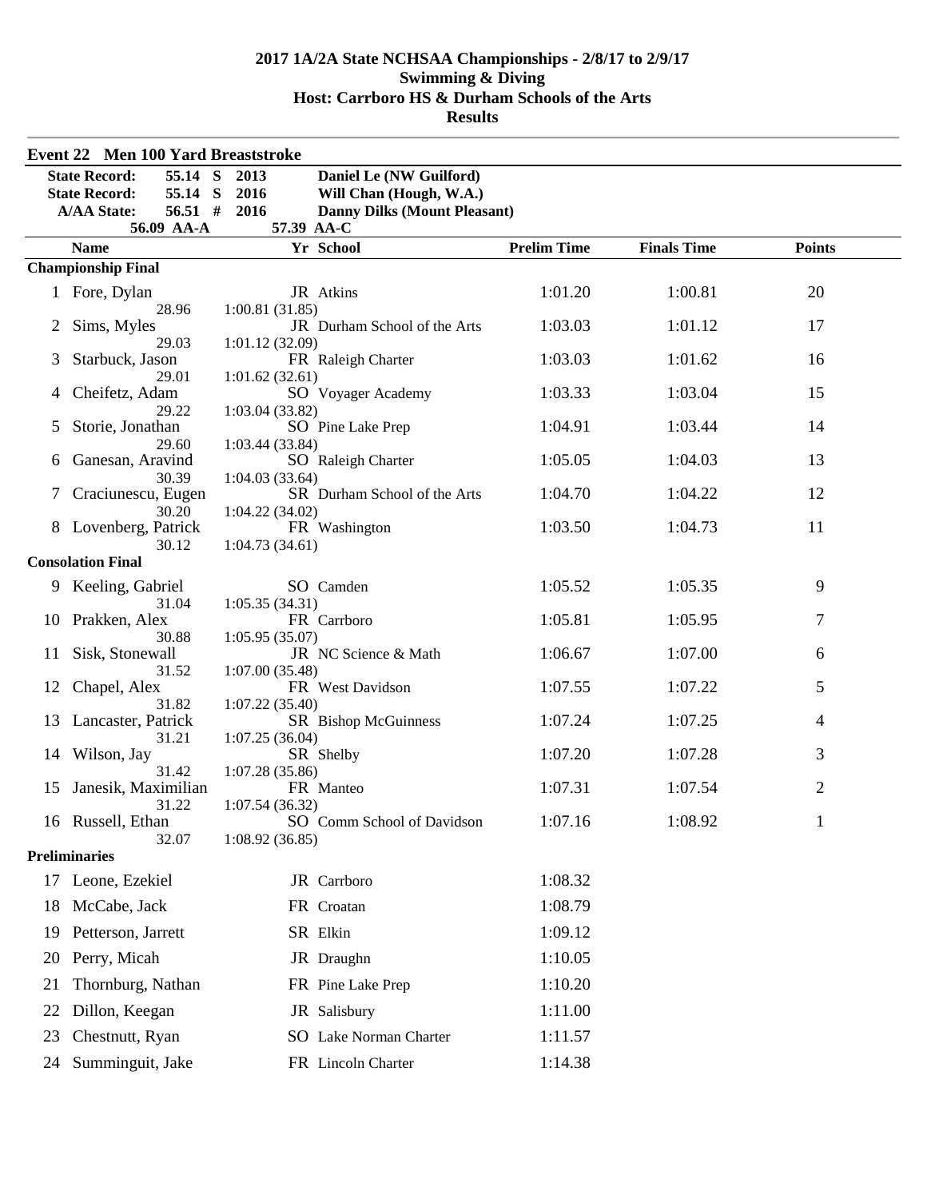# 2017 1A/2A State NCHSAA Championships - 2/8/17 to 2/9/17
## Swimming & Diving
## Host: Carrboro HS & Durham Schools of the Arts
## Results

### Event 22 Men 100 Yard Breaststroke

| | | | |
|---|---|---|---|
| State Record: | 55.14 S | 2013 | Daniel Le (NW Guilford) |
| State Record: | 55.14 S | 2016 | Will Chan (Hough, W.A.) |
| A/AA State: | 56.51 # | 2016 | Danny Dilks (Mount Pleasant) |
| | 56.09 AA-A | 57.39 AA-C | |

| | Name | Yr | School | Prelim Time | Finals Time | Points |
|---|---|---|---|---|---|---|
| **Championship Final** | | | | | | |
| 1 | Fore, Dylan | JR | Atkins | 1:01.20 | 1:00.81 | 20 |
| | 28.96 | 1:00.81 (31.85) | | | | |
| 2 | Sims, Myles | JR | Durham School of the Arts | 1:03.03 | 1:01.12 | 17 |
| | 29.03 | 1:01.12 (32.09) | | | | |
| 3 | Starbuck, Jason | FR | Raleigh Charter | 1:03.03 | 1:01.62 | 16 |
| | 29.01 | 1:01.62 (32.61) | | | | |
| 4 | Cheifetz, Adam | SO | Voyager Academy | 1:03.33 | 1:03.04 | 15 |
| | 29.22 | 1:03.04 (33.82) | | | | |
| 5 | Storie, Jonathan | SO | Pine Lake Prep | 1:04.91 | 1:03.44 | 14 |
| | 29.60 | 1:03.44 (33.84) | | | | |
| 6 | Ganesan, Aravind | SO | Raleigh Charter | 1:05.05 | 1:04.03 | 13 |
| | 30.39 | 1:04.03 (33.64) | | | | |
| 7 | Craciunescu, Eugen | SR | Durham School of the Arts | 1:04.70 | 1:04.22 | 12 |
| | 30.20 | 1:04.22 (34.02) | | | | |
| 8 | Lovenberg, Patrick | FR | Washington | 1:03.50 | 1:04.73 | 11 |
| | 30.12 | 1:04.73 (34.61) | | | | |
| **Consolation Final** | | | | | | |
| 9 | Keeling, Gabriel | SO | Camden | 1:05.52 | 1:05.35 | 9 |
| | 31.04 | 1:05.35 (34.31) | | | | |
| 10 | Prakken, Alex | FR | Carrboro | 1:05.81 | 1:05.95 | 7 |
| | 30.88 | 1:05.95 (35.07) | | | | |
| 11 | Sisk, Stonewall | JR | NC Science & Math | 1:06.67 | 1:07.00 | 6 |
| | 31.52 | 1:07.00 (35.48) | | | | |
| 12 | Chapel, Alex | FR | West Davidson | 1:07.55 | 1:07.22 | 5 |
| | 31.82 | 1:07.22 (35.40) | | | | |
| 13 | Lancaster, Patrick | SR | Bishop McGuinness | 1:07.24 | 1:07.25 | 4 |
| | 31.21 | 1:07.25 (36.04) | | | | |
| 14 | Wilson, Jay | SR | Shelby | 1:07.20 | 1:07.28 | 3 |
| | 31.42 | 1:07.28 (35.86) | | | | |
| 15 | Janesik, Maximilian | FR | Manteo | 1:07.31 | 1:07.54 | 2 |
| | 31.22 | 1:07.54 (36.32) | | | | |
| 16 | Russell, Ethan | SO | Comm School of Davidson | 1:07.16 | 1:08.92 | 1 |
| | 32.07 | 1:08.92 (36.85) | | | | |
| **Preliminaries** | | | | | | |
| 17 | Leone, Ezekiel | JR | Carrboro | 1:08.32 | | |
| 18 | McCabe, Jack | FR | Croatan | 1:08.79 | | |
| 19 | Petterson, Jarrett | SR | Elkin | 1:09.12 | | |
| 20 | Perry, Micah | JR | Draughn | 1:10.05 | | |
| 21 | Thornburg, Nathan | FR | Pine Lake Prep | 1:10.20 | | |
| 22 | Dillon, Keegan | JR | Salisbury | 1:11.00 | | |
| 23 | Chestnutt, Ryan | SO | Lake Norman Charter | 1:11.57 | | |
| 24 | Summinguit, Jake | FR | Lincoln Charter | 1:14.38 | | |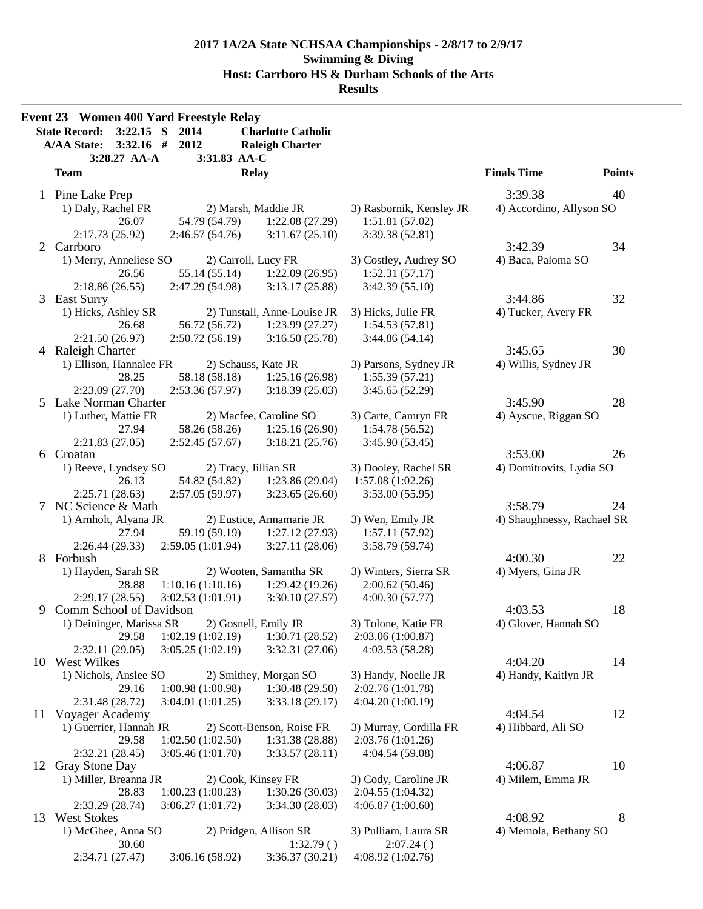# 2017 1A/2A State NCHSAA Championships - 2/8/17 to 2/9/17
## Swimming & Diving
## Host: Carrboro HS & Durham Schools of the Arts
## Results

### Event 23 Women 400 Yard Freestyle Relay

| | | | |
|---|---|---|---|
| State Record: | 3:22.15 S | 2014 | Charlotte Catholic |
| A/AA State: | 3:32.16 # | 2012 | Raleigh Charter |
| 3:28.27 AA-A | | 3:31.83 AA-C | |

| | Team | Relay | | | | Finals Time | Points |
|---|---|---|---|---|---|---|---|
| 1 | Pine Lake Prep | | | | | 3:39.38 | 40 |
| | 1) Daly, Rachel FR | 2) Marsh, Maddie JR | 3) Rasbornik, Kensley JR | 4) Accordino, Allyson SO | | | |
| | 26.07 | 54.79 (54.79) | 1:22.08 (27.29) | 1:51.81 (57.02) | | | |
| | 2:17.73 (25.92) | 2:46.57 (54.76) | 3:11.67 (25.10) | 3:39.38 (52.81) | | | |
| 2 | Carrboro | | | | | 3:42.39 | 34 |
| | 1) Merry, Anneliese SO | 2) Carroll, Lucy FR | 3) Costley, Audrey SO | 4) Baca, Paloma SO | | | |
| | 26.56 | 55.14 (55.14) | 1:22.09 (26.95) | 1:52.31 (57.17) | | | |
| | 2:18.86 (26.55) | 2:47.29 (54.98) | 3:13.17 (25.88) | 3:42.39 (55.10) | | | |
| 3 | East Surry | | | | | 3:44.86 | 32 |
| | 1) Hicks, Ashley SR | 2) Tunstall, Anne-Louise JR | 3) Hicks, Julie FR | 4) Tucker, Avery FR | | | |
| | 26.68 | 56.72 (56.72) | 1:23.99 (27.27) | 1:54.53 (57.81) | | | |
| | 2:21.50 (26.97) | 2:50.72 (56.19) | 3:16.50 (25.78) | 3:44.86 (54.14) | | | |
| 4 | Raleigh Charter | | | | | 3:45.65 | 30 |
| | 1) Ellison, Hannalee FR | 2) Schauss, Kate JR | 3) Parsons, Sydney JR | 4) Willis, Sydney JR | | | |
| | 28.25 | 58.18 (58.18) | 1:25.16 (26.98) | 1:55.39 (57.21) | | | |
| | 2:23.09 (27.70) | 2:53.36 (57.97) | 3:18.39 (25.03) | 3:45.65 (52.29) | | | |
| 5 | Lake Norman Charter | | | | | 3:45.90 | 28 |
| | 1) Luther, Mattie FR | 2) Macfee, Caroline SO | 3) Carte, Camryn FR | 4) Ayscue, Riggan SO | | | |
| | 27.94 | 58.26 (58.26) | 1:25.16 (26.90) | 1:54.78 (56.52) | | | |
| | 2:21.83 (27.05) | 2:52.45 (57.67) | 3:18.21 (25.76) | 3:45.90 (53.45) | | | |
| 6 | Croatan | | | | | 3:53.00 | 26 |
| | 1) Reeve, Lyndsey SO | 2) Tracy, Jillian SR | 3) Dooley, Rachel SR | 4) Domitrovits, Lydia SO | | | |
| | 26.13 | 54.82 (54.82) | 1:23.86 (29.04) | 1:57.08 (1:02.26) | | | |
| | 2:25.71 (28.63) | 2:57.05 (59.97) | 3:23.65 (26.60) | 3:53.00 (55.95) | | | |
| 7 | NC Science & Math | | | | | 3:58.79 | 24 |
| | 1) Arnholt, Alyana JR | 2) Eustice, Annamarie JR | 3) Wen, Emily JR | 4) Shaughnessy, Rachael SR | | | |
| | 27.94 | 59.19 (59.19) | 1:27.12 (27.93) | 1:57.11 (57.92) | | | |
| | 2:26.44 (29.33) | 2:59.05 (1:01.94) | 3:27.11 (28.06) | 3:58.79 (59.74) | | | |
| 8 | Forbush | | | | | 4:00.30 | 22 |
| | 1) Hayden, Sarah SR | 2) Wooten, Samantha SR | 3) Winters, Sierra SR | 4) Myers, Gina JR | | | |
| | 28.88 | 1:10.16 (1:10.16) | 1:29.42 (19.26) | 2:00.62 (50.46) | | | |
| | 2:29.17 (28.55) | 3:02.53 (1:01.91) | 3:30.10 (27.57) | 4:00.30 (57.77) | | | |
| 9 | Comm School of Davidson | | | | | 4:03.53 | 18 |
| | 1) Deininger, Marissa SR | 2) Gosnell, Emily JR | 3) Tolone, Katie FR | 4) Glover, Hannah SO | | | |
| | 29.58 | 1:02.19 (1:02.19) | 1:30.71 (28.52) | 2:03.06 (1:00.87) | | | |
| | 2:32.11 (29.05) | 3:05.25 (1:02.19) | 3:32.31 (27.06) | 4:03.53 (58.28) | | | |
| 10 | West Wilkes | | | | | 4:04.20 | 14 |
| | 1) Nichols, Anslee SO | 2) Smithey, Morgan SO | 3) Handy, Noelle JR | 4) Handy, Kaitlyn JR | | | |
| | 29.16 | 1:00.98 (1:00.98) | 1:30.48 (29.50) | 2:02.76 (1:01.78) | | | |
| | 2:31.48 (28.72) | 3:04.01 (1:01.25) | 3:33.18 (29.17) | 4:04.20 (1:00.19) | | | |
| 11 | Voyager Academy | | | | | 4:04.54 | 12 |
| | 1) Guerrier, Hannah JR | 2) Scott-Benson, Roise FR | 3) Murray, Cordilla FR | 4) Hibbard, Ali SO | | | |
| | 29.58 | 1:02.50 (1:02.50) | 1:31.38 (28.88) | 2:03.76 (1:01.26) | | | |
| | 2:32.21 (28.45) | 3:05.46 (1:01.70) | 3:33.57 (28.11) | 4:04.54 (59.08) | | | |
| 12 | Gray Stone Day | | | | | 4:06.87 | 10 |
| | 1) Miller, Breanna JR | 2) Cook, Kinsey FR | 3) Cody, Caroline JR | 4) Milem, Emma JR | | | |
| | 28.83 | 1:00.23 (1:00.23) | 1:30.26 (30.03) | 2:04.55 (1:04.32) | | | |
| | 2:33.29 (28.74) | 3:06.27 (1:01.72) | 3:34.30 (28.03) | 4:06.87 (1:00.60) | | | |
| 13 | West Stokes | | | | | 4:08.92 | 8 |
| | 1) McGhee, Anna SO | 2) Pridgen, Allison SR | 3) Pulliam, Laura SR | 4) Memola, Bethany SO | | | |
| | 30.60 | | 1:32.79 ( ) | 2:07.24 ( ) | | | |
| | 2:34.71 (27.47) | 3:06.16 (58.92) | 3:36.37 (30.21) | 4:08.92 (1:02.76) | | | |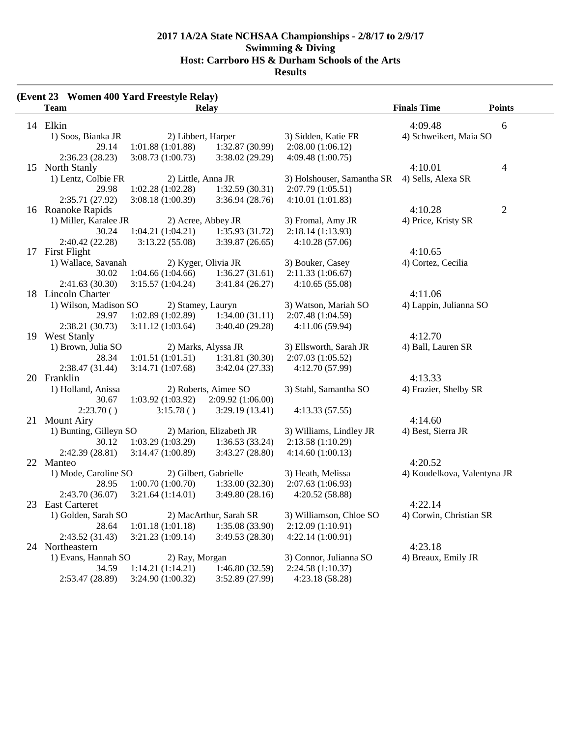# 2017 1A/2A State NCHSAA Championships - 2/8/17 to 2/9/17
## Swimming & Diving
## Host: Carrboro HS & Durham Schools of the Arts
## Results

**(Event 23 Women 400 Yard Freestyle Relay)**

| | Team | Relay | | | Finals Time | Points |
|---|---|---|---|---|---|---|
| 14 | Elkin | | | | 4:09.48 | 6 |
| | 1) Soos, Bianka JR | 2) Libbert, Harper | | 3) Sidden, Katie FR | 4) Schweikert, Maia SO | |
| | 29.14 | 1:01.88 (1:01.88) | 1:32.87 (30.99) | 2:08.00 (1:06.12) | | |
| | 2:36.23 (28.23) | 3:08.73 (1:00.73) | 3:38.02 (29.29) | 4:09.48 (1:00.75) | | |
| 15 | North Stanly | | | | 4:10.01 | 4 |
| | 1) Lentz, Colbie FR | 2) Little, Anna JR | | 3) Holshouser, Samantha SR | 4) Sells, Alexa SR | |
| | 29.98 | 1:02.28 (1:02.28) | 1:32.59 (30.31) | 2:07.79 (1:05.51) | | |
| | 2:35.71 (27.92) | 3:08.18 (1:00.39) | 3:36.94 (28.76) | 4:10.01 (1:01.83) | | |
| 16 | Roanoke Rapids | | | | 4:10.28 | 2 |
| | 1) Miller, Karalee JR | 2) Acree, Abbey JR | | 3) Fromal, Amy JR | 4) Price, Kristy SR | |
| | 30.24 | 1:04.21 (1:04.21) | 1:35.93 (31.72) | 2:18.14 (1:13.93) | | |
| | 2:40.42 (22.28) | 3:13.22 (55.08) | 3:39.87 (26.65) | 4:10.28 (57.06) | | |
| 17 | First Flight | | | | 4:10.65 | |
| | 1) Wallace, Savanah | 2) Kyger, Olivia JR | | 3) Bouker, Casey | 4) Cortez, Cecilia | |
| | 30.02 | 1:04.66 (1:04.66) | 1:36.27 (31.61) | 2:11.33 (1:06.67) | | |
| | 2:41.63 (30.30) | 3:15.57 (1:04.24) | 3:41.84 (26.27) | 4:10.65 (55.08) | | |
| 18 | Lincoln Charter | | | | 4:11.06 | |
| | 1) Wilson, Madison SO | 2) Stamey, Lauryn | | 3) Watson, Mariah SO | 4) Lappin, Julianna SO | |
| | 29.97 | 1:02.89 (1:02.89) | 1:34.00 (31.11) | 2:07.48 (1:04.59) | | |
| | 2:38.21 (30.73) | 3:11.12 (1:03.64) | 3:40.40 (29.28) | 4:11.06 (59.94) | | |
| 19 | West Stanly | | | | 4:12.70 | |
| | 1) Brown, Julia SO | 2) Marks, Alyssa JR | | 3) Ellsworth, Sarah JR | 4) Ball, Lauren SR | |
| | 28.34 | 1:01.51 (1:01.51) | 1:31.81 (30.30) | 2:07.03 (1:05.52) | | |
| | 2:38.47 (31.44) | 3:14.71 (1:07.68) | 3:42.04 (27.33) | 4:12.70 (57.99) | | |
| 20 | Franklin | | | | 4:13.33 | |
| | 1) Holland, Anissa | 2) Roberts, Aimee SO | | 3) Stahl, Samantha SO | 4) Frazier, Shelby SR | |
| | 30.67 | 1:03.92 (1:03.92) | 2:09.92 (1:06.00) | | | |
| | 2:23.70 ( ) | 3:15.78 ( ) | 3:29.19 (13.41) | 4:13.33 (57.55) | | |
| 21 | Mount Airy | | | | 4:14.60 | |
| | 1) Bunting, Gilleyn SO | 2) Marion, Elizabeth JR | | 3) Williams, Lindley JR | 4) Best, Sierra JR | |
| | 30.12 | 1:03.29 (1:03.29) | 1:36.53 (33.24) | 2:13.58 (1:10.29) | | |
| | 2:42.39 (28.81) | 3:14.47 (1:00.89) | 3:43.27 (28.80) | 4:14.60 (1:00.13) | | |
| 22 | Manteo | | | | 4:20.52 | |
| | 1) Mode, Caroline SO | 2) Gilbert, Gabrielle | | 3) Heath, Melissa | 4) Koudelkova, Valentyna JR | |
| | 28.95 | 1:00.70 (1:00.70) | 1:33.00 (32.30) | 2:07.63 (1:06.93) | | |
| | 2:43.70 (36.07) | 3:21.64 (1:14.01) | 3:49.80 (28.16) | 4:20.52 (58.88) | | |
| 23 | East Carteret | | | | 4:22.14 | |
| | 1) Golden, Sarah SO | 2) MacArthur, Sarah SR | | 3) Williamson, Chloe SO | 4) Corwin, Christian SR | |
| | 28.64 | 1:01.18 (1:01.18) | 1:35.08 (33.90) | 2:12.09 (1:10.91) | | |
| | 2:43.52 (31.43) | 3:21.23 (1:09.14) | 3:49.53 (28.30) | 4:22.14 (1:00.91) | | |
| 24 | Northeastern | | | | 4:23.18 | |
| | 1) Evans, Hannah SO | 2) Ray, Morgan | | 3) Connor, Julianna SO | 4) Breaux, Emily JR | |
| | 34.59 | 1:14.21 (1:14.21) | 1:46.80 (32.59) | 2:24.58 (1:10.37) | | |
| | 2:53.47 (28.89) | 3:24.90 (1:00.32) | 3:52.89 (27.99) | 4:23.18 (58.28) | | |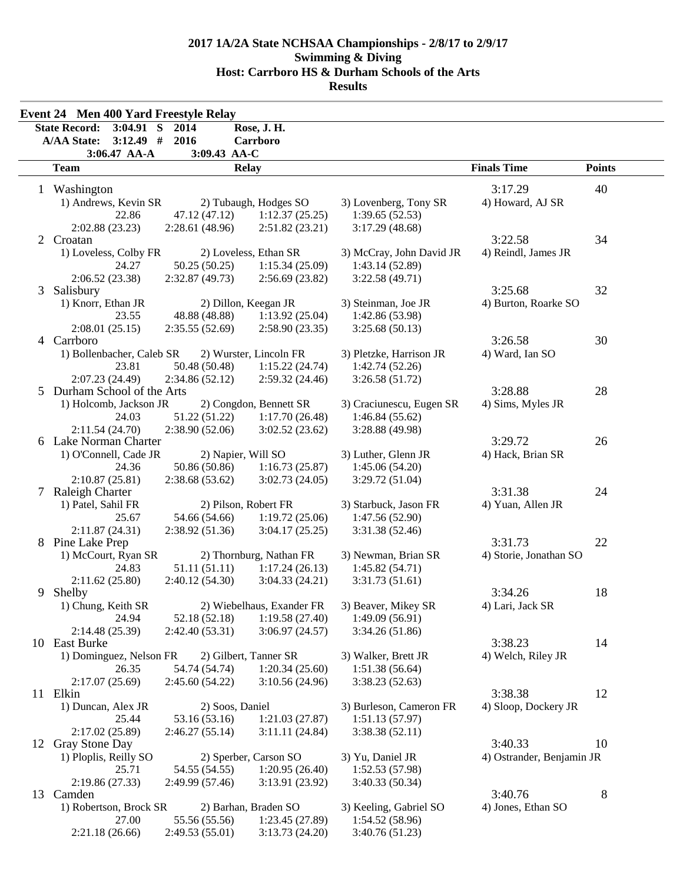# 2017 1A/2A State NCHSAA Championships - 2/8/17 to 2/9/17
## Swimming & Diving
## Host: Carrboro HS & Durham Schools of the Arts
## Results

### Event 24 Men 400 Yard Freestyle Relay

| | | | |
|---|---|---|---|
| State Record: | 3:04.91 S | 2014 | Rose, J. H. |
| A/AA State: | 3:12.49 # | 2016 | Carrboro |
| | 3:06.47 AA-A | 3:09.43 AA-C | |

| | Team | Relay | Finals Time | Points |
|---|---|---|---|---|
| 1 | Washington | | 3:17.29 | 40 |
| | 1) Andrews, Kevin SR | 2) Tubaugh, Hodges SO | 3) Lovenberg, Tony SR | 4) Howard, AJ SR |
| | 22.86 · 47.12 (47.12) · 1:12.37 (25.25) · 1:39.65 (52.53) · 2:02.88 (23.23) · 2:28.61 (48.96) · 2:51.82 (23.21) · 3:17.29 (48.68) | | | |
| 2 | Croatan | | 3:22.58 | 34 |
| | 1) Loveless, Colby FR | 2) Loveless, Ethan SR | 3) McCray, John David JR | 4) Reindl, James JR |
| | 24.27 · 50.25 (50.25) · 1:15.34 (25.09) · 1:43.14 (52.89) · 2:06.52 (23.38) · 2:32.87 (49.73) · 2:56.69 (23.82) · 3:22.58 (49.71) | | | |
| 3 | Salisbury | | 3:25.68 | 32 |
| | 1) Knorr, Ethan JR | 2) Dillon, Keegan JR | 3) Steinman, Joe JR | 4) Burton, Roarke SO |
| | 23.55 · 48.88 (48.88) · 1:13.92 (25.04) · 1:42.86 (53.98) · 2:08.01 (25.15) · 2:35.55 (52.69) · 2:58.90 (23.35) · 3:25.68 (50.13) | | | |
| 4 | Carrboro | | 3:26.58 | 30 |
| | 1) Bollenbacher, Caleb SR | 2) Wurster, Lincoln FR | 3) Pletzke, Harrison JR | 4) Ward, Ian SO |
| | 23.81 · 50.48 (50.48) · 1:15.22 (24.74) · 1:42.74 (52.26) · 2:07.23 (24.49) · 2:34.86 (52.12) · 2:59.32 (24.46) · 3:26.58 (51.72) | | | |
| 5 | Durham School of the Arts | | 3:28.88 | 28 |
| | 1) Holcomb, Jackson JR | 2) Congdon, Bennett SR | 3) Craciunescu, Eugen SR | 4) Sims, Myles JR |
| | 24.03 · 51.22 (51.22) · 1:17.70 (26.48) · 1:46.84 (55.62) · 2:11.54 (24.70) · 2:38.90 (52.06) · 3:02.52 (23.62) · 3:28.88 (49.98) | | | |
| 6 | Lake Norman Charter | | 3:29.72 | 26 |
| | 1) O'Connell, Cade JR | 2) Napier, Will SO | 3) Luther, Glenn JR | 4) Hack, Brian SR |
| | 24.36 · 50.86 (50.86) · 1:16.73 (25.87) · 1:45.06 (54.20) · 2:10.87 (25.81) · 2:38.68 (53.62) · 3:02.73 (24.05) · 3:29.72 (51.04) | | | |
| 7 | Raleigh Charter | | 3:31.38 | 24 |
| | 1) Patel, Sahil FR | 2) Pilson, Robert FR | 3) Starbuck, Jason FR | 4) Yuan, Allen JR |
| | 25.67 · 54.66 (54.66) · 1:19.72 (25.06) · 1:47.56 (52.90) · 2:11.87 (24.31) · 2:38.92 (51.36) · 3:04.17 (25.25) · 3:31.38 (52.46) | | | |
| 8 | Pine Lake Prep | | 3:31.73 | 22 |
| | 1) McCourt, Ryan SR | 2) Thornburg, Nathan FR | 3) Newman, Brian SR | 4) Storie, Jonathan SO |
| | 24.83 · 51.11 (51.11) · 1:17.24 (26.13) · 1:45.82 (54.71) · 2:11.62 (25.80) · 2:40.12 (54.30) · 3:04.33 (24.21) · 3:31.73 (51.61) | | | |
| 9 | Shelby | | 3:34.26 | 18 |
| | 1) Chung, Keith SR | 2) Wiebelhaus, Exander FR | 3) Beaver, Mikey SR | 4) Lari, Jack SR |
| | 24.94 · 52.18 (52.18) · 1:19.58 (27.40) · 1:49.09 (56.91) · 2:14.48 (25.39) · 2:42.40 (53.31) · 3:06.97 (24.57) · 3:34.26 (51.86) | | | |
| 10 | East Burke | | 3:38.23 | 14 |
| | 1) Dominguez, Nelson FR | 2) Gilbert, Tanner SR | 3) Walker, Brett JR | 4) Welch, Riley JR |
| | 26.35 · 54.74 (54.74) · 1:20.34 (25.60) · 1:51.38 (56.64) · 2:17.07 (25.69) · 2:45.60 (54.22) · 3:10.56 (24.96) · 3:38.23 (52.63) | | | |
| 11 | Elkin | | 3:38.38 | 12 |
| | 1) Duncan, Alex JR | 2) Soos, Daniel | 3) Burleson, Cameron FR | 4) Sloop, Dockery JR |
| | 25.44 · 53.16 (53.16) · 1:21.03 (27.87) · 1:51.13 (57.97) · 2:17.02 (25.89) · 2:46.27 (55.14) · 3:11.11 (24.84) · 3:38.38 (52.11) | | | |
| 12 | Gray Stone Day | | 3:40.33 | 10 |
| | 1) Ploplis, Reilly SO | 2) Sperber, Carson SO | 3) Yu, Daniel JR | 4) Ostrander, Benjamin JR |
| | 25.71 · 54.55 (54.55) · 1:20.95 (26.40) · 1:52.53 (57.98) · 2:19.86 (27.33) · 2:49.99 (57.46) · 3:13.91 (23.92) · 3:40.33 (50.34) | | | |
| 13 | Camden | | 3:40.76 | 8 |
| | 1) Robertson, Brock SR | 2) Barhan, Braden SO | 3) Keeling, Gabriel SO | 4) Jones, Ethan SO |
| | 27.00 · 55.56 (55.56) · 1:23.45 (27.89) · 1:54.52 (58.96) · 2:21.18 (26.66) · 2:49.53 (55.01) · 3:13.73 (24.20) · 3:40.76 (51.23) | | | |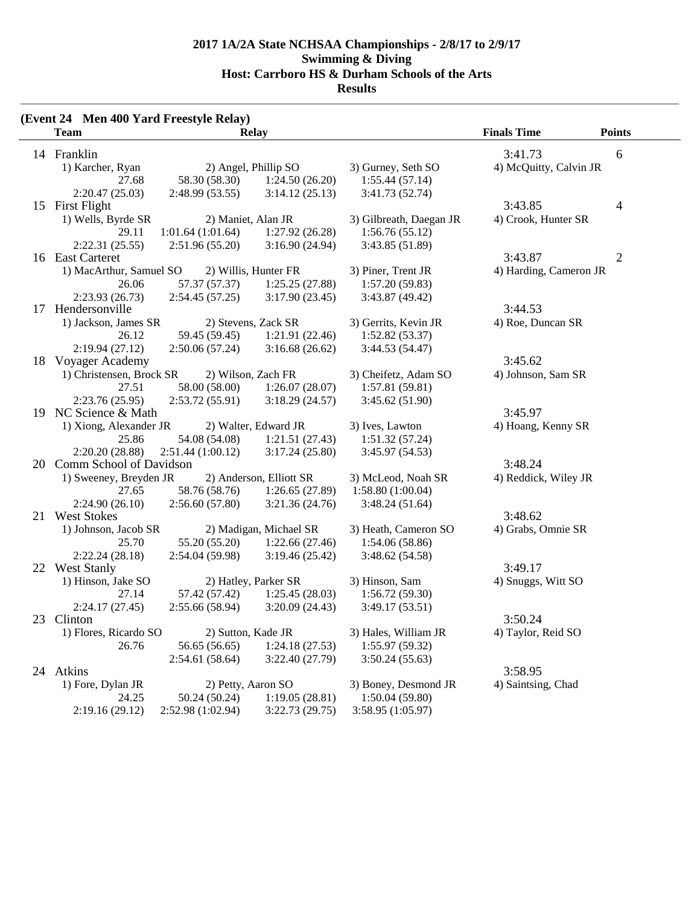**2017 1A/2A State NCHSAA Championships - 2/8/17 to 2/9/17**
**Swimming & Diving**
**Host: Carrboro HS & Durham Schools of the Arts**
**Results**

**(Event 24 Men 400 Yard Freestyle Relay)**

| | Team | Relay | | | Finals Time | Points |
|---|---|---|---|---|---|---|
| 14 | Franklin | | | | 3:41.73 | 6 |
| | 1) Karcher, Ryan | 2) Angel, Phillip SO | 3) Gurney, Seth SO | 4) McQuitty, Calvin JR | | |
| | 27.68 | 58.30 (58.30) | 1:24.50 (26.20) | 1:55.44 (57.14) | | |
| | 2:20.47 (25.03) | 2:48.99 (53.55) | 3:14.12 (25.13) | 3:41.73 (52.74) | | |
| 15 | First Flight | | | | 3:43.85 | 4 |
| | 1) Wells, Byrde SR | 2) Maniet, Alan JR | 3) Gilbreath, Daegan JR | 4) Crook, Hunter SR | | |
| | 29.11 | 1:01.64 (1:01.64) | 1:27.92 (26.28) | 1:56.76 (55.12) | | |
| | 2:22.31 (25.55) | 2:51.96 (55.20) | 3:16.90 (24.94) | 3:43.85 (51.89) | | |
| 16 | East Carteret | | | | 3:43.87 | 2 |
| | 1) MacArthur, Samuel SO | 2) Willis, Hunter FR | 3) Piner, Trent JR | 4) Harding, Cameron JR | | |
| | 26.06 | 57.37 (57.37) | 1:25.25 (27.88) | 1:57.20 (59.83) | | |
| | 2:23.93 (26.73) | 2:54.45 (57.25) | 3:17.90 (23.45) | 3:43.87 (49.42) | | |
| 17 | Hendersonville | | | | 3:44.53 | |
| | 1) Jackson, James SR | 2) Stevens, Zack SR | 3) Gerrits, Kevin JR | 4) Roe, Duncan SR | | |
| | 26.12 | 59.45 (59.45) | 1:21.91 (22.46) | 1:52.82 (53.37) | | |
| | 2:19.94 (27.12) | 2:50.06 (57.24) | 3:16.68 (26.62) | 3:44.53 (54.47) | | |
| 18 | Voyager Academy | | | | 3:45.62 | |
| | 1) Christensen, Brock SR | 2) Wilson, Zach FR | 3) Cheifetz, Adam SO | 4) Johnson, Sam SR | | |
| | 27.51 | 58.00 (58.00) | 1:26.07 (28.07) | 1:57.81 (59.81) | | |
| | 2:23.76 (25.95) | 2:53.72 (55.91) | 3:18.29 (24.57) | 3:45.62 (51.90) | | |
| 19 | NC Science & Math | | | | 3:45.97 | |
| | 1) Xiong, Alexander JR | 2) Walter, Edward JR | 3) Ives, Lawton | 4) Hoang, Kenny SR | | |
| | 25.86 | 54.08 (54.08) | 1:21.51 (27.43) | 1:51.32 (57.24) | | |
| | 2:20.20 (28.88) | 2:51.44 (1:00.12) | 3:17.24 (25.80) | 3:45.97 (54.53) | | |
| 20 | Comm School of Davidson | | | | 3:48.24 | |
| | 1) Sweeney, Breyden JR | 2) Anderson, Elliott SR | 3) McLeod, Noah SR | 4) Reddick, Wiley JR | | |
| | 27.65 | 58.76 (58.76) | 1:26.65 (27.89) | 1:58.80 (1:00.04) | | |
| | 2:24.90 (26.10) | 2:56.60 (57.80) | 3:21.36 (24.76) | 3:48.24 (51.64) | | |
| 21 | West Stokes | | | | 3:48.62 | |
| | 1) Johnson, Jacob SR | 2) Madigan, Michael SR | 3) Heath, Cameron SO | 4) Grabs, Omnie SR | | |
| | 25.70 | 55.20 (55.20) | 1:22.66 (27.46) | 1:54.06 (58.86) | | |
| | 2:22.24 (28.18) | 2:54.04 (59.98) | 3:19.46 (25.42) | 3:48.62 (54.58) | | |
| 22 | West Stanly | | | | 3:49.17 | |
| | 1) Hinson, Jake SO | 2) Hatley, Parker SR | 3) Hinson, Sam | 4) Snuggs, Witt SO | | |
| | 27.14 | 57.42 (57.42) | 1:25.45 (28.03) | 1:56.72 (59.30) | | |
| | 2:24.17 (27.45) | 2:55.66 (58.94) | 3:20.09 (24.43) | 3:49.17 (53.51) | | |
| 23 | Clinton | | | | 3:50.24 | |
| | 1) Flores, Ricardo SO | 2) Sutton, Kade JR | 3) Hales, William JR | 4) Taylor, Reid SO | | |
| | 26.76 | 56.65 (56.65) | 1:24.18 (27.53) | 1:55.97 (59.32) | | |
| | | 2:54.61 (58.64) | 3:22.40 (27.79) | 3:50.24 (55.63) | | |
| 24 | Atkins | | | | 3:58.95 | |
| | 1) Fore, Dylan JR | 2) Petty, Aaron SO | 3) Boney, Desmond JR | 4) Saintsing, Chad | | |
| | 24.25 | 50.24 (50.24) | 1:19.05 (28.81) | 1:50.04 (59.80) | | |
| | 2:19.16 (29.12) | 2:52.98 (1:02.94) | 3:22.73 (29.75) | 3:58.95 (1:05.97) | | |